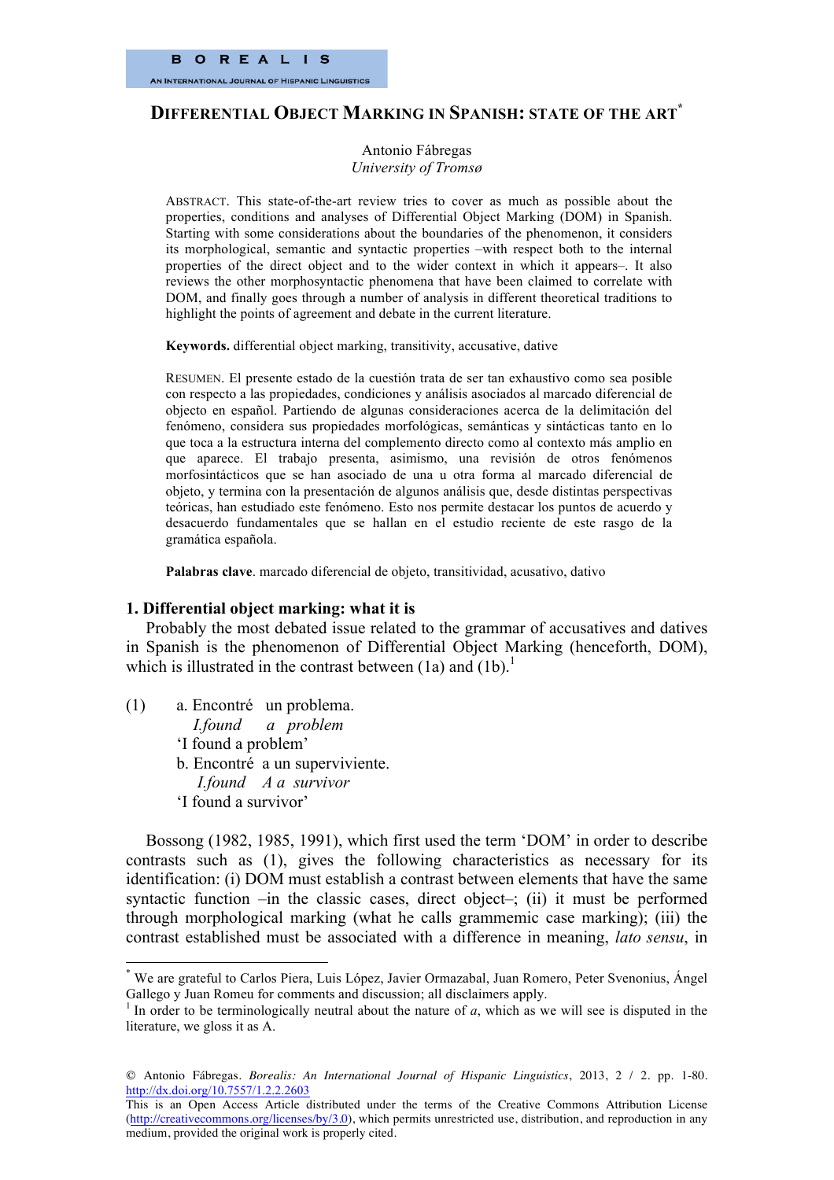BOREALIS

AN INTERNATIONAL JOURNAL OF HISPANIC LINGUISTICS

# DIFFERENTIAL OBJECT MARKING IN SPANISH: STATE OF THE ART*

Antonio Fábregas
*University of Tromsø*

ABSTRACT. This state-of-the-art review tries to cover as much as possible about the properties, conditions and analyses of Differential Object Marking (DOM) in Spanish. Starting with some considerations about the boundaries of the phenomenon, it considers its morphological, semantic and syntactic properties –with respect both to the internal properties of the direct object and to the wider context in which it appears–. It also reviews the other morphosyntactic phenomena that have been claimed to correlate with DOM, and finally goes through a number of analysis in different theoretical traditions to highlight the points of agreement and debate in the current literature.

**Keywords.** differential object marking, transitivity, accusative, dative

RESUMEN. El presente estado de la cuestión trata de ser tan exhaustivo como sea posible con respecto a las propiedades, condiciones y análisis asociados al marcado diferencial de objecto en español. Partiendo de algunas consideraciones acerca de la delimitación del fenómeno, considera sus propiedades morfológicas, semánticas y sintácticas tanto en lo que toca a la estructura interna del complemento directo como al contexto más amplio en que aparece. El trabajo presenta, asimismo, una revisión de otros fenómenos morfosintácticos que se han asociado de una u otra forma al marcado diferencial de objeto, y termina con la presentación de algunos análisis que, desde distintas perspectivas teóricas, han estudiado este fenómeno. Esto nos permite destacar los puntos de acuerdo y desacuerdo fundamentales que se hallan en el estudio reciente de este rasgo de la gramática española.

**Palabras clave**. marcado diferencial de objeto, transitividad, acusativo, dativo

## 1. Differential object marking: what it is

Probably the most debated issue related to the grammar of accusatives and datives in Spanish is the phenomenon of Differential Object Marking (henceforth, DOM), which is illustrated in the contrast between (1a) and (1b).[1]

(1) a. Encontré un problema.
*I.found a problem*
'I found a problem'
b. Encontré a un superviviente.
*I.found A a survivor*
'I found a survivor'

Bossong (1982, 1985, 1991), which first used the term 'DOM' in order to describe contrasts such as (1), gives the following characteristics as necessary for its identification: (i) DOM must establish a contrast between elements that have the same syntactic function –in the classic cases, direct object–; (ii) it must be performed through morphological marking (what he calls grammemic case marking); (iii) the contrast established must be associated with a difference in meaning, *lato sensu*, in

---

* We are grateful to Carlos Piera, Luis López, Javier Ormazabal, Juan Romero, Peter Svenonius, Ángel Gallego y Juan Romeu for comments and discussion; all disclaimers apply.

[1] In order to be terminologically neutral about the nature of *a*, which as we will see is disputed in the literature, we gloss it as A.

© Antonio Fábregas. *Borealis: An International Journal of Hispanic Linguistics*, 2013, 2 / 2. pp. 1-80. http://dx.doi.org/10.7557/1.2.2.2603
This is an Open Access Article distributed under the terms of the Creative Commons Attribution License (http://creativecommons.org/licenses/by/3.0), which permits unrestricted use, distribution, and reproduction in any medium, provided the original work is properly cited.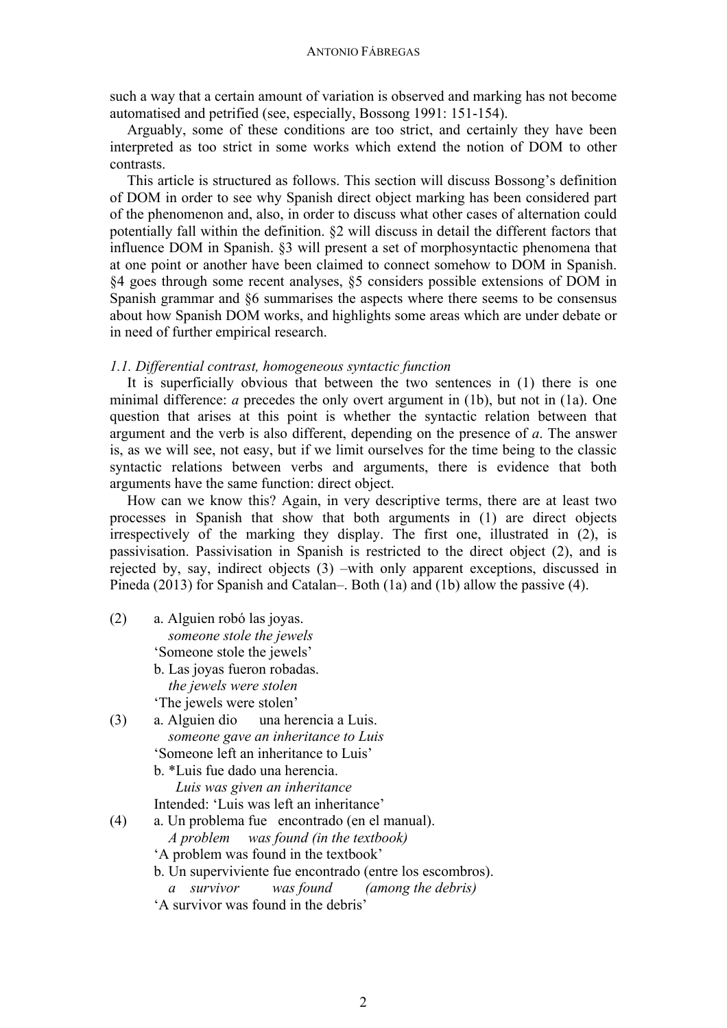such a way that a certain amount of variation is observed and marking has not become automatised and petrified (see, especially, Bossong 1991: 151-154).

Arguably, some of these conditions are too strict, and certainly they have been interpreted as too strict in some works which extend the notion of DOM to other contrasts.

This article is structured as follows. This section will discuss Bossong's definition of DOM in order to see why Spanish direct object marking has been considered part of the phenomenon and, also, in order to discuss what other cases of alternation could potentially fall within the definition. §2 will discuss in detail the different factors that influence DOM in Spanish. §3 will present a set of morphosyntactic phenomena that at one point or another have been claimed to connect somehow to DOM in Spanish. §4 goes through some recent analyses, §5 considers possible extensions of DOM in Spanish grammar and §6 summarises the aspects where there seems to be consensus about how Spanish DOM works, and highlights some areas which are under debate or in need of further empirical research.

### *1.1. Differential contrast, homogeneous syntactic function*

It is superficially obvious that between the two sentences in (1) there is one minimal difference: *a* precedes the only overt argument in (1b), but not in (1a). One question that arises at this point is whether the syntactic relation between that argument and the verb is also different, depending on the presence of *a*. The answer is, as we will see, not easy, but if we limit ourselves for the time being to the classic syntactic relations between verbs and arguments, there is evidence that both arguments have the same function: direct object.

How can we know this? Again, in very descriptive terms, there are at least two processes in Spanish that show that both arguments in (1) are direct objects irrespectively of the marking they display. The first one, illustrated in (2), is passivisation. Passivisation in Spanish is restricted to the direct object (2), and is rejected by, say, indirect objects (3) –with only apparent exceptions, discussed in Pineda (2013) for Spanish and Catalan–. Both (1a) and (1b) allow the passive (4).

(2) a. Alguien robó las joyas.
   *someone stole the jewels*
   'Someone stole the jewels'
 b. Las joyas fueron robadas.
   *the jewels were stolen*
   'The jewels were stolen'

(3) a. Alguien dio una herencia a Luis.
   *someone gave an inheritance to Luis*
   'Someone left an inheritance to Luis'
 b. *Luis fue dado una herencia.
   *Luis was given an inheritance*
   Intended: 'Luis was left an inheritance'

(4) a. Un problema fue encontrado (en el manual).
   *A problem was found (in the textbook)*
   'A problem was found in the textbook'
 b. Un superviviente fue encontrado (entre los escombros).
   *a survivor was found (among the debris)*
   'A survivor was found in the debris'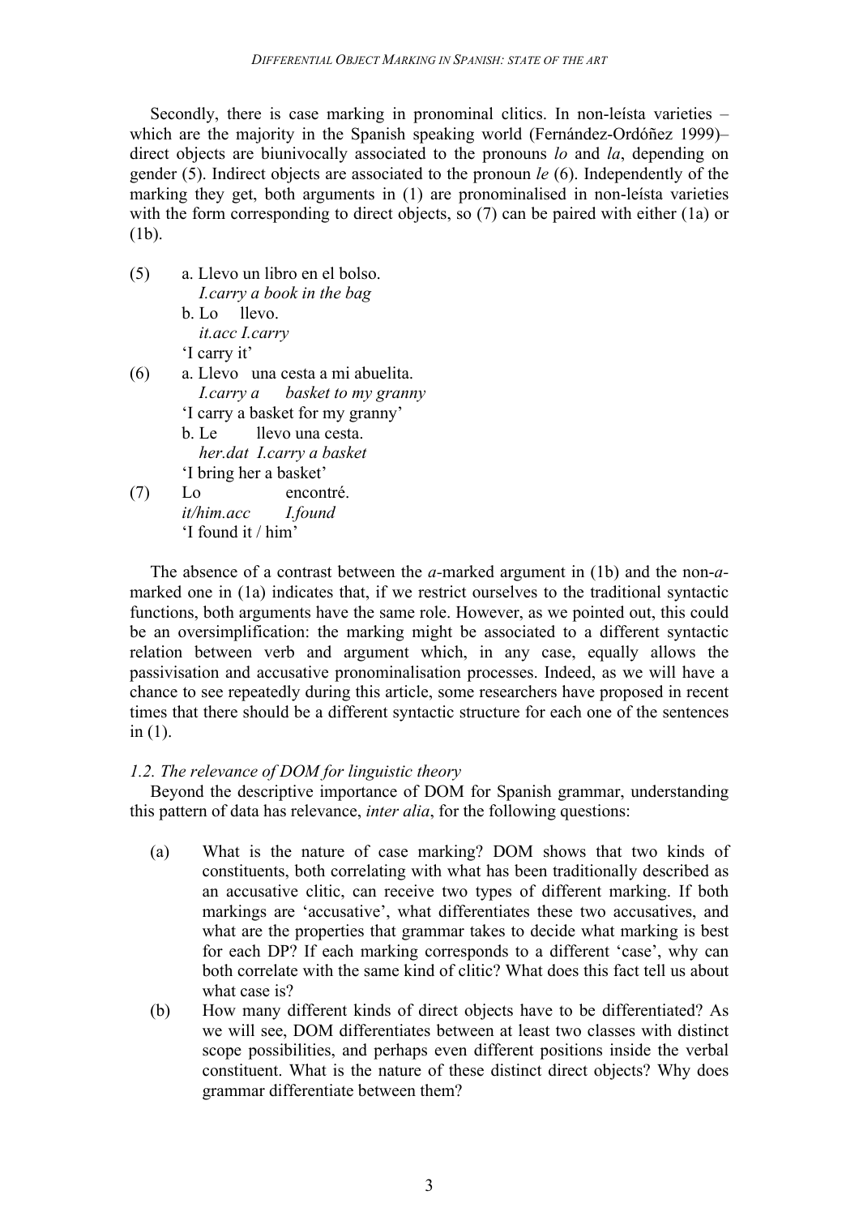Secondly, there is case marking in pronominal clitics. In non-leísta varieties – which are the majority in the Spanish speaking world (Fernández-Ordóñez 1999)– direct objects are biunivocally associated to the pronouns *lo* and *la*, depending on gender (5). Indirect objects are associated to the pronoun *le* (6). Independently of the marking they get, both arguments in (1) are pronominalised in non-leísta varieties with the form corresponding to direct objects, so (7) can be paired with either (1a) or (1b).

(5) a. Llevo un libro en el bolso.
*I.carry a book in the bag*
b. Lo llevo.
*it.acc I.carry*
'I carry it'

(6) a. Llevo una cesta a mi abuelita.
*I.carry a basket to my granny*
'I carry a basket for my granny'
b. Le llevo una cesta.
*her.dat I.carry a basket*
'I bring her a basket'

(7) Lo encontré.
*it/him.acc I.found*
'I found it / him'

The absence of a contrast between the *a*-marked argument in (1b) and the non-*a*-marked one in (1a) indicates that, if we restrict ourselves to the traditional syntactic functions, both arguments have the same role. However, as we pointed out, this could be an oversimplification: the marking might be associated to a different syntactic relation between verb and argument which, in any case, equally allows the passivisation and accusative pronominalisation processes. Indeed, as we will have a chance to see repeatedly during this article, some researchers have proposed in recent times that there should be a different syntactic structure for each one of the sentences in (1).

### *1.2. The relevance of DOM for linguistic theory*

Beyond the descriptive importance of DOM for Spanish grammar, understanding this pattern of data has relevance, *inter alia*, for the following questions:

(a) What is the nature of case marking? DOM shows that two kinds of constituents, both correlating with what has been traditionally described as an accusative clitic, can receive two types of different marking. If both markings are 'accusative', what differentiates these two accusatives, and what are the properties that grammar takes to decide what marking is best for each DP? If each marking corresponds to a different 'case', why can both correlate with the same kind of clitic? What does this fact tell us about what case is?

(b) How many different kinds of direct objects have to be differentiated? As we will see, DOM differentiates between at least two classes with distinct scope possibilities, and perhaps even different positions inside the verbal constituent. What is the nature of these distinct direct objects? Why does grammar differentiate between them?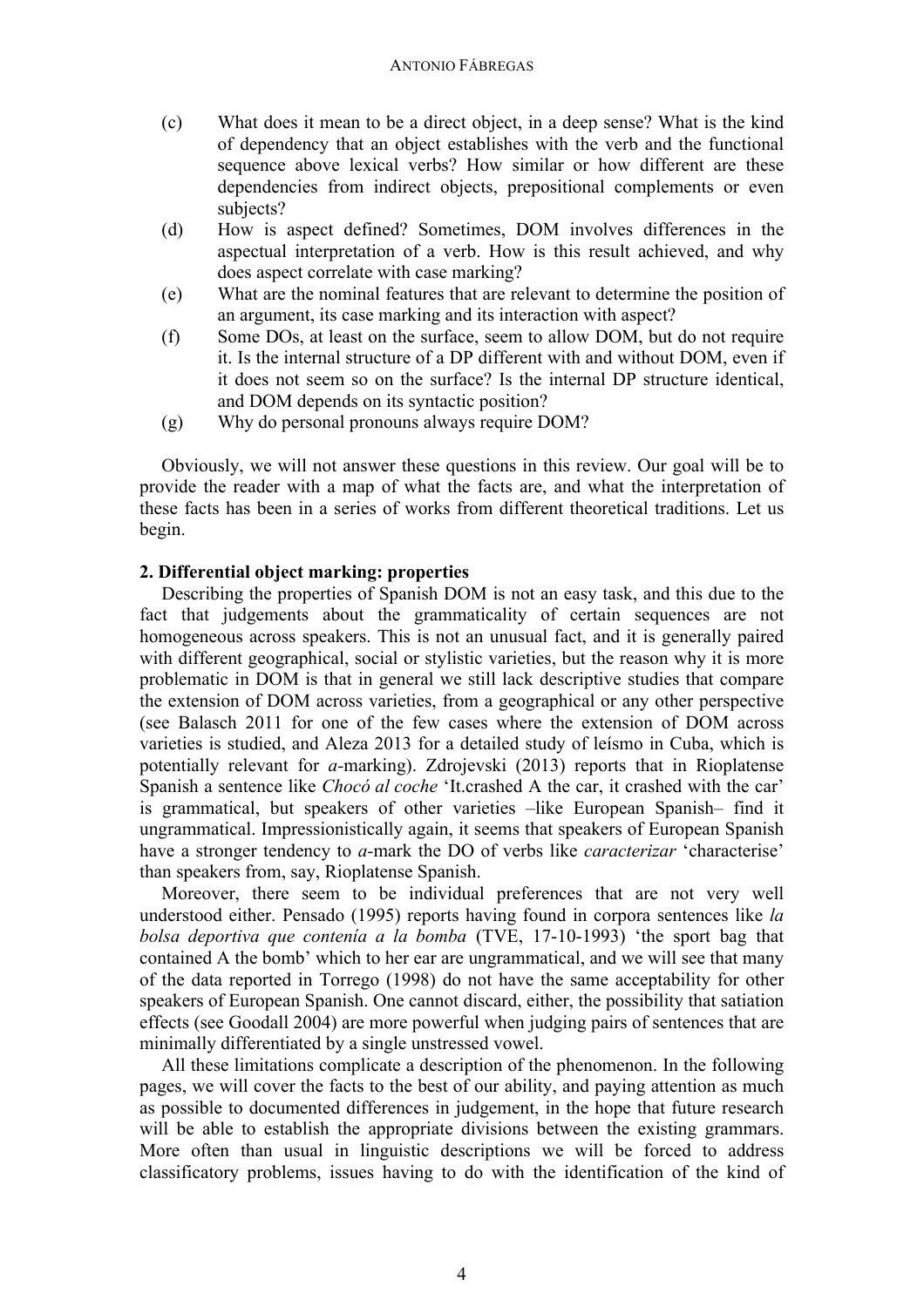(c) What does it mean to be a direct object, in a deep sense? What is the kind of dependency that an object establishes with the verb and the functional sequence above lexical verbs? How similar or how different are these dependencies from indirect objects, prepositional complements or even subjects?

(d) How is aspect defined? Sometimes, DOM involves differences in the aspectual interpretation of a verb. How is this result achieved, and why does aspect correlate with case marking?

(e) What are the nominal features that are relevant to determine the position of an argument, its case marking and its interaction with aspect?

(f) Some DOs, at least on the surface, seem to allow DOM, but do not require it. Is the internal structure of a DP different with and without DOM, even if it does not seem so on the surface? Is the internal DP structure identical, and DOM depends on its syntactic position?

(g) Why do personal pronouns always require DOM?

Obviously, we will not answer these questions in this review. Our goal will be to provide the reader with a map of what the facts are, and what the interpretation of these facts has been in a series of works from different theoretical traditions. Let us begin.

## 2. Differential object marking: properties

Describing the properties of Spanish DOM is not an easy task, and this due to the fact that judgements about the grammaticality of certain sequences are not homogeneous across speakers. This is not an unusual fact, and it is generally paired with different geographical, social or stylistic varieties, but the reason why it is more problematic in DOM is that in general we still lack descriptive studies that compare the extension of DOM across varieties, from a geographical or any other perspective (see Balasch 2011 for one of the few cases where the extension of DOM across varieties is studied, and Aleza 2013 for a detailed study of leísmo in Cuba, which is potentially relevant for *a*-marking). Zdrojevski (2013) reports that in Rioplatense Spanish a sentence like *Chocó al coche* 'It.crashed A the car, it crashed with the car' is grammatical, but speakers of other varieties –like European Spanish– find it ungrammatical. Impressionistically again, it seems that speakers of European Spanish have a stronger tendency to *a*-mark the DO of verbs like *caracterizar* 'characterise' than speakers from, say, Rioplatense Spanish.

Moreover, there seem to be individual preferences that are not very well understood either. Pensado (1995) reports having found in corpora sentences like *la bolsa deportiva que contenía a la bomba* (TVE, 17-10-1993) 'the sport bag that contained A the bomb' which to her ear are ungrammatical, and we will see that many of the data reported in Torrego (1998) do not have the same acceptability for other speakers of European Spanish. One cannot discard, either, the possibility that satiation effects (see Goodall 2004) are more powerful when judging pairs of sentences that are minimally differentiated by a single unstressed vowel.

All these limitations complicate a description of the phenomenon. In the following pages, we will cover the facts to the best of our ability, and paying attention as much as possible to documented differences in judgement, in the hope that future research will be able to establish the appropriate divisions between the existing grammars. More often than usual in linguistic descriptions we will be forced to address classificatory problems, issues having to do with the identification of the kind of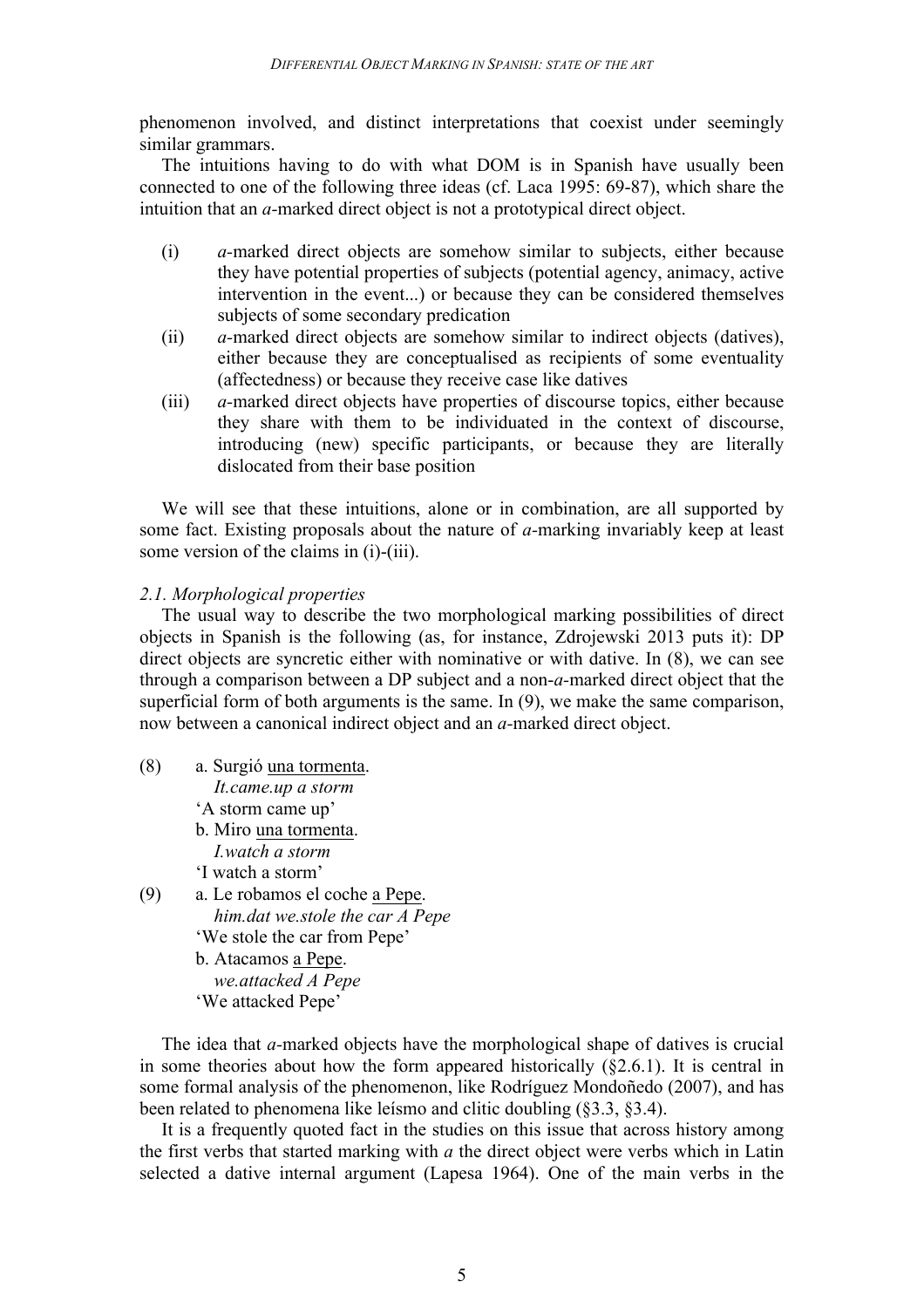phenomenon involved, and distinct interpretations that coexist under seemingly similar grammars.

The intuitions having to do with what DOM is in Spanish have usually been connected to one of the following three ideas (cf. Laca 1995: 69-87), which share the intuition that an *a*-marked direct object is not a prototypical direct object.

(i) *a*-marked direct objects are somehow similar to subjects, either because they have potential properties of subjects (potential agency, animacy, active intervention in the event...) or because they can be considered themselves subjects of some secondary predication

(ii) *a*-marked direct objects are somehow similar to indirect objects (datives), either because they are conceptualised as recipients of some eventuality (affectedness) or because they receive case like datives

(iii) *a*-marked direct objects have properties of discourse topics, either because they share with them to be individuated in the context of discourse, introducing (new) specific participants, or because they are literally dislocated from their base position

We will see that these intuitions, alone or in combination, are all supported by some fact. Existing proposals about the nature of *a*-marking invariably keep at least some version of the claims in (i)-(iii).

*2.1. Morphological properties*

The usual way to describe the two morphological marking possibilities of direct objects in Spanish is the following (as, for instance, Zdrojewski 2013 puts it): DP direct objects are syncretic either with nominative or with dative. In (8), we can see through a comparison between a DP subject and a non-*a*-marked direct object that the superficial form of both arguments is the same. In (9), we make the same comparison, now between a canonical indirect object and an *a*-marked direct object.

(8) a. Surgió <u>una tormenta</u>.
*It.came.up a storm*
'A storm came up'
b. Miro <u>una tormenta</u>.
*I.watch a storm*
'I watch a storm'

(9) a. Le robamos el coche <u>a Pepe</u>.
*him.dat we.stole the car A Pepe*
'We stole the car from Pepe'
b. Atacamos <u>a Pepe</u>.
*we.attacked A Pepe*
'We attacked Pepe'

The idea that *a*-marked objects have the morphological shape of datives is crucial in some theories about how the form appeared historically (§2.6.1). It is central in some formal analysis of the phenomenon, like Rodríguez Mondoñedo (2007), and has been related to phenomena like leísmo and clitic doubling (§3.3, §3.4).

It is a frequently quoted fact in the studies on this issue that across history among the first verbs that started marking with *a* the direct object were verbs which in Latin selected a dative internal argument (Lapesa 1964). One of the main verbs in the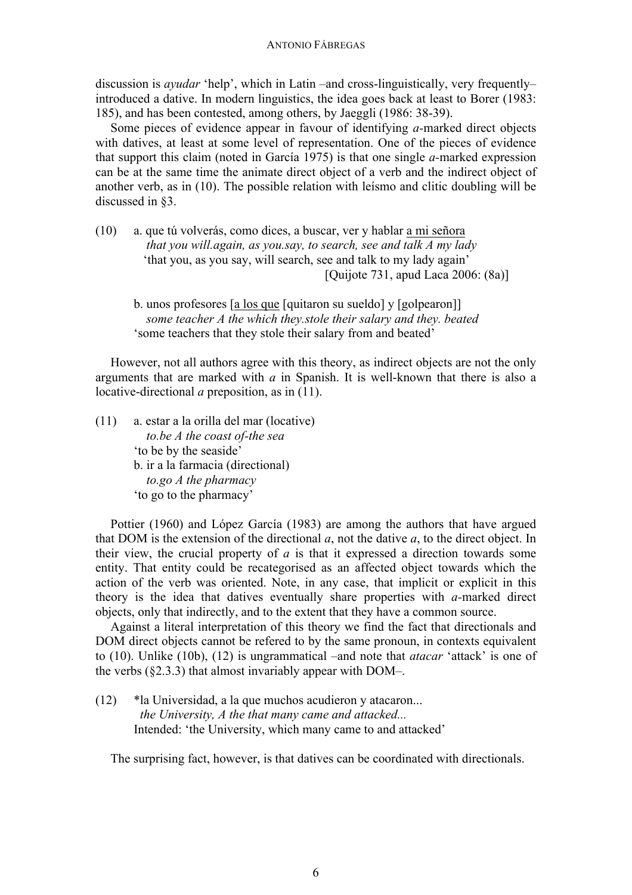discussion is *ayudar* 'help', which in Latin –and cross-linguistically, very frequently– introduced a dative. In modern linguistics, the idea goes back at least to Borer (1983: 185), and has been contested, among others, by Jaeggli (1986: 38-39).

Some pieces of evidence appear in favour of identifying *a*-marked direct objects with datives, at least at some level of representation. One of the pieces of evidence that support this claim (noted in García 1975) is that one single *a*-marked expression can be at the same time the animate direct object of a verb and the indirect object of another verb, as in (10). The possible relation with leísmo and clitic doubling will be discussed in §3.

(10) a. que tú volverás, como dices, a buscar, ver y hablar <u>a mi señora</u>
*that you will.again, as you.say, to search, see and talk A my lady*
'that you, as you say, will search, see and talk to my lady again'
[Quijote 731, apud Laca 2006: (8a)]

b. unos profesores [<u>a los que</u> [quitaron su sueldo] y [golpearon]]
*some teacher A the which they.stole their salary and they. beated*
'some teachers that they stole their salary from and beated'

However, not all authors agree with this theory, as indirect objects are not the only arguments that are marked with *a* in Spanish. It is well-known that there is also a locative-directional *a* preposition, as in (11).

(11) a. estar a la orilla del mar (locative)
*to.be A the coast of-the sea*
'to be by the seaside'
b. ir a la farmacia (directional)
*to.go A the pharmacy*
'to go to the pharmacy'

Pottier (1960) and López García (1983) are among the authors that have argued that DOM is the extension of the directional *a*, not the dative *a*, to the direct object. In their view, the crucial property of *a* is that it expressed a direction towards some entity. That entity could be recategorised as an affected object towards which the action of the verb was oriented. Note, in any case, that implicit or explicit in this theory is the idea that datives eventually share properties with *a*-marked direct objects, only that indirectly, and to the extent that they have a common source.

Against a literal interpretation of this theory we find the fact that directionals and DOM direct objects cannot be refered to by the same pronoun, in contexts equivalent to (10). Unlike (10b), (12) is ungrammatical –and note that *atacar* 'attack' is one of the verbs (§2.3.3) that almost invariably appear with DOM–.

(12) *la Universidad, a la que muchos acudieron y atacaron...
*the University, A the that many came and attacked...*
Intended: 'the University, which many came to and attacked'

The surprising fact, however, is that datives can be coordinated with directionals.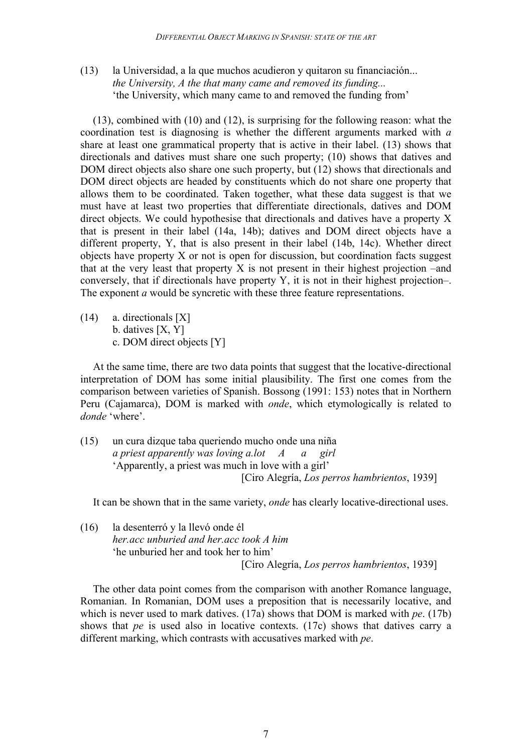(13) la Universidad, a la que muchos acudieron y quitaron su financiación...
*the University, A the that many came and removed its funding...*
'the University, which many came to and removed the funding from'

(13), combined with (10) and (12), is surprising for the following reason: what the coordination test is diagnosing is whether the different arguments marked with *a* share at least one grammatical property that is active in their label. (13) shows that directionals and datives must share one such property; (10) shows that datives and DOM direct objects also share one such property, but (12) shows that directionals and DOM direct objects are headed by constituents which do not share one property that allows them to be coordinated. Taken together, what these data suggest is that we must have at least two properties that differentiate directionals, datives and DOM direct objects. We could hypothesise that directionals and datives have a property X that is present in their label (14a, 14b); datives and DOM direct objects have a different property, Y, that is also present in their label (14b, 14c). Whether direct objects have property X or not is open for discussion, but coordination facts suggest that at the very least that property X is not present in their highest projection –and conversely, that if directionals have property Y, it is not in their highest projection–. The exponent *a* would be syncretic with these three feature representations.

(14) a. directionals [X]
b. datives [X, Y]
c. DOM direct objects [Y]

At the same time, there are two data points that suggest that the locative-directional interpretation of DOM has some initial plausibility. The first one comes from the comparison between varieties of Spanish. Bossong (1991: 153) notes that in Northern Peru (Cajamarca), DOM is marked with *onde*, which etymologically is related to *donde* 'where'.

(15) un cura dizque taba queriendo mucho onde una niña
*a priest apparently was loving a.lot A a girl*
'Apparently, a priest was much in love with a girl'
[Ciro Alegría, *Los perros hambrientos*, 1939]

It can be shown that in the same variety, *onde* has clearly locative-directional uses.

(16) la desenterró y la llevó onde él
*her.acc unburied and her.acc took A him*
'he unburied her and took her to him'
[Ciro Alegría, *Los perros hambrientos*, 1939]

The other data point comes from the comparison with another Romance language, Romanian. In Romanian, DOM uses a preposition that is necessarily locative, and which is never used to mark datives. (17a) shows that DOM is marked with *pe*. (17b) shows that *pe* is used also in locative contexts. (17c) shows that datives carry a different marking, which contrasts with accusatives marked with *pe*.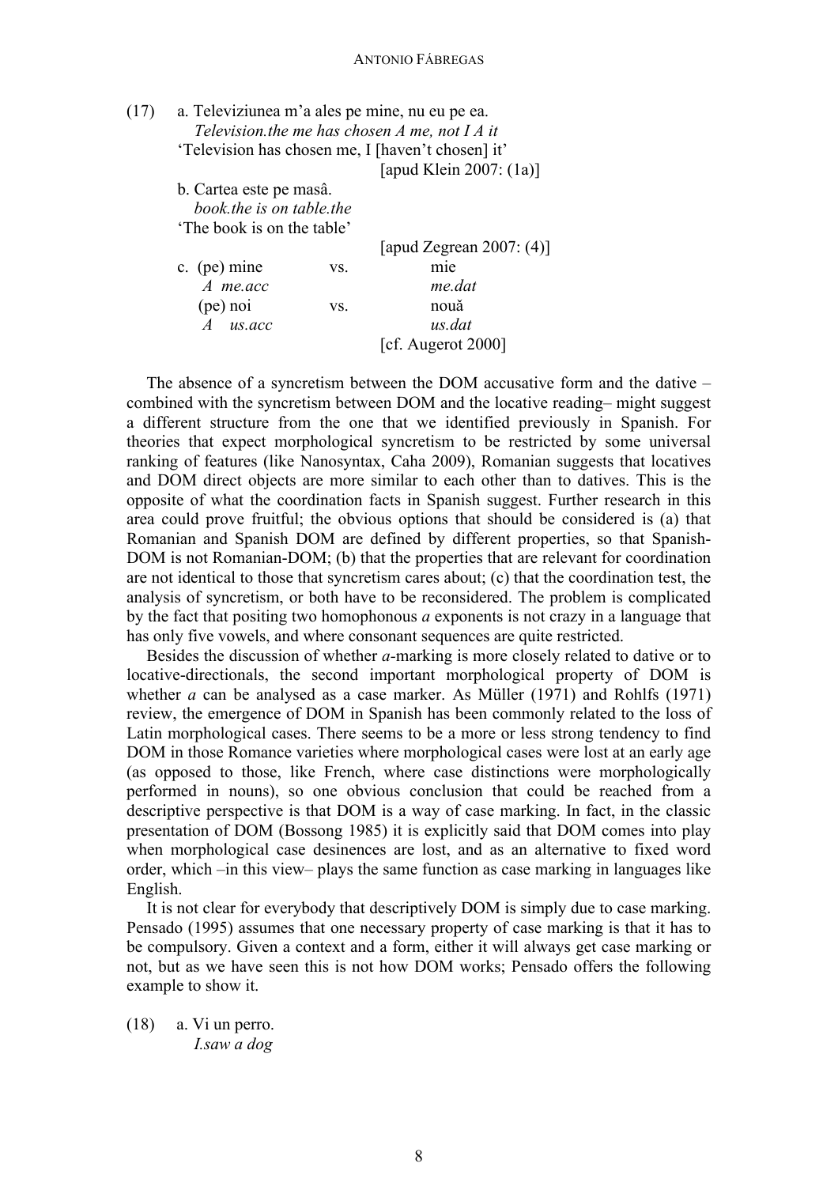(17) a. Televiziunea m'a ales pe mine, nu eu pe ea.
*Television.the me has chosen A me, not I A it*
'Television has chosen me, I [haven't chosen] it'
[apud Klein 2007: (1a)]

b. Cartea este pe masâ.
*book.the is on table.the*
'The book is on the table'
[apud Zegrean 2007: (4)]

c. (pe) mine vs. mie
*A me.acc* *me.dat*
(pe) noi vs. nouă
*A us.acc* *us.dat*
[cf. Augerot 2000]

The absence of a syncretism between the DOM accusative form and the dative – combined with the syncretism between DOM and the locative reading– might suggest a different structure from the one that we identified previously in Spanish. For theories that expect morphological syncretism to be restricted by some universal ranking of features (like Nanosyntax, Caha 2009), Romanian suggests that locatives and DOM direct objects are more similar to each other than to datives. This is the opposite of what the coordination facts in Spanish suggest. Further research in this area could prove fruitful; the obvious options that should be considered is (a) that Romanian and Spanish DOM are defined by different properties, so that Spanish-DOM is not Romanian-DOM; (b) that the properties that are relevant for coordination are not identical to those that syncretism cares about; (c) that the coordination test, the analysis of syncretism, or both have to be reconsidered. The problem is complicated by the fact that positing two homophonous *a* exponents is not crazy in a language that has only five vowels, and where consonant sequences are quite restricted.

Besides the discussion of whether *a*-marking is more closely related to dative or to locative-directionals, the second important morphological property of DOM is whether *a* can be analysed as a case marker. As Müller (1971) and Rohlfs (1971) review, the emergence of DOM in Spanish has been commonly related to the loss of Latin morphological cases. There seems to be a more or less strong tendency to find DOM in those Romance varieties where morphological cases were lost at an early age (as opposed to those, like French, where case distinctions were morphologically performed in nouns), so one obvious conclusion that could be reached from a descriptive perspective is that DOM is a way of case marking. In fact, in the classic presentation of DOM (Bossong 1985) it is explicitly said that DOM comes into play when morphological case desinences are lost, and as an alternative to fixed word order, which –in this view– plays the same function as case marking in languages like English.

It is not clear for everybody that descriptively DOM is simply due to case marking. Pensado (1995) assumes that one necessary property of case marking is that it has to be compulsory. Given a context and a form, either it will always get case marking or not, but as we have seen this is not how DOM works; Pensado offers the following example to show it.

(18) a. Vi un perro.
*I.saw a dog*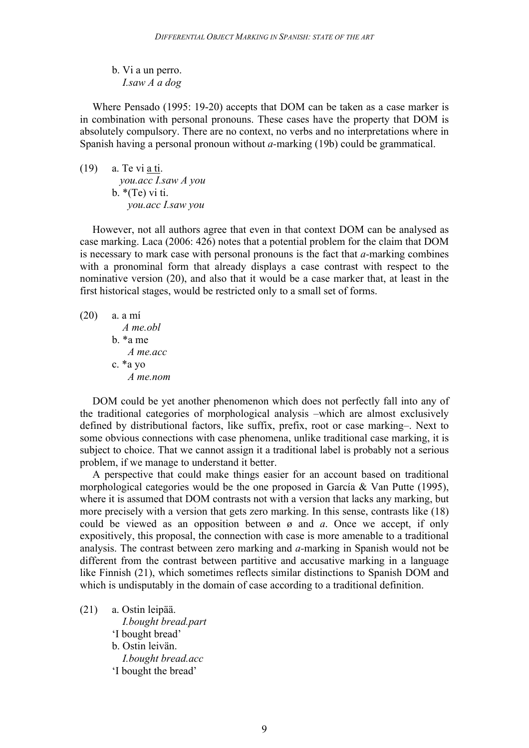b. Vi a un perro.
   *I.saw A a dog*

Where Pensado (1995: 19-20) accepts that DOM can be taken as a case marker is in combination with personal pronouns. These cases have the property that DOM is absolutely compulsory. There are no context, no verbs and no interpretations where in Spanish having a personal pronoun without *a*-marking (19b) could be grammatical.

(19) a. Te vi <u>a ti</u>.
   *you.acc I.saw A you*
   b. *(Te) vi ti.
   *you.acc I.saw you*

However, not all authors agree that even in that context DOM can be analysed as case marking. Laca (2006: 426) notes that a potential problem for the claim that DOM is necessary to mark case with personal pronouns is the fact that *a*-marking combines with a pronominal form that already displays a case contrast with respect to the nominative version (20), and also that it would be a case marker that, at least in the first historical stages, would be restricted only to a small set of forms.

(20) a. a mí
   *A me.obl*
   b. *a me
   *A me.acc*
   c. *a yo
   *A me.nom*

DOM could be yet another phenomenon which does not perfectly fall into any of the traditional categories of morphological analysis –which are almost exclusively defined by distributional factors, like suffix, prefix, root or case marking–. Next to some obvious connections with case phenomena, unlike traditional case marking, it is subject to choice. That we cannot assign it a traditional label is probably not a serious problem, if we manage to understand it better.

A perspective that could make things easier for an account based on traditional morphological categories would be the one proposed in García & Van Putte (1995), where it is assumed that DOM contrasts not with a version that lacks any marking, but more precisely with a version that gets zero marking. In this sense, contrasts like (18) could be viewed as an opposition between ø and *a*. Once we accept, if only expositively, this proposal, the connection with case is more amenable to a traditional analysis. The contrast between zero marking and *a*-marking in Spanish would not be different from the contrast between partitive and accusative marking in a language like Finnish (21), which sometimes reflects similar distinctions to Spanish DOM and which is undisputably in the domain of case according to a traditional definition.

(21) a. Ostin leipää.
   *I.bought bread.part*
   'I bought bread'
   b. Ostin leivän.
   *I.bought bread.acc*
   'I bought the bread'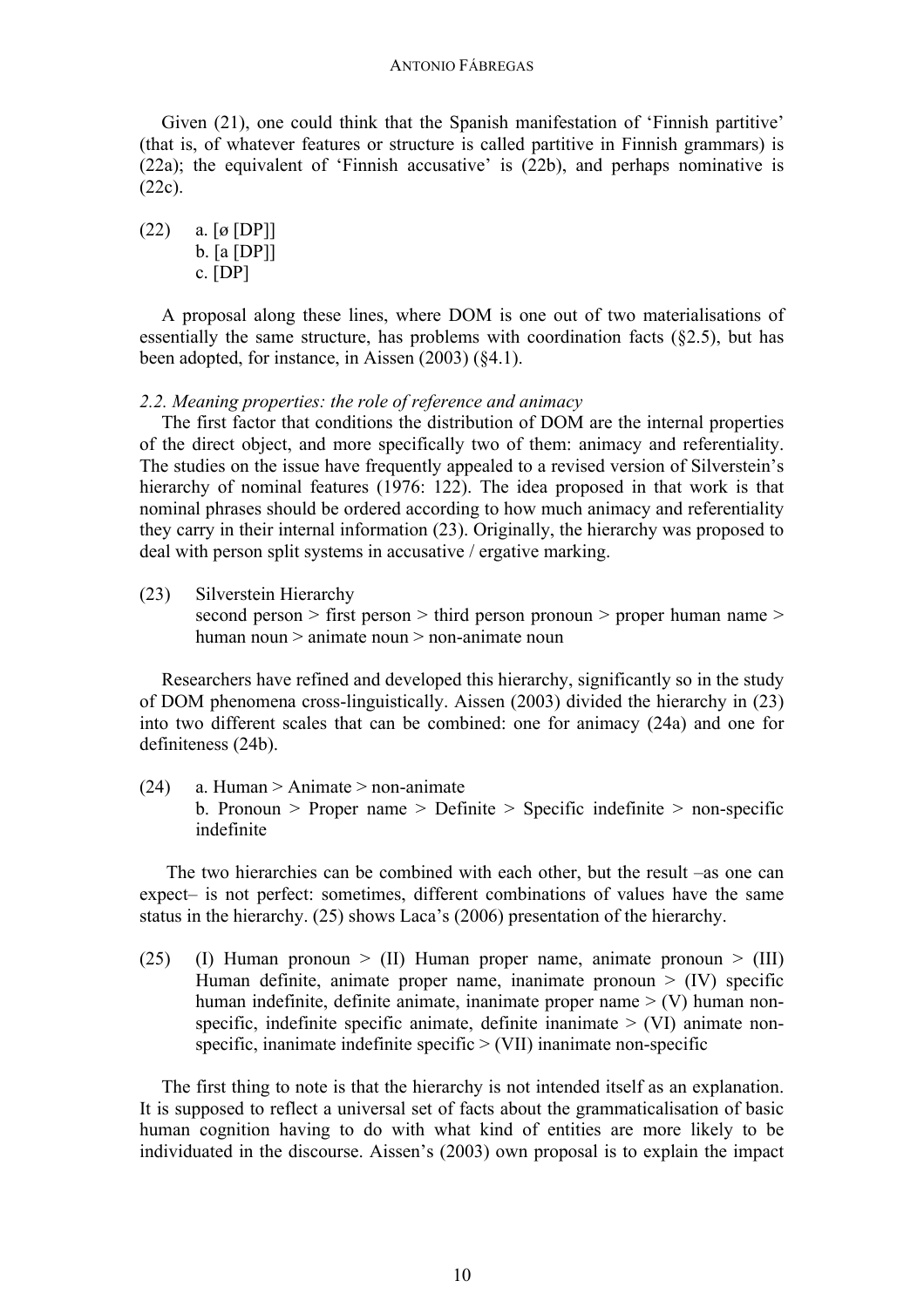Given (21), one could think that the Spanish manifestation of 'Finnish partitive' (that is, of whatever features or structure is called partitive in Finnish grammars) is (22a); the equivalent of 'Finnish accusative' is (22b), and perhaps nominative is (22c).

(22) a. [ø [DP]]
b. [a [DP]]
c. [DP]

A proposal along these lines, where DOM is one out of two materialisations of essentially the same structure, has problems with coordination facts (§2.5), but has been adopted, for instance, in Aissen (2003) (§4.1).

### *2.2. Meaning properties: the role of reference and animacy*

The first factor that conditions the distribution of DOM are the internal properties of the direct object, and more specifically two of them: animacy and referentiality. The studies on the issue have frequently appealed to a revised version of Silverstein's hierarchy of nominal features (1976: 122). The idea proposed in that work is that nominal phrases should be ordered according to how much animacy and referentiality they carry in their internal information (23). Originally, the hierarchy was proposed to deal with person split systems in accusative / ergative marking.

(23) Silverstein Hierarchy
second person > first person > third person pronoun > proper human name > human noun > animate noun > non-animate noun

Researchers have refined and developed this hierarchy, significantly so in the study of DOM phenomena cross-linguistically. Aissen (2003) divided the hierarchy in (23) into two different scales that can be combined: one for animacy (24a) and one for definiteness (24b).

(24) a. Human > Animate > non-animate
b. Pronoun > Proper name > Definite > Specific indefinite > non-specific indefinite

The two hierarchies can be combined with each other, but the result –as one can expect– is not perfect: sometimes, different combinations of values have the same status in the hierarchy. (25) shows Laca's (2006) presentation of the hierarchy.

(25) (I) Human pronoun > (II) Human proper name, animate pronoun > (III) Human definite, animate proper name, inanimate pronoun > (IV) specific human indefinite, definite animate, inanimate proper name > (V) human non-specific, indefinite specific animate, definite inanimate > (VI) animate non-specific, inanimate indefinite specific > (VII) inanimate non-specific

The first thing to note is that the hierarchy is not intended itself as an explanation. It is supposed to reflect a universal set of facts about the grammaticalisation of basic human cognition having to do with what kind of entities are more likely to be individuated in the discourse. Aissen's (2003) own proposal is to explain the impact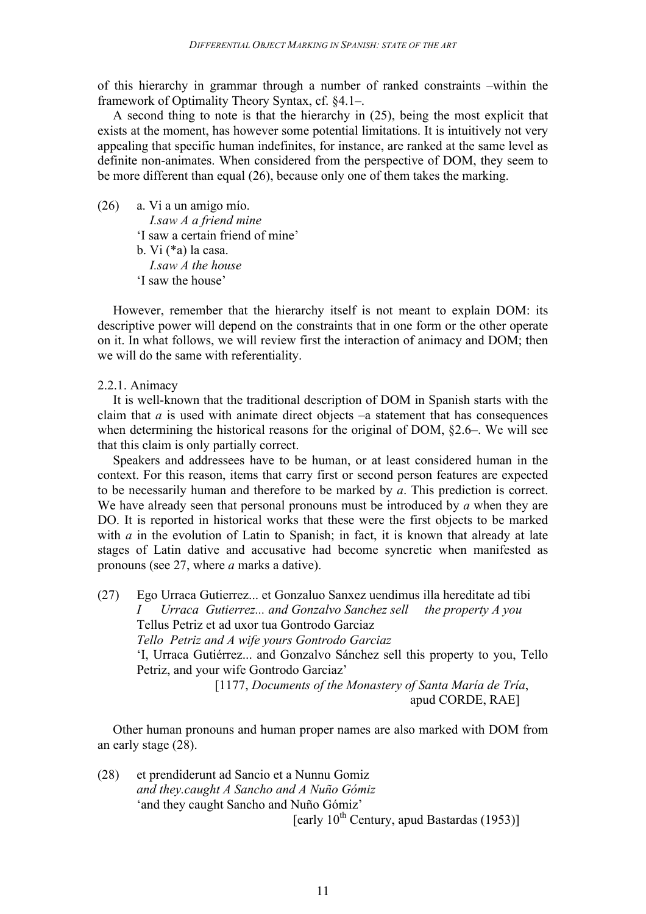of this hierarchy in grammar through a number of ranked constraints –within the framework of Optimality Theory Syntax, cf. §4.1–.

A second thing to note is that the hierarchy in (25), being the most explicit that exists at the moment, has however some potential limitations. It is intuitively not very appealing that specific human indefinites, for instance, are ranked at the same level as definite non-animates. When considered from the perspective of DOM, they seem to be more different than equal (26), because only one of them takes the marking.

(26) a. Vi a un amigo mío.
*I.saw A a friend mine*
'I saw a certain friend of mine'
b. Vi (*a) la casa.
*I.saw A the house*
'I saw the house'

However, remember that the hierarchy itself is not meant to explain DOM: its descriptive power will depend on the constraints that in one form or the other operate on it. In what follows, we will review first the interaction of animacy and DOM; then we will do the same with referentiality.

### 2.2.1. Animacy

It is well-known that the traditional description of DOM in Spanish starts with the claim that *a* is used with animate direct objects –a statement that has consequences when determining the historical reasons for the original of DOM, §2.6–. We will see that this claim is only partially correct.

Speakers and addressees have to be human, or at least considered human in the context. For this reason, items that carry first or second person features are expected to be necessarily human and therefore to be marked by *a*. This prediction is correct. We have already seen that personal pronouns must be introduced by *a* when they are DO. It is reported in historical works that these were the first objects to be marked with *a* in the evolution of Latin to Spanish; in fact, it is known that already at late stages of Latin dative and accusative had become syncretic when manifested as pronouns (see 27, where *a* marks a dative).

(27) Ego Urraca Gutierrez... et Gonzaluo Sanxez uendimus illa hereditate ad tibi
*I Urraca Gutierrez... and Gonzalvo Sanchez sell the property A you*
Tellus Petriz et ad uxor tua Gontrodo Garciaz
*Tello Petriz and A wife yours Gontrodo Garciaz*
'I, Urraca Gutiérrez... and Gonzalvo Sánchez sell this property to you, Tello Petriz, and your wife Gontrodo Garciaz'
[1177, *Documents of the Monastery of Santa María de Tría*, apud CORDE, RAE]

Other human pronouns and human proper names are also marked with DOM from an early stage (28).

(28) et prendiderunt ad Sancio et a Nunnu Gomiz
*and they.caught A Sancho and A Nuño Gómiz*
'and they caught Sancho and Nuño Gómiz'
[early 10th Century, apud Bastardas (1953)]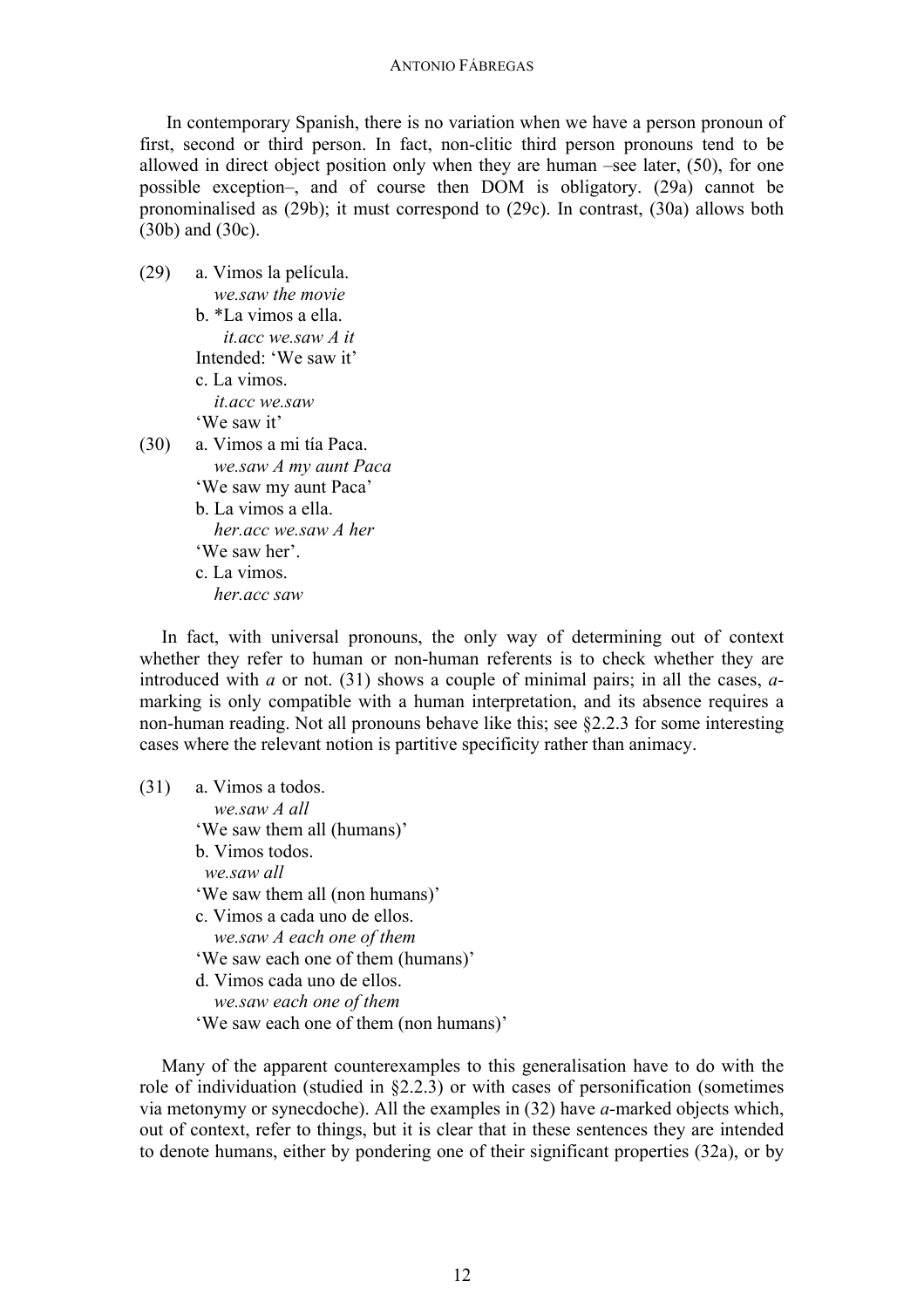In contemporary Spanish, there is no variation when we have a person pronoun of first, second or third person. In fact, non-clitic third person pronouns tend to be allowed in direct object position only when they are human –see later, (50), for one possible exception–, and of course then DOM is obligatory. (29a) cannot be pronominalised as (29b); it must correspond to (29c). In contrast, (30a) allows both (30b) and (30c).

(29) a. Vimos la película.
   *we.saw the movie*
  b. *La vimos a ella.
   *it.acc we.saw A it*
  Intended: 'We saw it'
  c. La vimos.
   *it.acc we.saw*
  'We saw it'

(30) a. Vimos a mi tía Paca.
   *we.saw A my aunt Paca*
  'We saw my aunt Paca'
  b. La vimos a ella.
   *her.acc we.saw A her*
  'We saw her'.
  c. La vimos.
   *her.acc saw*

In fact, with universal pronouns, the only way of determining out of context whether they refer to human or non-human referents is to check whether they are introduced with *a* or not. (31) shows a couple of minimal pairs; in all the cases, *a*-marking is only compatible with a human interpretation, and its absence requires a non-human reading. Not all pronouns behave like this; see §2.2.3 for some interesting cases where the relevant notion is partitive specificity rather than animacy.

(31) a. Vimos a todos.
   *we.saw A all*
  'We saw them all (humans)'
  b. Vimos todos.
   *we.saw all*
  'We saw them all (non humans)'
  c. Vimos a cada uno de ellos.
   *we.saw A each one of them*
  'We saw each one of them (humans)'
  d. Vimos cada uno de ellos.
   *we.saw each one of them*
  'We saw each one of them (non humans)'

Many of the apparent counterexamples to this generalisation have to do with the role of individuation (studied in §2.2.3) or with cases of personification (sometimes via metonymy or synecdoche). All the examples in (32) have *a*-marked objects which, out of context, refer to things, but it is clear that in these sentences they are intended to denote humans, either by pondering one of their significant properties (32a), or by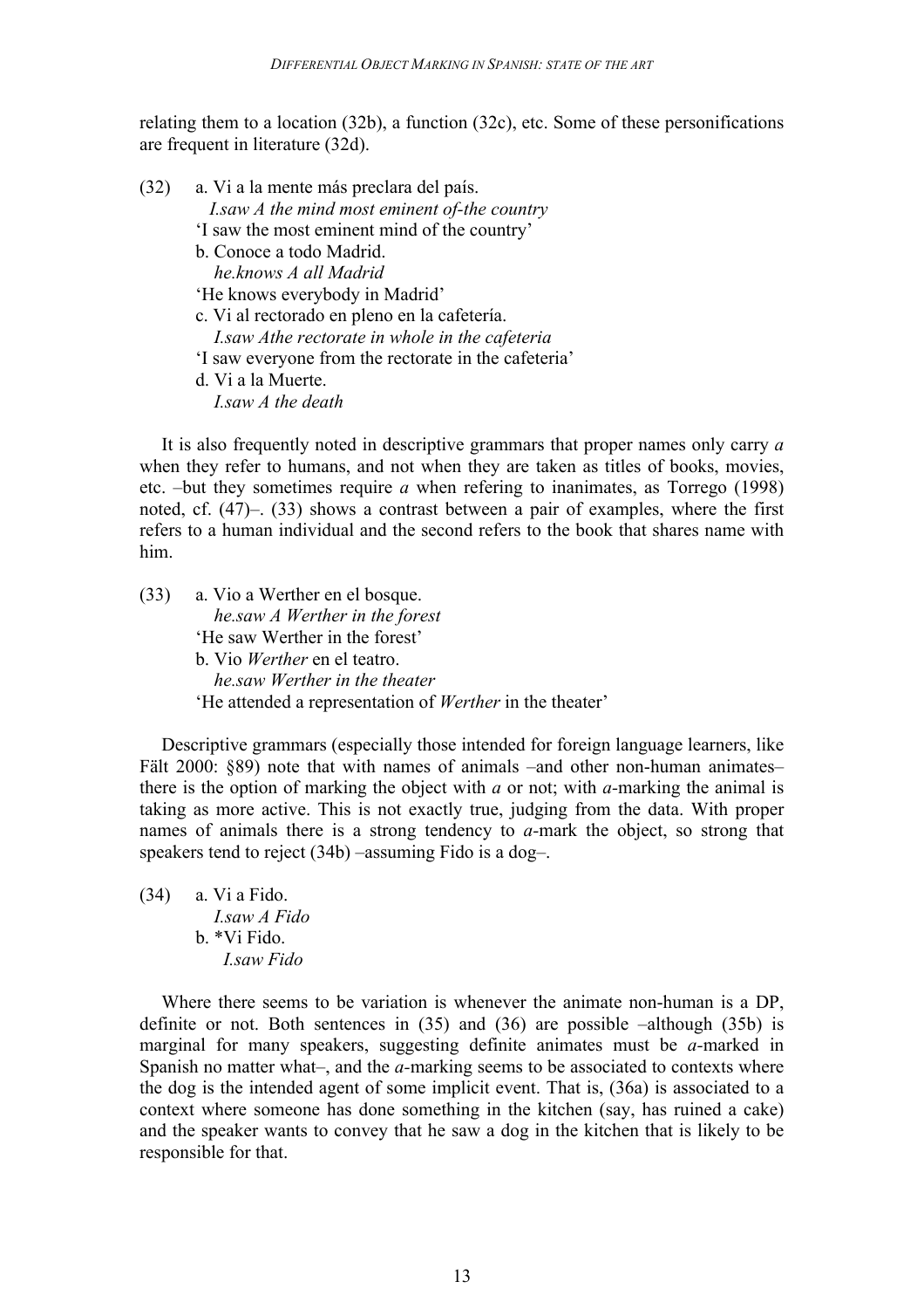relating them to a location (32b), a function (32c), etc. Some of these personifications are frequent in literature (32d).

(32) a. Vi a la mente más preclara del país.
*I.saw A the mind most eminent of-the country*
'I saw the most eminent mind of the country'
b. Conoce a todo Madrid.
*he.knows A all Madrid*
'He knows everybody in Madrid'
c. Vi al rectorado en pleno en la cafetería.
*I.saw Athe rectorate in whole in the cafeteria*
'I saw everyone from the rectorate in the cafeteria'
d. Vi a la Muerte.
*I.saw A the death*

It is also frequently noted in descriptive grammars that proper names only carry *a* when they refer to humans, and not when they are taken as titles of books, movies, etc. –but they sometimes require *a* when refering to inanimates, as Torrego (1998) noted, cf. (47)–. (33) shows a contrast between a pair of examples, where the first refers to a human individual and the second refers to the book that shares name with him.

(33) a. Vio a Werther en el bosque.
*he.saw A Werther in the forest*
'He saw Werther in the forest'
b. Vio *Werther* en el teatro.
*he.saw Werther in the theater*
'He attended a representation of *Werther* in the theater'

Descriptive grammars (especially those intended for foreign language learners, like Fält 2000: §89) note that with names of animals –and other non-human animates– there is the option of marking the object with *a* or not; with *a*-marking the animal is taking as more active. This is not exactly true, judging from the data. With proper names of animals there is a strong tendency to *a*-mark the object, so strong that speakers tend to reject (34b) –assuming Fido is a dog–.

(34) a. Vi a Fido.
*I.saw A Fido*
b. *Vi Fido.
*I.saw Fido*

Where there seems to be variation is whenever the animate non-human is a DP, definite or not. Both sentences in (35) and (36) are possible –although (35b) is marginal for many speakers, suggesting definite animates must be *a*-marked in Spanish no matter what–, and the *a*-marking seems to be associated to contexts where the dog is the intended agent of some implicit event. That is, (36a) is associated to a context where someone has done something in the kitchen (say, has ruined a cake) and the speaker wants to convey that he saw a dog in the kitchen that is likely to be responsible for that.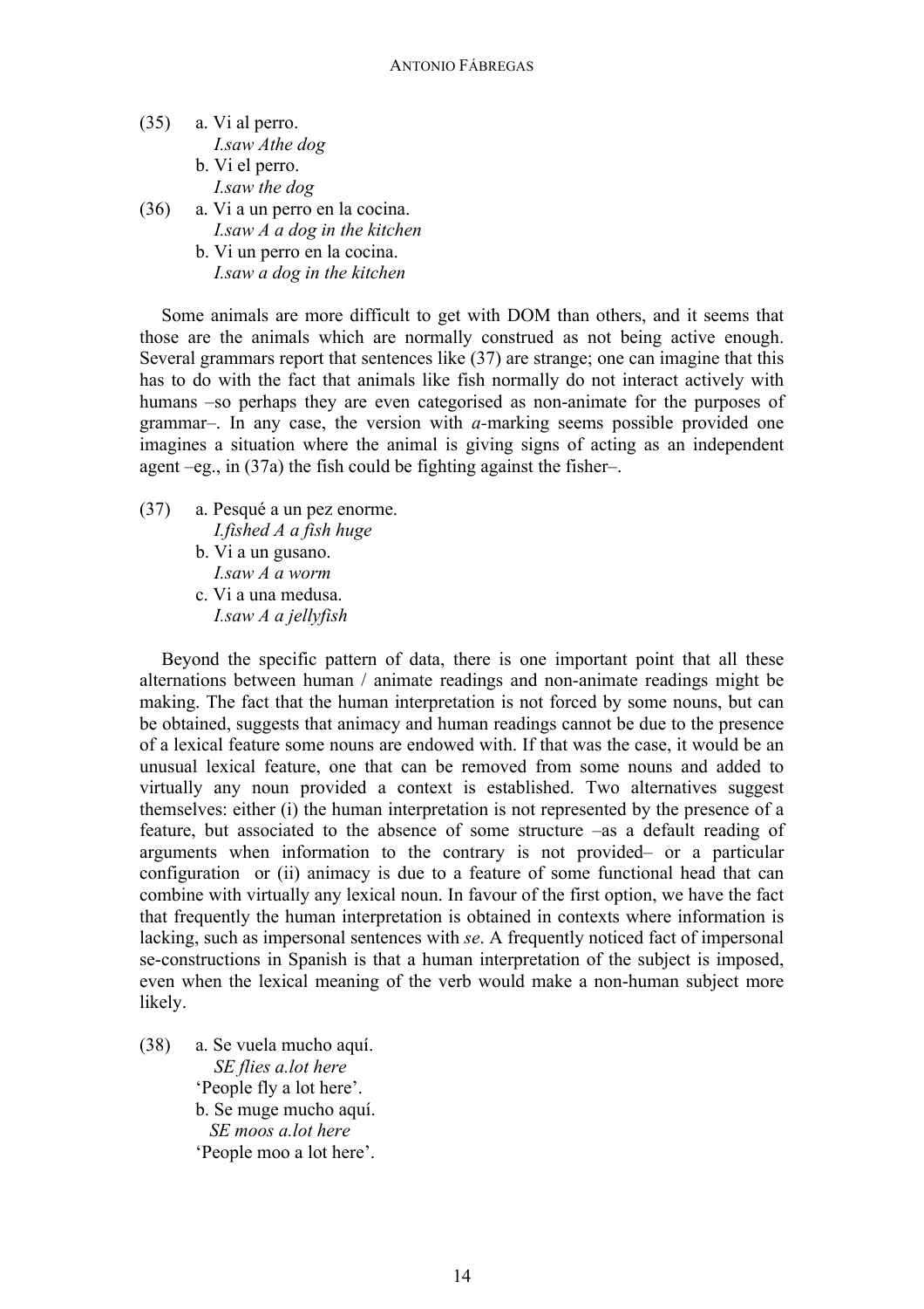(35) a. Vi al perro.
*I.saw Athe dog*
b. Vi el perro.
*I.saw the dog*

(36) a. Vi a un perro en la cocina.
*I.saw A a dog in the kitchen*
b. Vi un perro en la cocina.
*I.saw a dog in the kitchen*

Some animals are more difficult to get with DOM than others, and it seems that those are the animals which are normally construed as not being active enough. Several grammars report that sentences like (37) are strange; one can imagine that this has to do with the fact that animals like fish normally do not interact actively with humans –so perhaps they are even categorised as non-animate for the purposes of grammar–. In any case, the version with *a*-marking seems possible provided one imagines a situation where the animal is giving signs of acting as an independent agent –eg., in (37a) the fish could be fighting against the fisher–.

(37) a. Pesqué a un pez enorme.
*I.fished A a fish huge*
b. Vi a un gusano.
*I.saw A a worm*
c. Vi a una medusa.
*I.saw A a jellyfish*

Beyond the specific pattern of data, there is one important point that all these alternations between human / animate readings and non-animate readings might be making. The fact that the human interpretation is not forced by some nouns, but can be obtained, suggests that animacy and human readings cannot be due to the presence of a lexical feature some nouns are endowed with. If that was the case, it would be an unusual lexical feature, one that can be removed from some nouns and added to virtually any noun provided a context is established. Two alternatives suggest themselves: either (i) the human interpretation is not represented by the presence of a feature, but associated to the absence of some structure –as a default reading of arguments when information to the contrary is not provided– or a particular configuration or (ii) animacy is due to a feature of some functional head that can combine with virtually any lexical noun. In favour of the first option, we have the fact that frequently the human interpretation is obtained in contexts where information is lacking, such as impersonal sentences with *se*. A frequently noticed fact of impersonal se-constructions in Spanish is that a human interpretation of the subject is imposed, even when the lexical meaning of the verb would make a non-human subject more likely.

(38) a. Se vuela mucho aquí.
*SE flies a.lot here*
'People fly a lot here'.
b. Se muge mucho aquí.
*SE moos a.lot here*
'People moo a lot here'.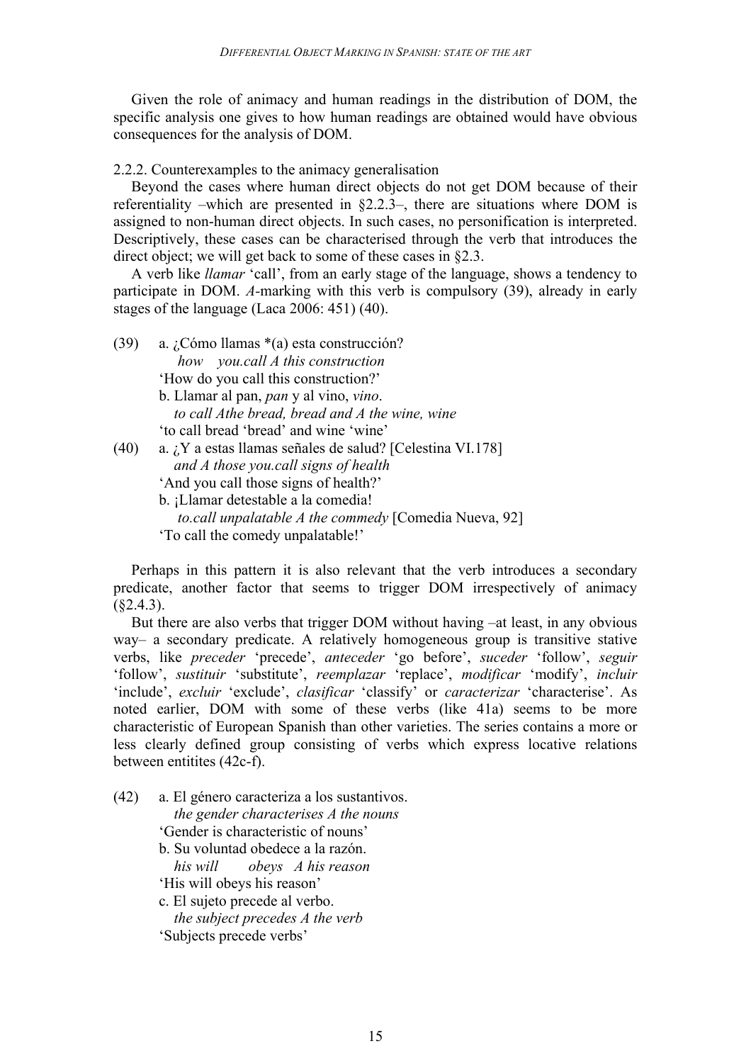Given the role of animacy and human readings in the distribution of DOM, the specific analysis one gives to how human readings are obtained would have obvious consequences for the analysis of DOM.

2.2.2. Counterexamples to the animacy generalisation

Beyond the cases where human direct objects do not get DOM because of their referentiality –which are presented in §2.2.3–, there are situations where DOM is assigned to non-human direct objects. In such cases, no personification is interpreted. Descriptively, these cases can be characterised through the verb that introduces the direct object; we will get back to some of these cases in §2.3.

A verb like *llamar* 'call', from an early stage of the language, shows a tendency to participate in DOM. *A*-marking with this verb is compulsory (39), already in early stages of the language (Laca 2006: 451) (40).

(39) a. ¿Cómo llamas *(a) esta construcción?
*how you.call A this construction*
'How do you call this construction?'
b. Llamar al pan, *pan* y al vino, *vino*.
*to call Athe bread, bread and A the wine, wine*
'to call bread 'bread' and wine 'wine'

(40) a. ¿Y a estas llamas señales de salud? [Celestina VI.178]
*and A those you.call signs of health*
'And you call those signs of health?'
b. ¡Llamar detestable a la comedia!
*to.call unpalatable A the commedy* [Comedia Nueva, 92]
'To call the comedy unpalatable!'

Perhaps in this pattern it is also relevant that the verb introduces a secondary predicate, another factor that seems to trigger DOM irrespectively of animacy (§2.4.3).

But there are also verbs that trigger DOM without having –at least, in any obvious way– a secondary predicate. A relatively homogeneous group is transitive stative verbs, like *preceder* 'precede', *anteceder* 'go before', *suceder* 'follow', *seguir* 'follow', *sustituir* 'substitute', *reemplazar* 'replace', *modificar* 'modify', *incluir* 'include', *excluir* 'exclude', *clasificar* 'classify' or *caracterizar* 'characterise'. As noted earlier, DOM with some of these verbs (like 41a) seems to be more characteristic of European Spanish than other varieties. The series contains a more or less clearly defined group consisting of verbs which express locative relations between entitites (42c-f).

(42) a. El género caracteriza a los sustantivos.
*the gender characterises A the nouns*
'Gender is characteristic of nouns'
b. Su voluntad obedece a la razón.
*his will obeys A his reason*
'His will obeys his reason'
c. El sujeto precede al verbo.
*the subject precedes A the verb*
'Subjects precede verbs'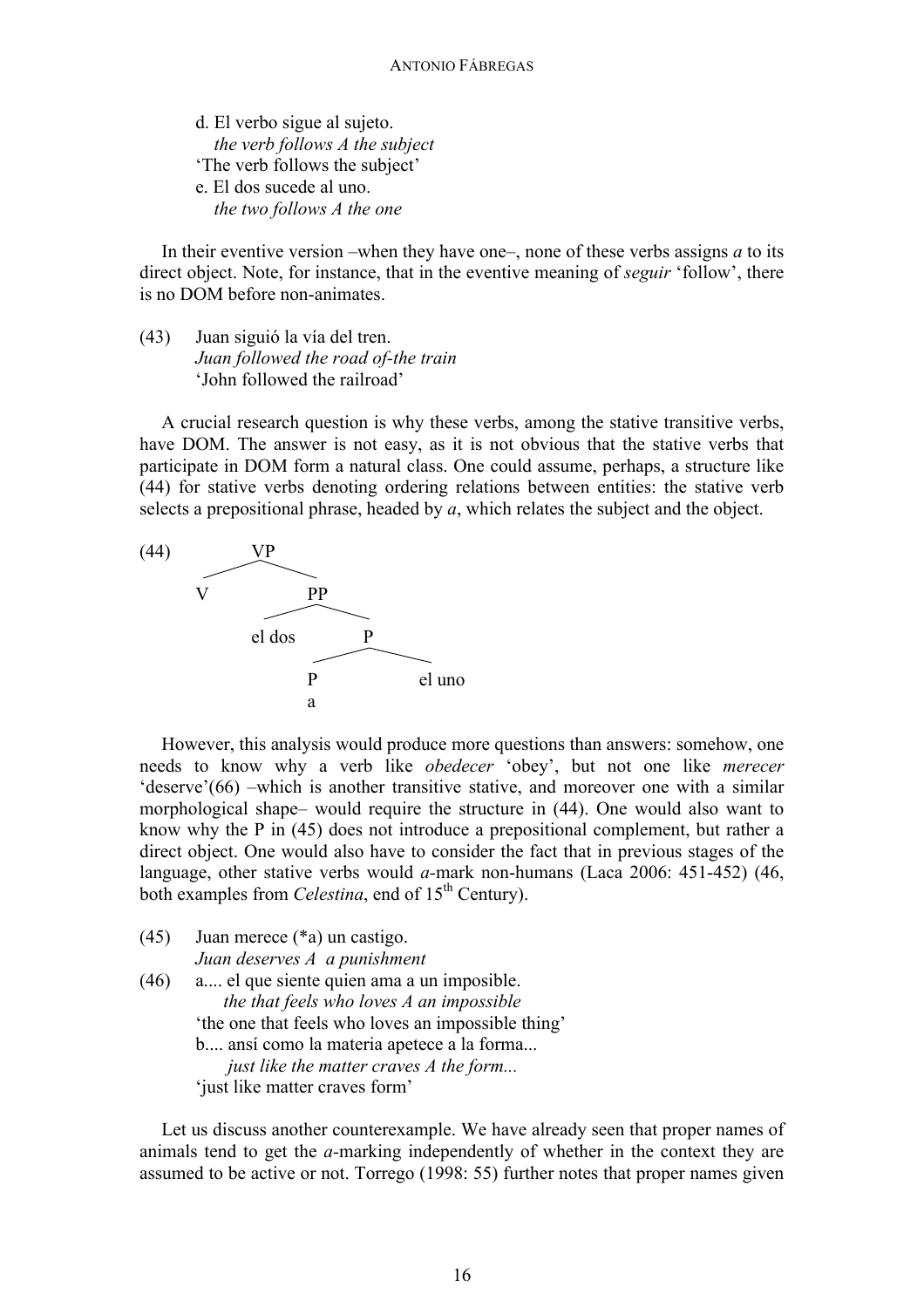d. El verbo sigue al sujeto.
   *the verb follows A the subject*
   'The verb follows the subject'

e. El dos sucede al uno.
   *the two follows A the one*

In their eventive version –when they have one–, none of these verbs assigns *a* to its direct object. Note, for instance, that in the eventive meaning of *seguir* 'follow', there is no DOM before non-animates.

(43) Juan siguió la vía del tren.
     *Juan followed the road of-the train*
     'John followed the railroad'

A crucial research question is why these verbs, among the stative transitive verbs, have DOM. The answer is not easy, as it is not obvious that the stative verbs that participate in DOM form a natural class. One could assume, perhaps, a structure like (44) for stative verbs denoting ordering relations between entities: the stative verb selects a prepositional phrase, headed by *a*, which relates the subject and the object.

(44)

```
        VP
       /  \
      V    PP
          /  \
     el dos   P
             / \
            P   el uno
            a
```

However, this analysis would produce more questions than answers: somehow, one needs to know why a verb like *obedecer* 'obey', but not one like *merecer* 'deserve'(66) –which is another transitive stative, and moreover one with a similar morphological shape– would require the structure in (44). One would also want to know why the P in (45) does not introduce a prepositional complement, but rather a direct object. One would also have to consider the fact that in previous stages of the language, other stative verbs would *a*-mark non-humans (Laca 2006: 451-452) (46, both examples from *Celestina*, end of 15th Century).

(45) Juan merece (*a) un castigo.
     *Juan deserves A a punishment*

(46) a.... el que siente quien ama a un imposible.
       *the that feels who loves A an impossible*
     'the one that feels who loves an impossible thing'
     b.... ansí como la materia apetece a la forma...
       *just like the matter craves A the form...*
     'just like matter craves form'

Let us discuss another counterexample. We have already seen that proper names of animals tend to get the *a*-marking independently of whether in the context they are assumed to be active or not. Torrego (1998: 55) further notes that proper names given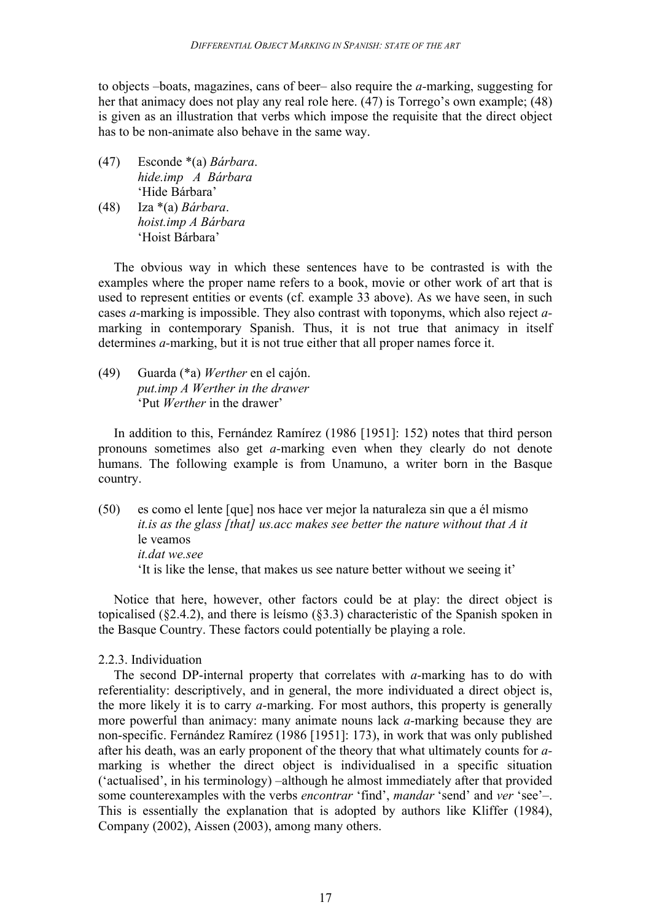to objects –boats, magazines, cans of beer– also require the *a*-marking, suggesting for her that animacy does not play any real role here. (47) is Torrego's own example; (48) is given as an illustration that verbs which impose the requisite that the direct object has to be non-animate also behave in the same way.

(47) Esconde *(a) *Bárbara*.
*hide.imp A Bárbara*
'Hide Bárbara'

(48) Iza *(a) *Bárbara*.
*hoist.imp A Bárbara*
'Hoist Bárbara'

The obvious way in which these sentences have to be contrasted is with the examples where the proper name refers to a book, movie or other work of art that is used to represent entities or events (cf. example 33 above). As we have seen, in such cases *a*-marking is impossible. They also contrast with toponyms, which also reject *a*-marking in contemporary Spanish. Thus, it is not true that animacy in itself determines *a*-marking, but it is not true either that all proper names force it.

(49) Guarda (*a) *Werther* en el cajón.
*put.imp A Werther in the drawer*
'Put *Werther* in the drawer'

In addition to this, Fernández Ramírez (1986 [1951]: 152) notes that third person pronouns sometimes also get *a*-marking even when they clearly do not denote humans. The following example is from Unamuno, a writer born in the Basque country.

(50) es como el lente [que] nos hace ver mejor la naturaleza sin que a él mismo
*it.is as the glass [that] us.acc makes see better the nature without that A it*
le veamos
*it.dat we.see*
'It is like the lense, that makes us see nature better without we seeing it'

Notice that here, however, other factors could be at play: the direct object is topicalised (§2.4.2), and there is leísmo (§3.3) characteristic of the Spanish spoken in the Basque Country. These factors could potentially be playing a role.

### 2.2.3. Individuation

The second DP-internal property that correlates with *a*-marking has to do with referentiality: descriptively, and in general, the more individuated a direct object is, the more likely it is to carry *a*-marking. For most authors, this property is generally more powerful than animacy: many animate nouns lack *a*-marking because they are non-specific. Fernández Ramírez (1986 [1951]: 173), in work that was only published after his death, was an early proponent of the theory that what ultimately counts for *a*-marking is whether the direct object is individualised in a specific situation ('actualised', in his terminology) –although he almost immediately after that provided some counterexamples with the verbs *encontrar* 'find', *mandar* 'send' and *ver* 'see'–. This is essentially the explanation that is adopted by authors like Kliffer (1984), Company (2002), Aissen (2003), among many others.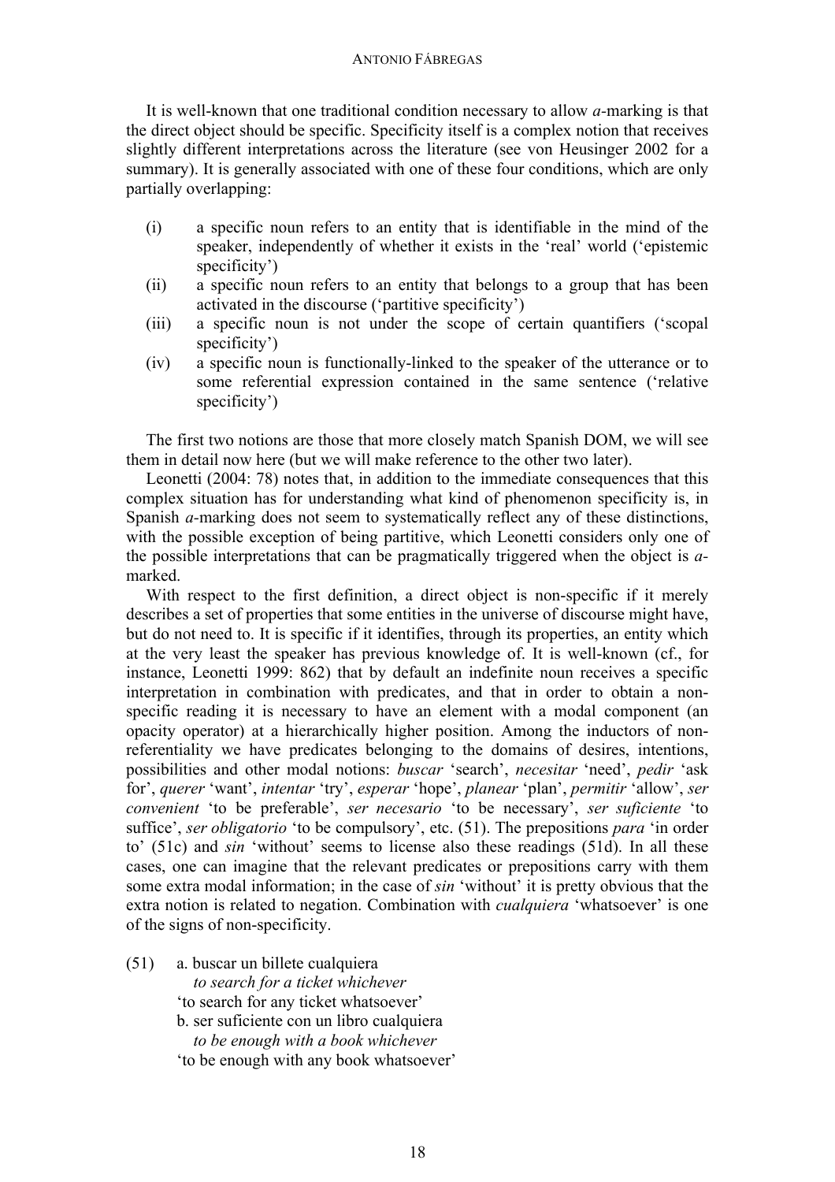It is well-known that one traditional condition necessary to allow *a*-marking is that the direct object should be specific. Specificity itself is a complex notion that receives slightly different interpretations across the literature (see von Heusinger 2002 for a summary). It is generally associated with one of these four conditions, which are only partially overlapping:

(i) a specific noun refers to an entity that is identifiable in the mind of the speaker, independently of whether it exists in the 'real' world ('epistemic specificity')

(ii) a specific noun refers to an entity that belongs to a group that has been activated in the discourse ('partitive specificity')

(iii) a specific noun is not under the scope of certain quantifiers ('scopal specificity')

(iv) a specific noun is functionally-linked to the speaker of the utterance or to some referential expression contained in the same sentence ('relative specificity')

The first two notions are those that more closely match Spanish DOM, we will see them in detail now here (but we will make reference to the other two later).

Leonetti (2004: 78) notes that, in addition to the immediate consequences that this complex situation has for understanding what kind of phenomenon specificity is, in Spanish *a*-marking does not seem to systematically reflect any of these distinctions, with the possible exception of being partitive, which Leonetti considers only one of the possible interpretations that can be pragmatically triggered when the object is *a*-marked.

With respect to the first definition, a direct object is non-specific if it merely describes a set of properties that some entities in the universe of discourse might have, but do not need to. It is specific if it identifies, through its properties, an entity which at the very least the speaker has previous knowledge of. It is well-known (cf., for instance, Leonetti 1999: 862) that by default an indefinite noun receives a specific interpretation in combination with predicates, and that in order to obtain a non-specific reading it is necessary to have an element with a modal component (an opacity operator) at a hierarchically higher position. Among the inductors of non-referentiality we have predicates belonging to the domains of desires, intentions, possibilities and other modal notions: *buscar* 'search', *necesitar* 'need', *pedir* 'ask for', *querer* 'want', *intentar* 'try', *esperar* 'hope', *planear* 'plan', *permitir* 'allow', *ser convenient* 'to be preferable', *ser necesario* 'to be necessary', *ser suficiente* 'to suffice', *ser obligatorio* 'to be compulsory', etc. (51). The prepositions *para* 'in order to' (51c) and *sin* 'without' seems to license also these readings (51d). In all these cases, one can imagine that the relevant predicates or prepositions carry with them some extra modal information; in the case of *sin* 'without' it is pretty obvious that the extra notion is related to negation. Combination with *cualquiera* 'whatsoever' is one of the signs of non-specificity.

(51) a. buscar un billete cualquiera
*to search for a ticket whichever*
'to search for any ticket whatsoever'

b. ser suficiente con un libro cualquiera
*to be enough with a book whichever*
'to be enough with any book whatsoever'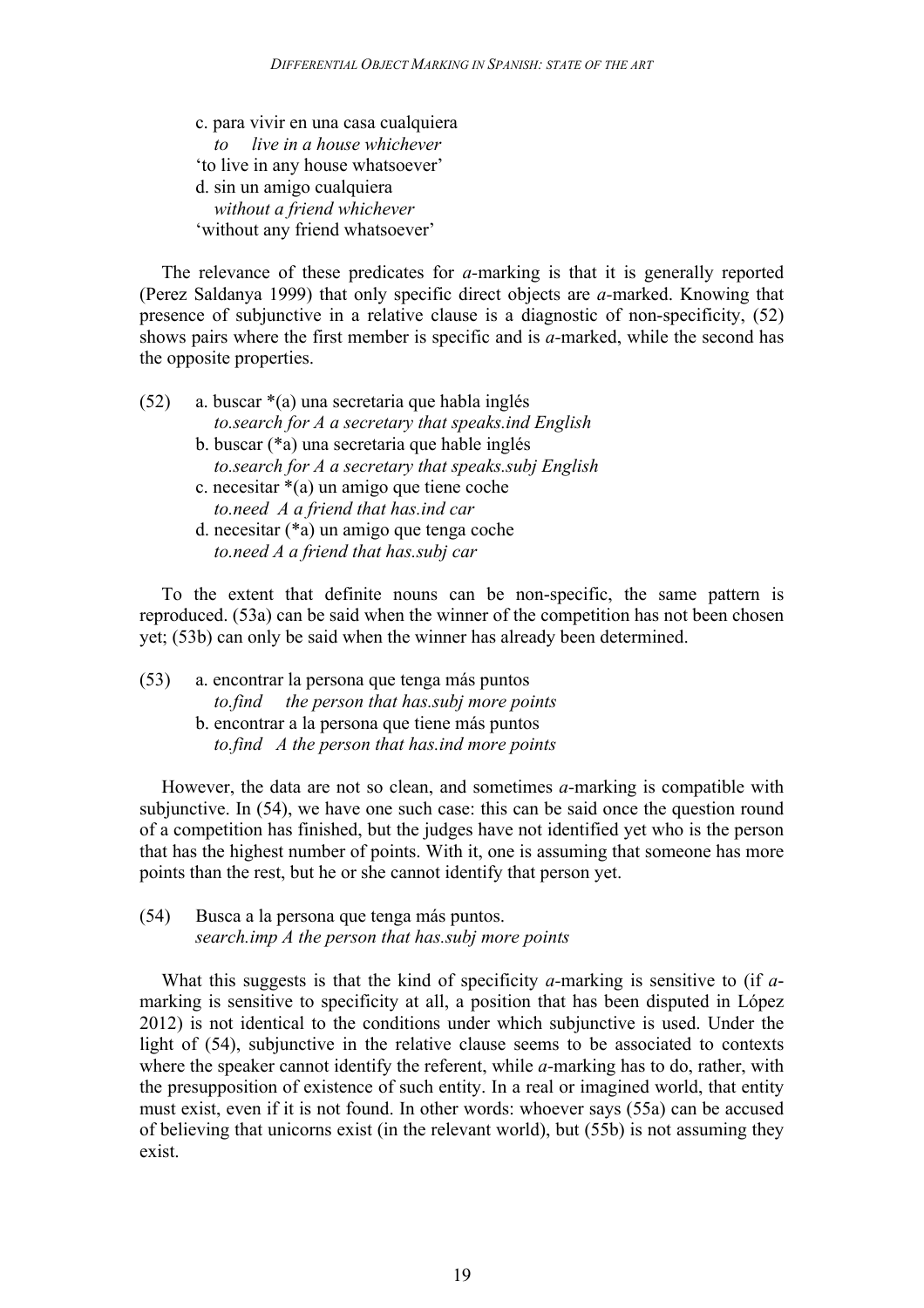c. para vivir en una casa cualquiera
   *to live in a house whichever*
'to live in any house whatsoever'
d. sin un amigo cualquiera
   *without a friend whichever*
'without any friend whatsoever'

The relevance of these predicates for *a*-marking is that it is generally reported (Perez Saldanya 1999) that only specific direct objects are *a*-marked. Knowing that presence of subjunctive in a relative clause is a diagnostic of non-specificity, (52) shows pairs where the first member is specific and is *a*-marked, while the second has the opposite properties.

(52) a. buscar *(a) una secretaria que habla inglés
   *to.search for A a secretary that speaks.ind English*
b. buscar (*a) una secretaria que hable inglés
   *to.search for A a secretary that speaks.subj English*
c. necesitar *(a) un amigo que tiene coche
   *to.need A a friend that has.ind car*
d. necesitar (*a) un amigo que tenga coche
   *to.need A a friend that has.subj car*

To the extent that definite nouns can be non-specific, the same pattern is reproduced. (53a) can be said when the winner of the competition has not been chosen yet; (53b) can only be said when the winner has already been determined.

(53) a. encontrar la persona que tenga más puntos
   *to.find the person that has.subj more points*
b. encontrar a la persona que tiene más puntos
   *to.find A the person that has.ind more points*

However, the data are not so clean, and sometimes *a*-marking is compatible with subjunctive. In (54), we have one such case: this can be said once the question round of a competition has finished, but the judges have not identified yet who is the person that has the highest number of points. With it, one is assuming that someone has more points than the rest, but he or she cannot identify that person yet.

(54) Busca a la persona que tenga más puntos.
   *search.imp A the person that has.subj more points*

What this suggests is that the kind of specificity *a*-marking is sensitive to (if *a*-marking is sensitive to specificity at all, a position that has been disputed in López 2012) is not identical to the conditions under which subjunctive is used. Under the light of (54), subjunctive in the relative clause seems to be associated to contexts where the speaker cannot identify the referent, while *a*-marking has to do, rather, with the presupposition of existence of such entity. In a real or imagined world, that entity must exist, even if it is not found. In other words: whoever says (55a) can be accused of believing that unicorns exist (in the relevant world), but (55b) is not assuming they exist.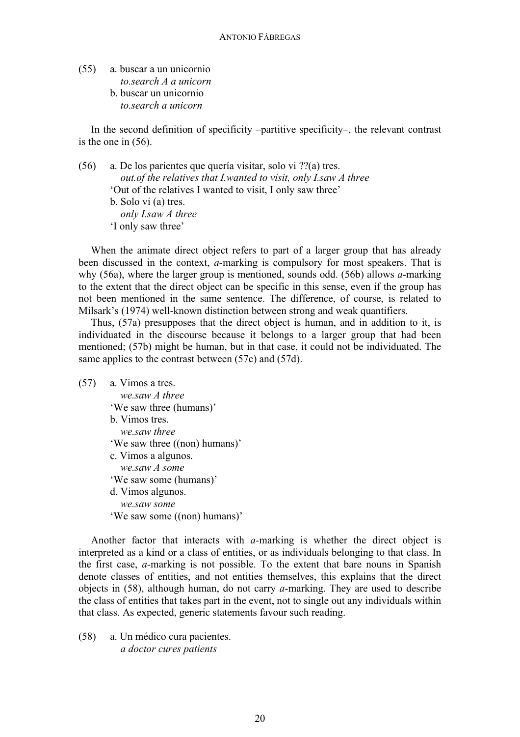(55) a. buscar a un unicornio
*to.search A a unicorn*
b. buscar un unicornio
*to.search a unicorn*

In the second definition of specificity –partitive specificity–, the relevant contrast is the one in (56).

(56) a. De los parientes que quería visitar, solo vi ??(a) tres.
*out.of the relatives that I.wanted to visit, only I.saw A three*
'Out of the relatives I wanted to visit, I only saw three'
b. Solo vi (a) tres.
*only I.saw A three*
'I only saw three'

When the animate direct object refers to part of a larger group that has already been discussed in the context, *a*-marking is compulsory for most speakers. That is why (56a), where the larger group is mentioned, sounds odd. (56b) allows *a*-marking to the extent that the direct object can be specific in this sense, even if the group has not been mentioned in the same sentence. The difference, of course, is related to Milsark's (1974) well-known distinction between strong and weak quantifiers.

Thus, (57a) presupposes that the direct object is human, and in addition to it, is individuated in the discourse because it belongs to a larger group that had been mentioned; (57b) might be human, but in that case, it could not be individuated. The same applies to the contrast between (57c) and (57d).

(57) a. Vimos a tres.
*we.saw A three*
'We saw three (humans)'
b. Vimos tres.
*we.saw three*
'We saw three ((non) humans)'
c. Vimos a algunos.
*we.saw A some*
'We saw some (humans)'
d. Vimos algunos.
*we.saw some*
'We saw some ((non) humans)'

Another factor that interacts with *a*-marking is whether the direct object is interpreted as a kind or a class of entities, or as individuals belonging to that class. In the first case, *a*-marking is not possible. To the extent that bare nouns in Spanish denote classes of entities, and not entities themselves, this explains that the direct objects in (58), although human, do not carry *a*-marking. They are used to describe the class of entities that takes part in the event, not to single out any individuals within that class. As expected, generic statements favour such reading.

(58) a. Un médico cura pacientes.
*a doctor cures patients*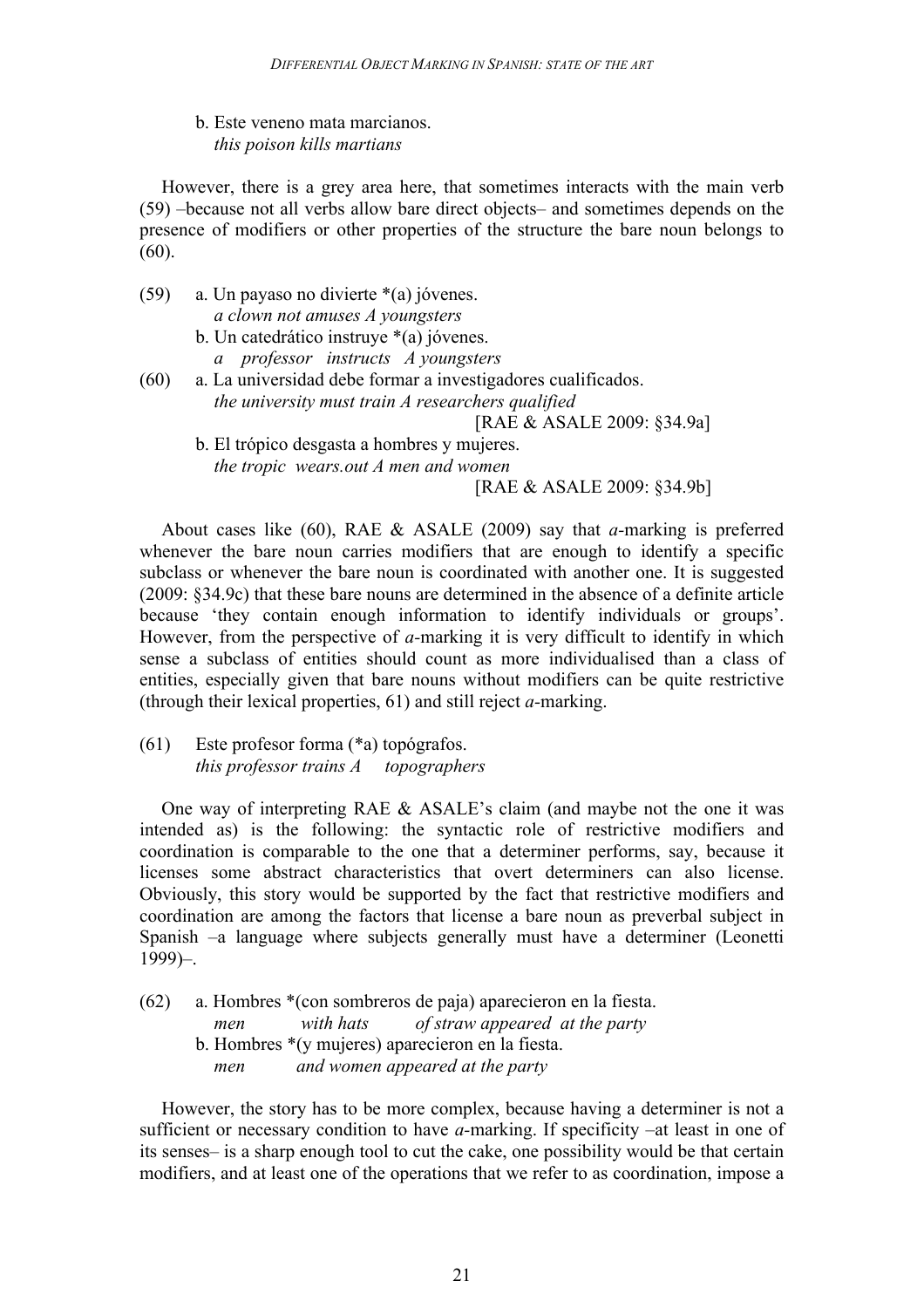b. Este veneno mata marcianos.
   *this poison kills martians*

However, there is a grey area here, that sometimes interacts with the main verb (59) –because not all verbs allow bare direct objects– and sometimes depends on the presence of modifiers or other properties of the structure the bare noun belongs to (60).

(59) a. Un payaso no divierte *(a) jóvenes.
   *a clown not amuses A youngsters*
   b. Un catedrático instruye *(a) jóvenes.
   *a professor instructs A youngsters*

(60) a. La universidad debe formar a investigadores cualificados.
   *the university must train A researchers qualified*
   [RAE & ASALE 2009: §34.9a]
   b. El trópico desgasta a hombres y mujeres.
   *the tropic wears.out A men and women*
   [RAE & ASALE 2009: §34.9b]

About cases like (60), RAE & ASALE (2009) say that *a*-marking is preferred whenever the bare noun carries modifiers that are enough to identify a specific subclass or whenever the bare noun is coordinated with another one. It is suggested (2009: §34.9c) that these bare nouns are determined in the absence of a definite article because 'they contain enough information to identify individuals or groups'. However, from the perspective of *a*-marking it is very difficult to identify in which sense a subclass of entities should count as more individualised than a class of entities, especially given that bare nouns without modifiers can be quite restrictive (through their lexical properties, 61) and still reject *a*-marking.

(61) Este profesor forma (*a) topógrafos.
   *this professor trains A topographers*

One way of interpreting RAE & ASALE's claim (and maybe not the one it was intended as) is the following: the syntactic role of restrictive modifiers and coordination is comparable to the one that a determiner performs, say, because it licenses some abstract characteristics that overt determiners can also license. Obviously, this story would be supported by the fact that restrictive modifiers and coordination are among the factors that license a bare noun as preverbal subject in Spanish –a language where subjects generally must have a determiner (Leonetti 1999)–.

(62) a. Hombres *(con sombreros de paja) aparecieron en la fiesta.
   *men with hats of straw appeared at the party*
   b. Hombres *(y mujeres) aparecieron en la fiesta.
   *men and women appeared at the party*

However, the story has to be more complex, because having a determiner is not a sufficient or necessary condition to have *a*-marking. If specificity –at least in one of its senses– is a sharp enough tool to cut the cake, one possibility would be that certain modifiers, and at least one of the operations that we refer to as coordination, impose a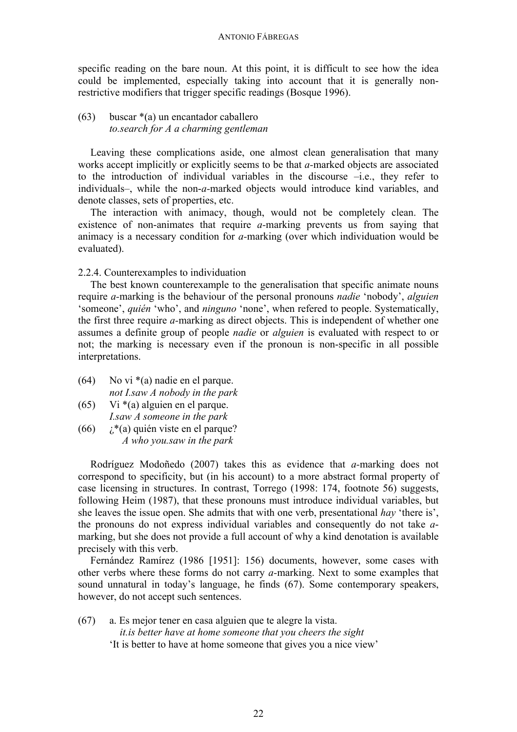specific reading on the bare noun. At this point, it is difficult to see how the idea could be implemented, especially taking into account that it is generally non-restrictive modifiers that trigger specific readings (Bosque 1996).

(63) buscar *(a) un encantador caballero
*to.search for A a charming gentleman*

Leaving these complications aside, one almost clean generalisation that many works accept implicitly or explicitly seems to be that *a*-marked objects are associated to the introduction of individual variables in the discourse –i.e., they refer to individuals–, while the non-*a*-marked objects would introduce kind variables, and denote classes, sets of properties, etc.

The interaction with animacy, though, would not be completely clean. The existence of non-animates that require *a*-marking prevents us from saying that animacy is a necessary condition for *a*-marking (over which individuation would be evaluated).

### 2.2.4. Counterexamples to individuation

The best known counterexample to the generalisation that specific animate nouns require *a*-marking is the behaviour of the personal pronouns *nadie* 'nobody', *alguien* 'someone', *quién* 'who', and *ninguno* 'none', when refered to people. Systematically, the first three require *a*-marking as direct objects. This is independent of whether one assumes a definite group of people *nadie* or *alguien* is evaluated with respect to or not; the marking is necessary even if the pronoun is non-specific in all possible interpretations.

(64) No vi *(a) nadie en el parque.
*not I.saw A nobody in the park*

(65) Vi *(a) alguien en el parque.
*I.saw A someone in the park*

(66) ¿*(a) quién viste en el parque?
*A who you.saw in the park*

Rodríguez Modoñedo (2007) takes this as evidence that *a*-marking does not correspond to specificity, but (in his account) to a more abstract formal property of case licensing in structures. In contrast, Torrego (1998: 174, footnote 56) suggests, following Heim (1987), that these pronouns must introduce individual variables, but she leaves the issue open. She admits that with one verb, presentational *hay* 'there is', the pronouns do not express individual variables and consequently do not take *a*-marking, but she does not provide a full account of why a kind denotation is available precisely with this verb.

Fernández Ramírez (1986 [1951]: 156) documents, however, some cases with other verbs where these forms do not carry *a*-marking. Next to some examples that sound unnatural in today's language, he finds (67). Some contemporary speakers, however, do not accept such sentences.

(67) a. Es mejor tener en casa alguien que te alegre la vista.
*it.is better have at home someone that you cheers the sight*
'It is better to have at home someone that gives you a nice view'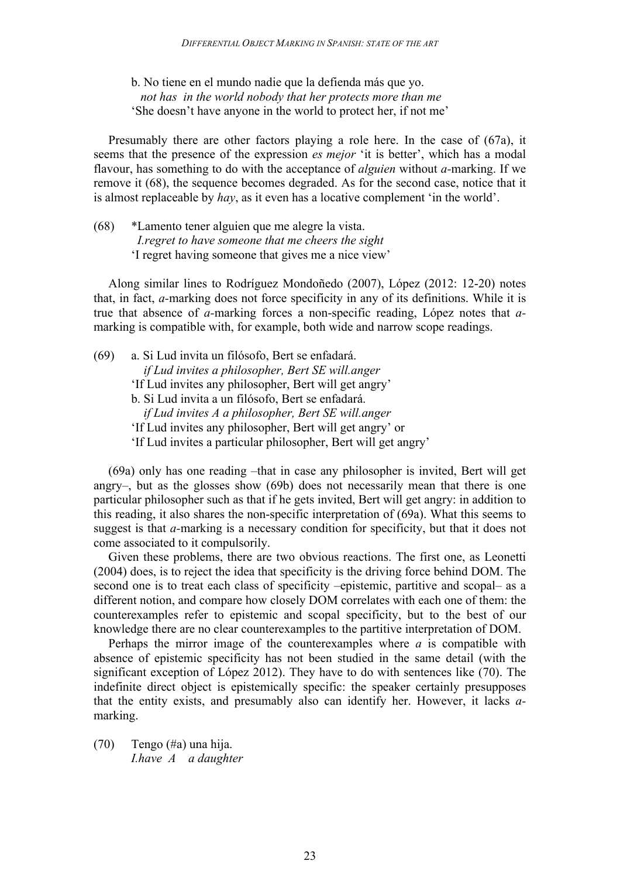b. No tiene en el mundo nadie que la defienda más que yo.
*not has in the world nobody that her protects more than me*
'She doesn't have anyone in the world to protect her, if not me'

Presumably there are other factors playing a role here. In the case of (67a), it seems that the presence of the expression *es mejor* 'it is better', which has a modal flavour, has something to do with the acceptance of *alguien* without *a*-marking. If we remove it (68), the sequence becomes degraded. As for the second case, notice that it is almost replaceable by *hay*, as it even has a locative complement 'in the world'.

(68) *Lamento tener alguien que me alegre la vista.
*I.regret to have someone that me cheers the sight*
'I regret having someone that gives me a nice view'

Along similar lines to Rodríguez Mondoñedo (2007), López (2012: 12-20) notes that, in fact, *a*-marking does not force specificity in any of its definitions. While it is true that absence of *a*-marking forces a non-specific reading, López notes that *a*-marking is compatible with, for example, both wide and narrow scope readings.

(69) a. Si Lud invita un filósofo, Bert se enfadará.
*if Lud invites a philosopher, Bert SE will.anger*
'If Lud invites any philosopher, Bert will get angry'
b. Si Lud invita a un filósofo, Bert se enfadará.
*if Lud invites A a philosopher, Bert SE will.anger*
'If Lud invites any philosopher, Bert will get angry' or
'If Lud invites a particular philosopher, Bert will get angry'

(69a) only has one reading –that in case any philosopher is invited, Bert will get angry–, but as the glosses show (69b) does not necessarily mean that there is one particular philosopher such as that if he gets invited, Bert will get angry: in addition to this reading, it also shares the non-specific interpretation of (69a). What this seems to suggest is that *a*-marking is a necessary condition for specificity, but that it does not come associated to it compulsorily.

Given these problems, there are two obvious reactions. The first one, as Leonetti (2004) does, is to reject the idea that specificity is the driving force behind DOM. The second one is to treat each class of specificity –epistemic, partitive and scopal– as a different notion, and compare how closely DOM correlates with each one of them: the counterexamples refer to epistemic and scopal specificity, but to the best of our knowledge there are no clear counterexamples to the partitive interpretation of DOM.

Perhaps the mirror image of the counterexamples where *a* is compatible with absence of epistemic specificity has not been studied in the same detail (with the significant exception of López 2012). They have to do with sentences like (70). The indefinite direct object is epistemically specific: the speaker certainly presupposes that the entity exists, and presumably also can identify her. However, it lacks *a*-marking.

(70) Tengo (#a) una hija.
*I.have A a daughter*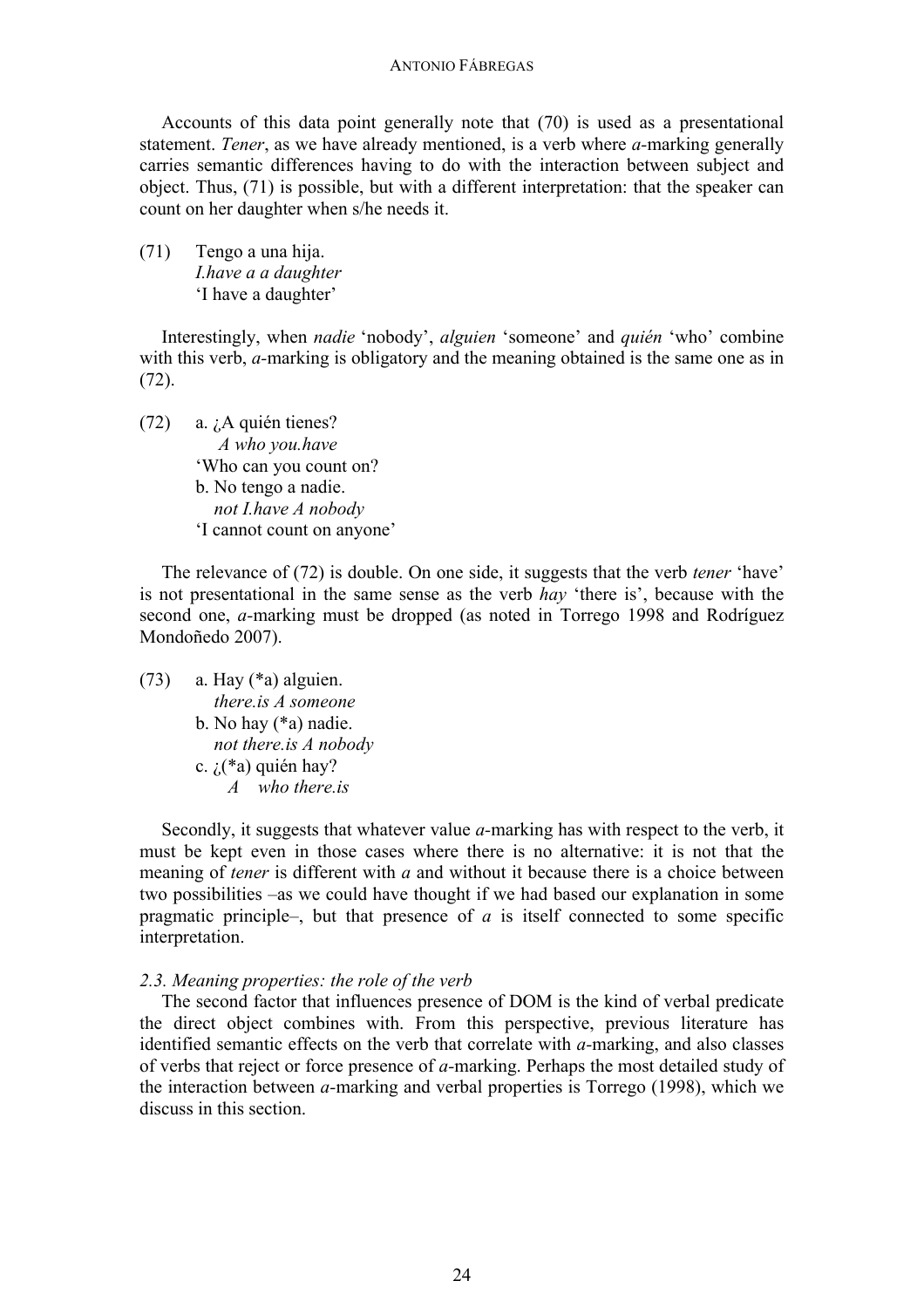Accounts of this data point generally note that (70) is used as a presentational statement. *Tener*, as we have already mentioned, is a verb where *a*-marking generally carries semantic differences having to do with the interaction between subject and object. Thus, (71) is possible, but with a different interpretation: that the speaker can count on her daughter when s/he needs it.

(71) Tengo a una hija.
*I.have a a daughter*
'I have a daughter'

Interestingly, when *nadie* 'nobody', *alguien* 'someone' and *quién* 'who' combine with this verb, *a*-marking is obligatory and the meaning obtained is the same one as in (72).

(72) a. ¿A quién tienes?
*A who you.have*
'Who can you count on?
b. No tengo a nadie.
*not I.have A nobody*
'I cannot count on anyone'

The relevance of (72) is double. On one side, it suggests that the verb *tener* 'have' is not presentational in the same sense as the verb *hay* 'there is', because with the second one, *a*-marking must be dropped (as noted in Torrego 1998 and Rodríguez Mondoñedo 2007).

(73) a. Hay (*a) alguien.
*there.is A someone*
b. No hay (*a) nadie.
*not there.is A nobody*
c. ¿(*a) quién hay?
*A who there.is*

Secondly, it suggests that whatever value *a*-marking has with respect to the verb, it must be kept even in those cases where there is no alternative: it is not that the meaning of *tener* is different with *a* and without it because there is a choice between two possibilities –as we could have thought if we had based our explanation in some pragmatic principle–, but that presence of *a* is itself connected to some specific interpretation.

### *2.3. Meaning properties: the role of the verb*

The second factor that influences presence of DOM is the kind of verbal predicate the direct object combines with. From this perspective, previous literature has identified semantic effects on the verb that correlate with *a*-marking, and also classes of verbs that reject or force presence of *a*-marking. Perhaps the most detailed study of the interaction between *a*-marking and verbal properties is Torrego (1998), which we discuss in this section.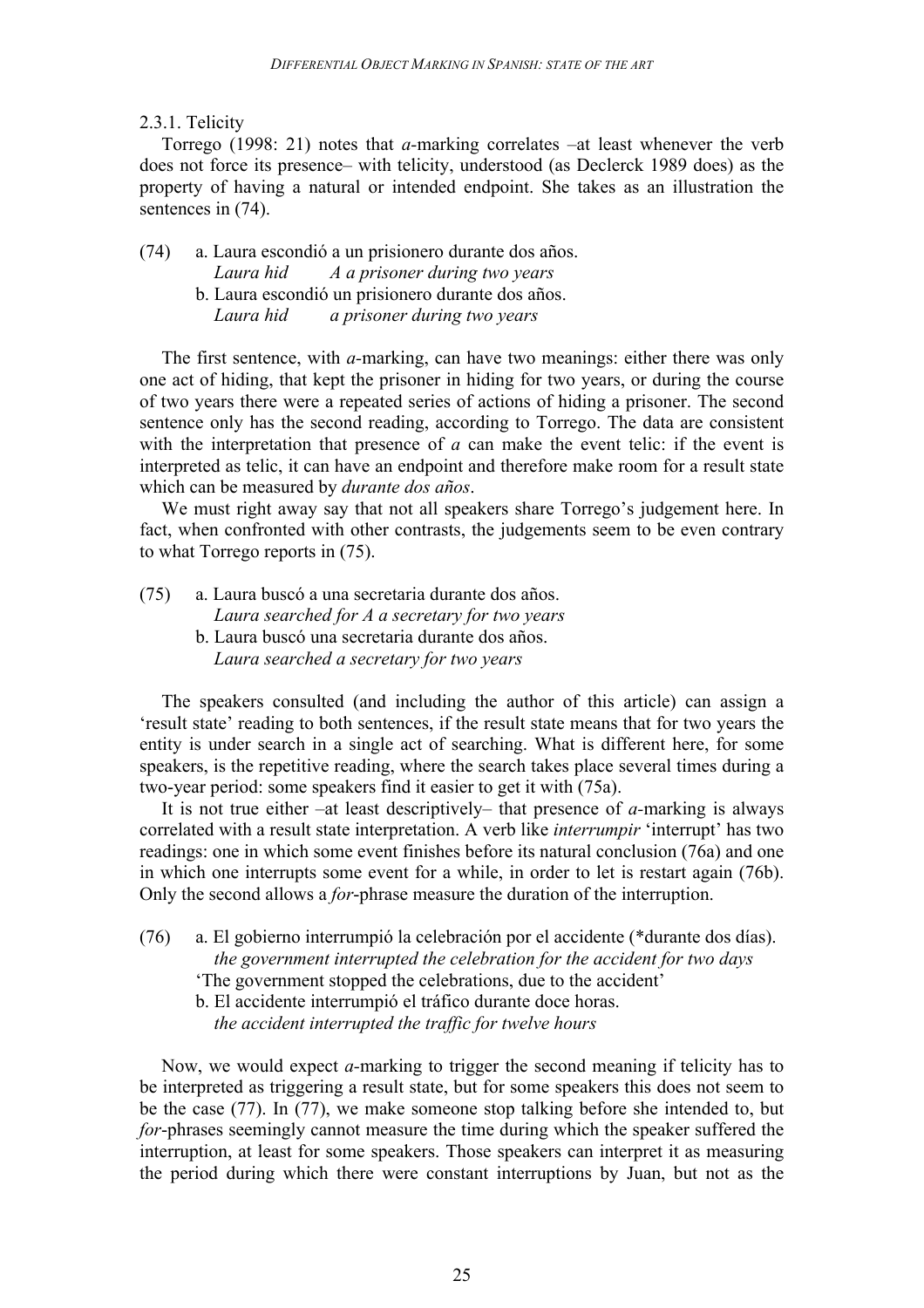#### 2.3.1. Telicity

Torrego (1998: 21) notes that *a*-marking correlates –at least whenever the verb does not force its presence– with telicity, understood (as Declerck 1989 does) as the property of having a natural or intended endpoint. She takes as an illustration the sentences in (74).

(74) a. Laura escondió a un prisionero durante dos años.
*Laura hid A a prisoner during two years*
b. Laura escondió un prisionero durante dos años.
*Laura hid a prisoner during two years*

The first sentence, with *a*-marking, can have two meanings: either there was only one act of hiding, that kept the prisoner in hiding for two years, or during the course of two years there were a repeated series of actions of hiding a prisoner. The second sentence only has the second reading, according to Torrego. The data are consistent with the interpretation that presence of *a* can make the event telic: if the event is interpreted as telic, it can have an endpoint and therefore make room for a result state which can be measured by *durante dos años*.

We must right away say that not all speakers share Torrego's judgement here. In fact, when confronted with other contrasts, the judgements seem to be even contrary to what Torrego reports in (75).

(75) a. Laura buscó a una secretaria durante dos años.
*Laura searched for A a secretary for two years*
b. Laura buscó una secretaria durante dos años.
*Laura searched a secretary for two years*

The speakers consulted (and including the author of this article) can assign a 'result state' reading to both sentences, if the result state means that for two years the entity is under search in a single act of searching. What is different here, for some speakers, is the repetitive reading, where the search takes place several times during a two-year period: some speakers find it easier to get it with (75a).

It is not true either –at least descriptively– that presence of *a*-marking is always correlated with a result state interpretation. A verb like *interrumpir* 'interrupt' has two readings: one in which some event finishes before its natural conclusion (76a) and one in which one interrupts some event for a while, in order to let is restart again (76b). Only the second allows a *for*-phrase measure the duration of the interruption.

(76) a. El gobierno interrumpió la celebración por el accidente (*durante dos días).
*the government interrupted the celebration for the accident for two days*
'The government stopped the celebrations, due to the accident'
b. El accidente interrumpió el tráfico durante doce horas.
*the accident interrupted the traffic for twelve hours*

Now, we would expect *a*-marking to trigger the second meaning if telicity has to be interpreted as triggering a result state, but for some speakers this does not seem to be the case (77). In (77), we make someone stop talking before she intended to, but *for*-phrases seemingly cannot measure the time during which the speaker suffered the interruption, at least for some speakers. Those speakers can interpret it as measuring the period during which there were constant interruptions by Juan, but not as the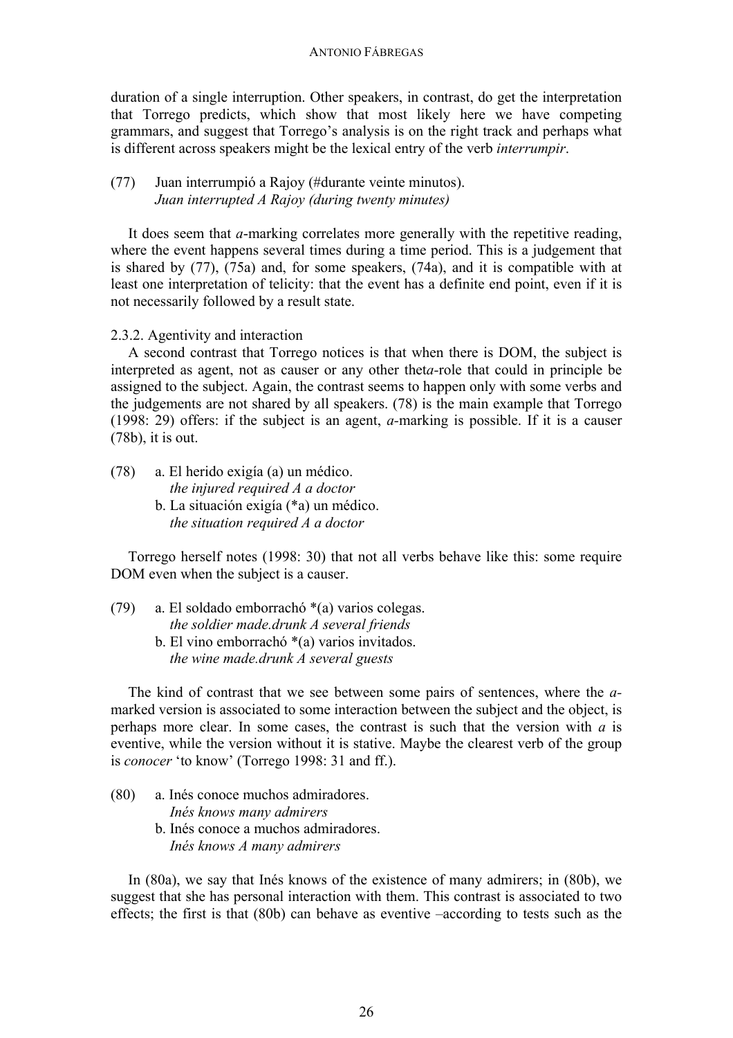duration of a single interruption. Other speakers, in contrast, do get the interpretation that Torrego predicts, which show that most likely here we have competing grammars, and suggest that Torrego's analysis is on the right track and perhaps what is different across speakers might be the lexical entry of the verb *interrumpir*.

(77) Juan interrumpió a Rajoy (#durante veinte minutos).
*Juan interrupted A Rajoy (during twenty minutes)*

It does seem that *a*-marking correlates more generally with the repetitive reading, where the event happens several times during a time period. This is a judgement that is shared by (77), (75a) and, for some speakers, (74a), and it is compatible with at least one interpretation of telicity: that the event has a definite end point, even if it is not necessarily followed by a result state.

2.3.2. Agentivity and interaction

A second contrast that Torrego notices is that when there is DOM, the subject is interpreted as agent, not as causer or any other thet*a*-role that could in principle be assigned to the subject. Again, the contrast seems to happen only with some verbs and the judgements are not shared by all speakers. (78) is the main example that Torrego (1998: 29) offers: if the subject is an agent, *a*-marking is possible. If it is a causer (78b), it is out.

(78) a. El herido exigía (a) un médico.
*the injured required A a doctor*
b. La situación exigía (*a) un médico.
*the situation required A a doctor*

Torrego herself notes (1998: 30) that not all verbs behave like this: some require DOM even when the subject is a causer.

(79) a. El soldado emborrachó *(a) varios colegas.
*the soldier made.drunk A several friends*
b. El vino emborrachó *(a) varios invitados.
*the wine made.drunk A several guests*

The kind of contrast that we see between some pairs of sentences, where the *a*-marked version is associated to some interaction between the subject and the object, is perhaps more clear. In some cases, the contrast is such that the version with *a* is eventive, while the version without it is stative. Maybe the clearest verb of the group is *conocer* 'to know' (Torrego 1998: 31 and ff.).

(80) a. Inés conoce muchos admiradores.
*Inés knows many admirers*
b. Inés conoce a muchos admiradores.
*Inés knows A many admirers*

In (80a), we say that Inés knows of the existence of many admirers; in (80b), we suggest that she has personal interaction with them. This contrast is associated to two effects; the first is that (80b) can behave as eventive –according to tests such as the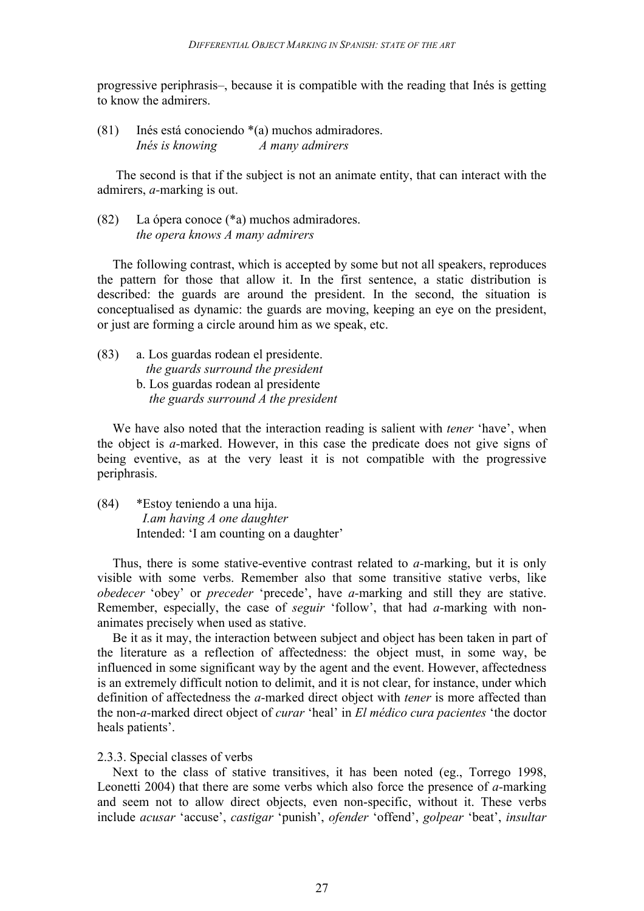progressive periphrasis–, because it is compatible with the reading that Inés is getting to know the admirers.

(81) Inés está conociendo *(a) muchos admiradores.
*Inés is knowing A many admirers*

The second is that if the subject is not an animate entity, that can interact with the admirers, *a*-marking is out.

(82) La ópera conoce (*a) muchos admiradores.
*the opera knows A many admirers*

The following contrast, which is accepted by some but not all speakers, reproduces the pattern for those that allow it. In the first sentence, a static distribution is described: the guards are around the president. In the second, the situation is conceptualised as dynamic: the guards are moving, keeping an eye on the president, or just are forming a circle around him as we speak, etc.

(83) a. Los guardas rodean el presidente.
*the guards surround the president*
b. Los guardas rodean al presidente
*the guards surround A the president*

We have also noted that the interaction reading is salient with *tener* 'have', when the object is *a*-marked. However, in this case the predicate does not give signs of being eventive, as at the very least it is not compatible with the progressive periphrasis.

(84) *Estoy teniendo a una hija.
*I.am having A one daughter*
Intended: 'I am counting on a daughter'

Thus, there is some stative-eventive contrast related to *a*-marking, but it is only visible with some verbs. Remember also that some transitive stative verbs, like *obedecer* 'obey' or *preceder* 'precede', have *a*-marking and still they are stative. Remember, especially, the case of *seguir* 'follow', that had *a*-marking with non-animates precisely when used as stative.

Be it as it may, the interaction between subject and object has been taken in part of the literature as a reflection of affectedness: the object must, in some way, be influenced in some significant way by the agent and the event. However, affectedness is an extremely difficult notion to delimit, and it is not clear, for instance, under which definition of affectedness the *a*-marked direct object with *tener* is more affected than the non-*a*-marked direct object of *curar* 'heal' in *El médico cura pacientes* 'the doctor heals patients'.

### 2.3.3. Special classes of verbs

Next to the class of stative transitives, it has been noted (eg., Torrego 1998, Leonetti 2004) that there are some verbs which also force the presence of *a*-marking and seem not to allow direct objects, even non-specific, without it. These verbs include *acusar* 'accuse', *castigar* 'punish', *ofender* 'offend', *golpear* 'beat', *insultar*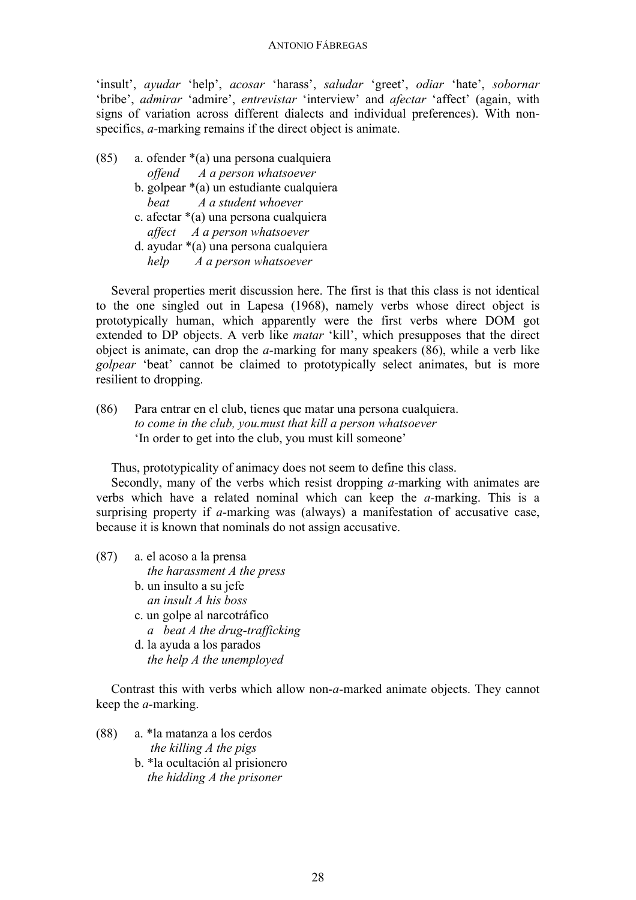'insult', *ayudar* 'help', *acosar* 'harass', *saludar* 'greet', *odiar* 'hate', *sobornar* 'bribe', *admirar* 'admire', *entrevistar* 'interview' and *afectar* 'affect' (again, with signs of variation across different dialects and individual preferences). With non-specifics, *a*-marking remains if the direct object is animate.

(85) a. ofender *(a) una persona cualquiera
 *offend A a person whatsoever*
 b. golpear *(a) un estudiante cualquiera
 *beat A a student whoever*
 c. afectar *(a) una persona cualquiera
 *affect A a person whatsoever*
 d. ayudar *(a) una persona cualquiera
 *help A a person whatsoever*

Several properties merit discussion here. The first is that this class is not identical to the one singled out in Lapesa (1968), namely verbs whose direct object is prototypically human, which apparently were the first verbs where DOM got extended to DP objects. A verb like *matar* 'kill', which presupposes that the direct object is animate, can drop the *a*-marking for many speakers (86), while a verb like *golpear* 'beat' cannot be claimed to prototypically select animates, but is more resilient to dropping.

(86) Para entrar en el club, tienes que matar una persona cualquiera.
 *to come in the club, you.must that kill a person whatsoever*
 'In order to get into the club, you must kill someone'

Thus, prototypicality of animacy does not seem to define this class.

Secondly, many of the verbs which resist dropping *a*-marking with animates are verbs which have a related nominal which can keep the *a*-marking. This is a surprising property if *a*-marking was (always) a manifestation of accusative case, because it is known that nominals do not assign accusative.

(87) a. el acoso a la prensa
 *the harassment A the press*
 b. un insulto a su jefe
 *an insult A his boss*
 c. un golpe al narcotráfico
 *a beat A the drug-trafficking*
 d. la ayuda a los parados
 *the help A the unemployed*

Contrast this with verbs which allow non-*a*-marked animate objects. They cannot keep the *a*-marking.

(88) a. *la matanza a los cerdos
 *the killing A the pigs*
 b. *la ocultación al prisionero
 *the hidding A the prisoner*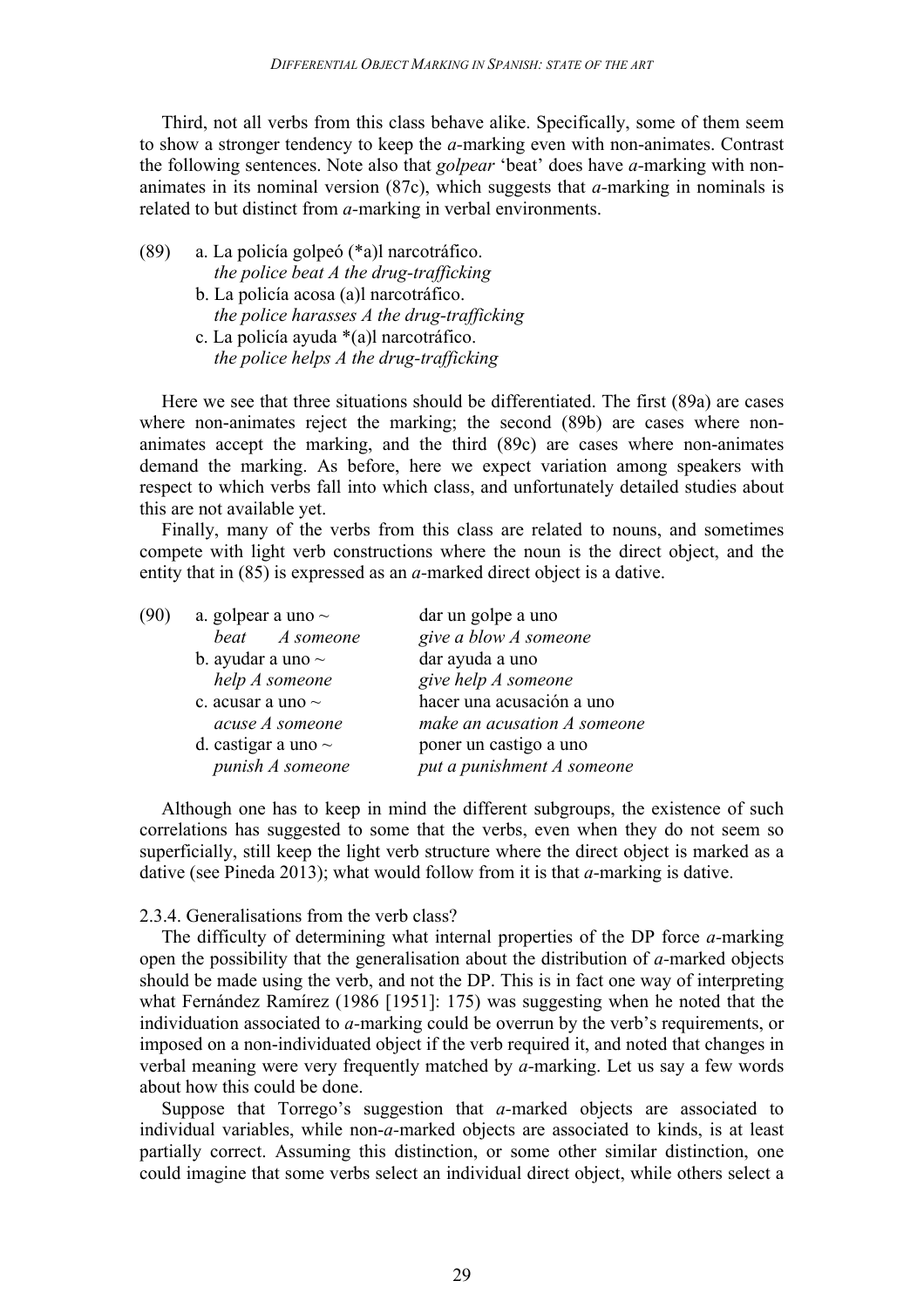Third, not all verbs from this class behave alike. Specifically, some of them seem to show a stronger tendency to keep the *a*-marking even with non-animates. Contrast the following sentences. Note also that *golpear* 'beat' does have *a*-marking with non-animates in its nominal version (87c), which suggests that *a*-marking in nominals is related to but distinct from *a*-marking in verbal environments.

(89) a. La policía golpeó (*a)l narcotráfico.
*the police beat A the drug-trafficking*
b. La policía acosa (a)l narcotráfico.
*the police harasses A the drug-trafficking*
c. La policía ayuda *(a)l narcotráfico.
*the police helps A the drug-trafficking*

Here we see that three situations should be differentiated. The first (89a) are cases where non-animates reject the marking; the second (89b) are cases where non-animates accept the marking, and the third (89c) are cases where non-animates demand the marking. As before, here we expect variation among speakers with respect to which verbs fall into which class, and unfortunately detailed studies about this are not available yet.

Finally, many of the verbs from this class are related to nouns, and sometimes compete with light verb constructions where the noun is the direct object, and the entity that in (85) is expressed as an *a*-marked direct object is a dative.

(90)

| | |
|---|---|
| a. golpear a uno ~<br>*beat A someone* | dar un golpe a uno<br>*give a blow A someone* |
| b. ayudar a uno ~<br>*help A someone* | dar ayuda a uno<br>*give help A someone* |
| c. acusar a uno ~<br>*acuse A someone* | hacer una acusación a uno<br>*make an acusation A someone* |
| d. castigar a uno ~<br>*punish A someone* | poner un castigo a uno<br>*put a punishment A someone* |

Although one has to keep in mind the different subgroups, the existence of such correlations has suggested to some that the verbs, even when they do not seem so superficially, still keep the light verb structure where the direct object is marked as a dative (see Pineda 2013); what would follow from it is that *a*-marking is dative.

### 2.3.4. Generalisations from the verb class?

The difficulty of determining what internal properties of the DP force *a*-marking open the possibility that the generalisation about the distribution of *a*-marked objects should be made using the verb, and not the DP. This is in fact one way of interpreting what Fernández Ramírez (1986 [1951]: 175) was suggesting when he noted that the individuation associated to *a*-marking could be overrun by the verb's requirements, or imposed on a non-individuated object if the verb required it, and noted that changes in verbal meaning were very frequently matched by *a*-marking. Let us say a few words about how this could be done.

Suppose that Torrego's suggestion that *a*-marked objects are associated to individual variables, while non-*a*-marked objects are associated to kinds, is at least partially correct. Assuming this distinction, or some other similar distinction, one could imagine that some verbs select an individual direct object, while others select a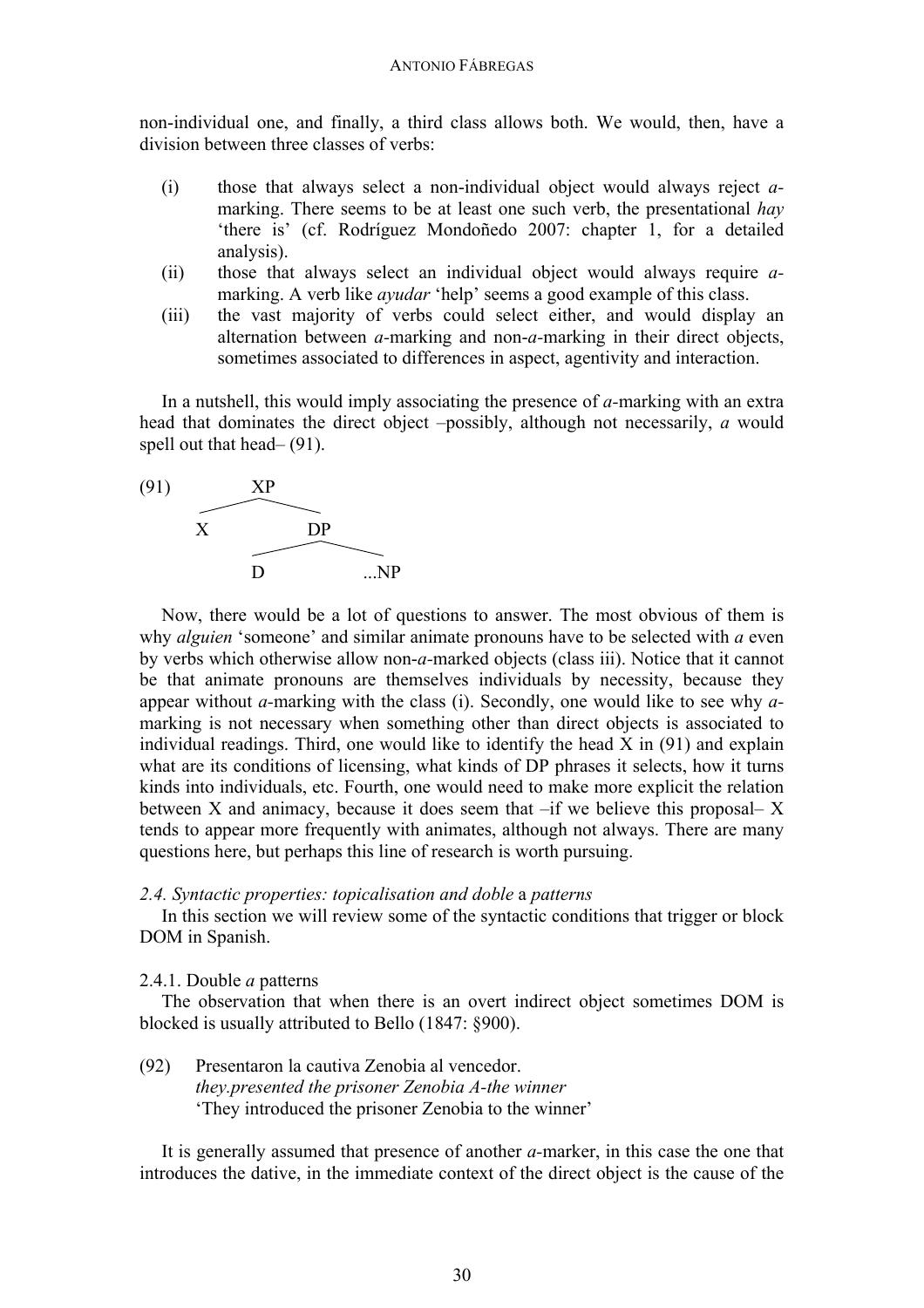non-individual one, and finally, a third class allows both. We would, then, have a division between three classes of verbs:

(i) those that always select a non-individual object would always reject *a*-marking. There seems to be at least one such verb, the presentational *hay* 'there is' (cf. Rodríguez Mondoñedo 2007: chapter 1, for a detailed analysis).

(ii) those that always select an individual object would always require *a*-marking. A verb like *ayudar* 'help' seems a good example of this class.

(iii) the vast majority of verbs could select either, and would display an alternation between *a*-marking and non-*a*-marking in their direct objects, sometimes associated to differences in aspect, agentivity and interaction.

In a nutshell, this would imply associating the presence of *a*-marking with an extra head that dominates the direct object –possibly, although not necessarily, *a* would spell out that head– (91).

(91)
```
        XP
       /  \
      X    DP
          /  \
         D   ...NP
```

Now, there would be a lot of questions to answer. The most obvious of them is why *alguien* 'someone' and similar animate pronouns have to be selected with *a* even by verbs which otherwise allow non-*a*-marked objects (class iii). Notice that it cannot be that animate pronouns are themselves individuals by necessity, because they appear without *a*-marking with the class (i). Secondly, one would like to see why *a*-marking is not necessary when something other than direct objects is associated to individual readings. Third, one would like to identify the head X in (91) and explain what are its conditions of licensing, what kinds of DP phrases it selects, how it turns kinds into individuals, etc. Fourth, one would need to make more explicit the relation between X and animacy, because it does seem that –if we believe this proposal– X tends to appear more frequently with animates, although not always. There are many questions here, but perhaps this line of research is worth pursuing.

### *2.4. Syntactic properties: topicalisation and doble* a *patterns*

In this section we will review some of the syntactic conditions that trigger or block DOM in Spanish.

#### 2.4.1. Double *a* patterns

The observation that when there is an overt indirect object sometimes DOM is blocked is usually attributed to Bello (1847: §900).

(92) Presentaron la cautiva Zenobia al vencedor.
*they.presented the prisoner Zenobia A-the winner*
'They introduced the prisoner Zenobia to the winner'

It is generally assumed that presence of another *a*-marker, in this case the one that introduces the dative, in the immediate context of the direct object is the cause of the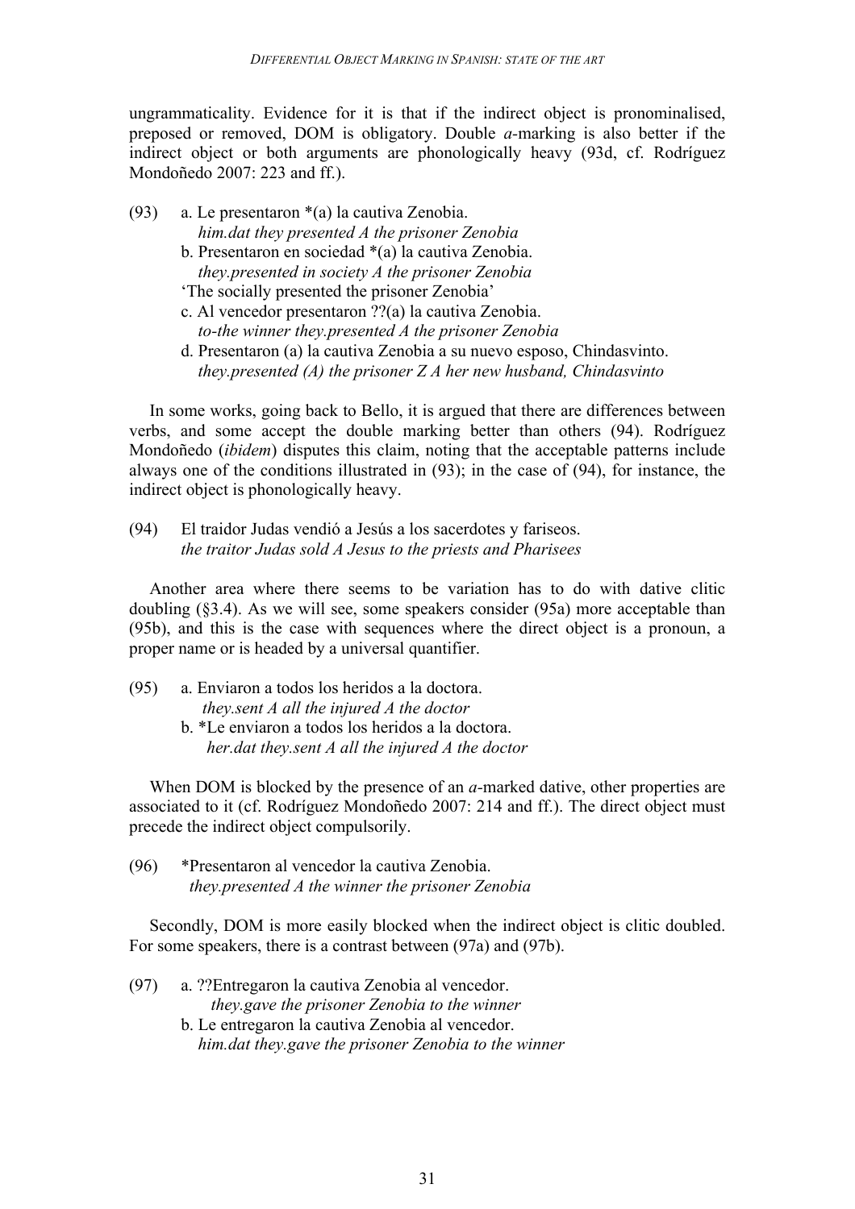ungrammaticality. Evidence for it is that if the indirect object is pronominalised, preposed or removed, DOM is obligatory. Double *a*-marking is also better if the indirect object or both arguments are phonologically heavy (93d, cf. Rodríguez Mondoñedo 2007: 223 and ff.).

(93) a. Le presentaron *(a) la cautiva Zenobia.
*him.dat they presented A the prisoner Zenobia*
b. Presentaron en sociedad *(a) la cautiva Zenobia.
*they.presented in society A the prisoner Zenobia*
'The socially presented the prisoner Zenobia'
c. Al vencedor presentaron ??(a) la cautiva Zenobia.
*to-the winner they.presented A the prisoner Zenobia*
d. Presentaron (a) la cautiva Zenobia a su nuevo esposo, Chindasvinto.
*they.presented (A) the prisoner Z A her new husband, Chindasvinto*

In some works, going back to Bello, it is argued that there are differences between verbs, and some accept the double marking better than others (94). Rodríguez Mondoñedo (*ibidem*) disputes this claim, noting that the acceptable patterns include always one of the conditions illustrated in (93); in the case of (94), for instance, the indirect object is phonologically heavy.

(94) El traidor Judas vendió a Jesús a los sacerdotes y fariseos.
*the traitor Judas sold A Jesus to the priests and Pharisees*

Another area where there seems to be variation has to do with dative clitic doubling (§3.4). As we will see, some speakers consider (95a) more acceptable than (95b), and this is the case with sequences where the direct object is a pronoun, a proper name or is headed by a universal quantifier.

(95) a. Enviaron a todos los heridos a la doctora.
*they.sent A all the injured A the doctor*
b. *Le enviaron a todos los heridos a la doctora.
*her.dat they.sent A all the injured A the doctor*

When DOM is blocked by the presence of an *a*-marked dative, other properties are associated to it (cf. Rodríguez Mondoñedo 2007: 214 and ff.). The direct object must precede the indirect object compulsorily.

(96) *Presentaron al vencedor la cautiva Zenobia.
*they.presented A the winner the prisoner Zenobia*

Secondly, DOM is more easily blocked when the indirect object is clitic doubled. For some speakers, there is a contrast between (97a) and (97b).

(97) a. ??Entregaron la cautiva Zenobia al vencedor.
*they.gave the prisoner Zenobia to the winner*
b. Le entregaron la cautiva Zenobia al vencedor.
*him.dat they.gave the prisoner Zenobia to the winner*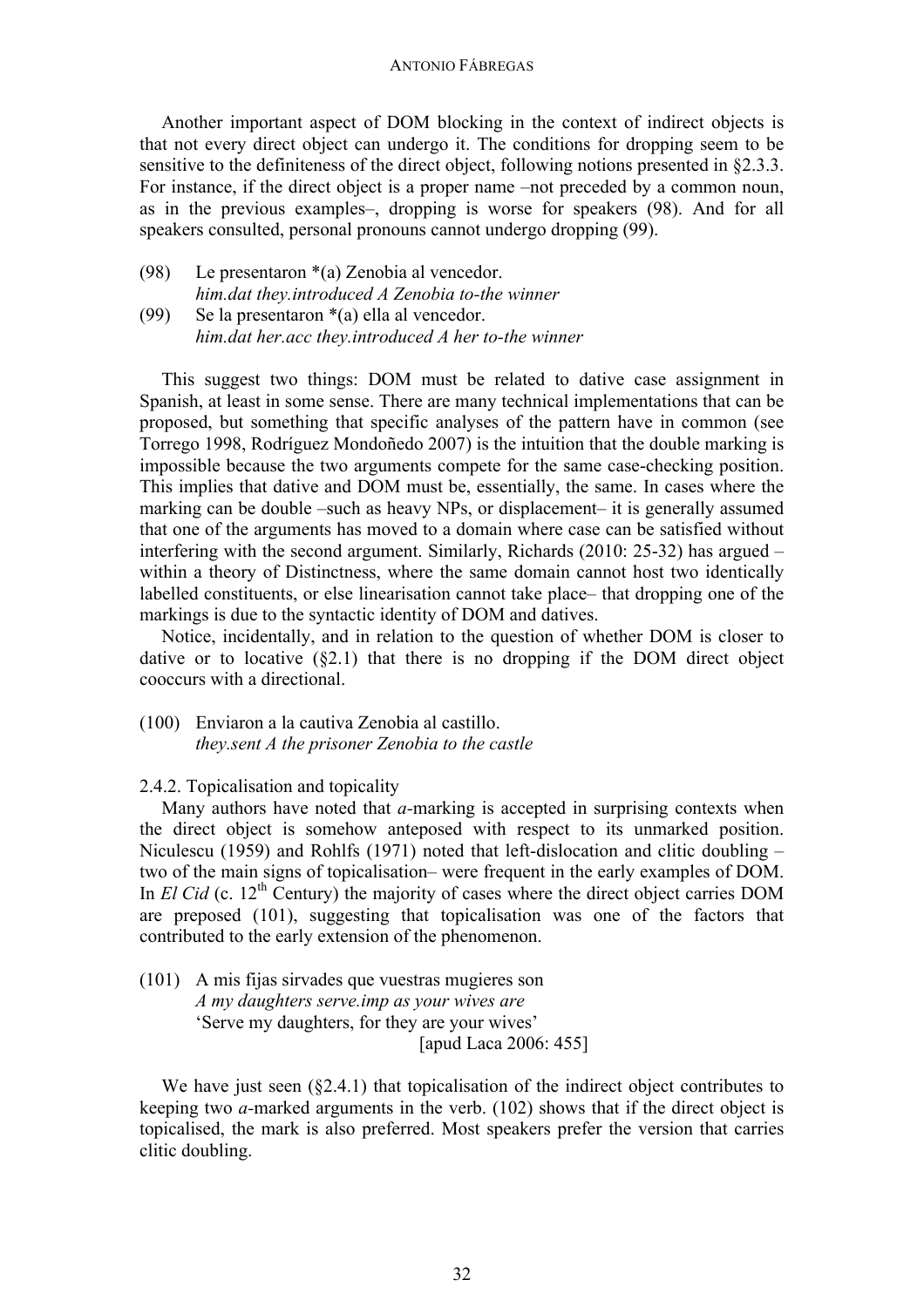Another important aspect of DOM blocking in the context of indirect objects is that not every direct object can undergo it. The conditions for dropping seem to be sensitive to the definiteness of the direct object, following notions presented in §2.3.3. For instance, if the direct object is a proper name –not preceded by a common noun, as in the previous examples–, dropping is worse for speakers (98). And for all speakers consulted, personal pronouns cannot undergo dropping (99).

(98) Le presentaron *(a) Zenobia al vencedor.
*him.dat they.introduced A Zenobia to-the winner*

(99) Se la presentaron *(a) ella al vencedor.
*him.dat her.acc they.introduced A her to-the winner*

This suggest two things: DOM must be related to dative case assignment in Spanish, at least in some sense. There are many technical implementations that can be proposed, but something that specific analyses of the pattern have in common (see Torrego 1998, Rodríguez Mondoñedo 2007) is the intuition that the double marking is impossible because the two arguments compete for the same case-checking position. This implies that dative and DOM must be, essentially, the same. In cases where the marking can be double –such as heavy NPs, or displacement– it is generally assumed that one of the arguments has moved to a domain where case can be satisfied without interfering with the second argument. Similarly, Richards (2010: 25-32) has argued –within a theory of Distinctness, where the same domain cannot host two identically labelled constituents, or else linearisation cannot take place– that dropping one of the markings is due to the syntactic identity of DOM and datives.

Notice, incidentally, and in relation to the question of whether DOM is closer to dative or to locative (§2.1) that there is no dropping if the DOM direct object cooccurs with a directional.

(100) Enviaron a la cautiva Zenobia al castillo.
*they.sent A the prisoner Zenobia to the castle*

2.4.2. Topicalisation and topicality

Many authors have noted that *a*-marking is accepted in surprising contexts when the direct object is somehow anteposed with respect to its unmarked position. Niculescu (1959) and Rohlfs (1971) noted that left-dislocation and clitic doubling –two of the main signs of topicalisation– were frequent in the early examples of DOM. In *El Cid* (c. 12th Century) the majority of cases where the direct object carries DOM are preposed (101), suggesting that topicalisation was one of the factors that contributed to the early extension of the phenomenon.

(101) A mis fijas sirvades que vuestras mugieres son
*A my daughters serve.imp as your wives are*
'Serve my daughters, for they are your wives'
[apud Laca 2006: 455]

We have just seen (§2.4.1) that topicalisation of the indirect object contributes to keeping two *a*-marked arguments in the verb. (102) shows that if the direct object is topicalised, the mark is also preferred. Most speakers prefer the version that carries clitic doubling.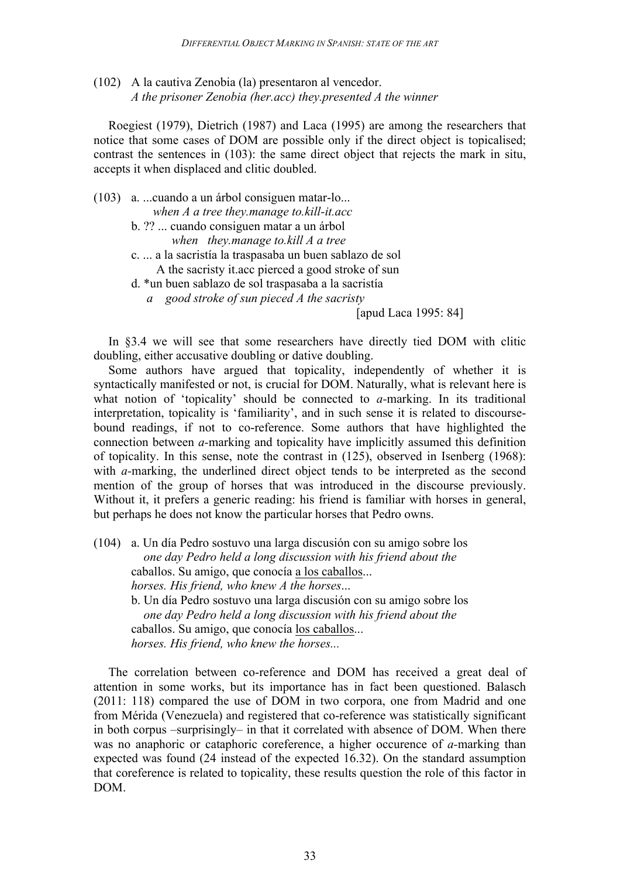(102) A la cautiva Zenobia (la) presentaron al vencedor.
*A the prisoner Zenobia (her.acc) they.presented A the winner*

Roegiest (1979), Dietrich (1987) and Laca (1995) are among the researchers that notice that some cases of DOM are possible only if the direct object is topicalised; contrast the sentences in (103): the same direct object that rejects the mark in situ, accepts it when displaced and clitic doubled.

(103) a. ...cuando a un árbol consiguen matar-lo...
*when A a tree they.manage to.kill-it.acc*
b. ?? ... cuando consiguen matar a un árbol
*when they.manage to.kill A a tree*
c. ... a la sacristía la traspasaba un buen sablazo de sol
A the sacristy it.acc pierced a good stroke of sun
d. *un buen sablazo de sol traspasaba a la sacristía
*a good stroke of sun pieced A the sacristy*
[apud Laca 1995: 84]

In §3.4 we will see that some researchers have directly tied DOM with clitic doubling, either accusative doubling or dative doubling.

Some authors have argued that topicality, independently of whether it is syntactically manifested or not, is crucial for DOM. Naturally, what is relevant here is what notion of 'topicality' should be connected to *a*-marking. In its traditional interpretation, topicality is 'familiarity', and in such sense it is related to discourse-bound readings, if not to co-reference. Some authors that have highlighted the connection between *a*-marking and topicality have implicitly assumed this definition of topicality. In this sense, note the contrast in (125), observed in Isenberg (1968): with *a*-marking, the underlined direct object tends to be interpreted as the second mention of the group of horses that was introduced in the discourse previously. Without it, it prefers a generic reading: his friend is familiar with horses in general, but perhaps he does not know the particular horses that Pedro owns.

(104) a. Un día Pedro sostuvo una larga discusión con su amigo sobre los
*one day Pedro held a long discussion with his friend about the*
caballos. Su amigo, que conocía <u>a los caballos</u>...
*horses. His friend, who knew A the horses…*
b. Un día Pedro sostuvo una larga discusión con su amigo sobre los
*one day Pedro held a long discussion with his friend about the*
caballos. Su amigo, que conocía <u>los caballos</u>...
*horses. His friend, who knew the horses...*

The correlation between co-reference and DOM has received a great deal of attention in some works, but its importance has in fact been questioned. Balasch (2011: 118) compared the use of DOM in two corpora, one from Madrid and one from Mérida (Venezuela) and registered that co-reference was statistically significant in both corpus –surprisingly– in that it correlated with absence of DOM. When there was no anaphoric or cataphoric coreference, a higher occurence of *a*-marking than expected was found (24 instead of the expected 16.32). On the standard assumption that coreference is related to topicality, these results question the role of this factor in DOM.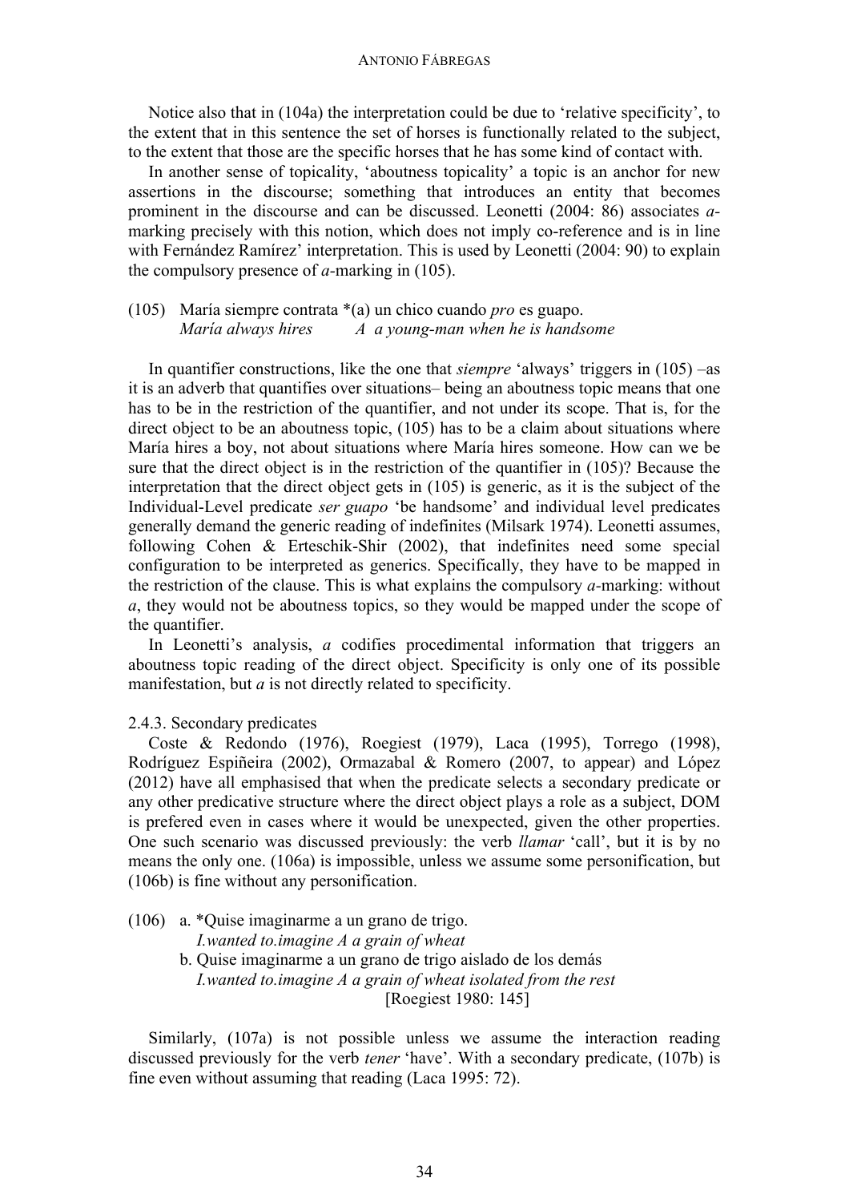Notice also that in (104a) the interpretation could be due to 'relative specificity', to the extent that in this sentence the set of horses is functionally related to the subject, to the extent that those are the specific horses that he has some kind of contact with.

In another sense of topicality, 'aboutness topicality' a topic is an anchor for new assertions in the discourse; something that introduces an entity that becomes prominent in the discourse and can be discussed. Leonetti (2004: 86) associates *a*-marking precisely with this notion, which does not imply co-reference and is in line with Fernández Ramírez' interpretation. This is used by Leonetti (2004: 90) to explain the compulsory presence of *a*-marking in (105).

(105) María siempre contrata *(a) un chico cuando *pro* es guapo.
*María always hires A a young-man when he is handsome*

In quantifier constructions, like the one that *siempre* 'always' triggers in (105) –as it is an adverb that quantifies over situations– being an aboutness topic means that one has to be in the restriction of the quantifier, and not under its scope. That is, for the direct object to be an aboutness topic, (105) has to be a claim about situations where María hires a boy, not about situations where María hires someone. How can we be sure that the direct object is in the restriction of the quantifier in (105)? Because the interpretation that the direct object gets in (105) is generic, as it is the subject of the Individual-Level predicate *ser guapo* 'be handsome' and individual level predicates generally demand the generic reading of indefinites (Milsark 1974). Leonetti assumes, following Cohen & Erteschik-Shir (2002), that indefinites need some special configuration to be interpreted as generics. Specifically, they have to be mapped in the restriction of the clause. This is what explains the compulsory *a*-marking: without *a*, they would not be aboutness topics, so they would be mapped under the scope of the quantifier.

In Leonetti's analysis, *a* codifies procedimental information that triggers an aboutness topic reading of the direct object. Specificity is only one of its possible manifestation, but *a* is not directly related to specificity.

2.4.3. Secondary predicates

Coste & Redondo (1976), Roegiest (1979), Laca (1995), Torrego (1998), Rodríguez Espiñeira (2002), Ormazabal & Romero (2007, to appear) and López (2012) have all emphasised that when the predicate selects a secondary predicate or any other predicative structure where the direct object plays a role as a subject, DOM is prefered even in cases where it would be unexpected, given the other properties. One such scenario was discussed previously: the verb *llamar* 'call', but it is by no means the only one. (106a) is impossible, unless we assume some personification, but (106b) is fine without any personification.

(106) a. *Quise imaginarme a un grano de trigo.
*I.wanted to.imagine A a grain of wheat*
b. Quise imaginarme a un grano de trigo aislado de los demás
*I.wanted to.imagine A a grain of wheat isolated from the rest*
[Roegiest 1980: 145]

Similarly, (107a) is not possible unless we assume the interaction reading discussed previously for the verb *tener* 'have'. With a secondary predicate, (107b) is fine even without assuming that reading (Laca 1995: 72).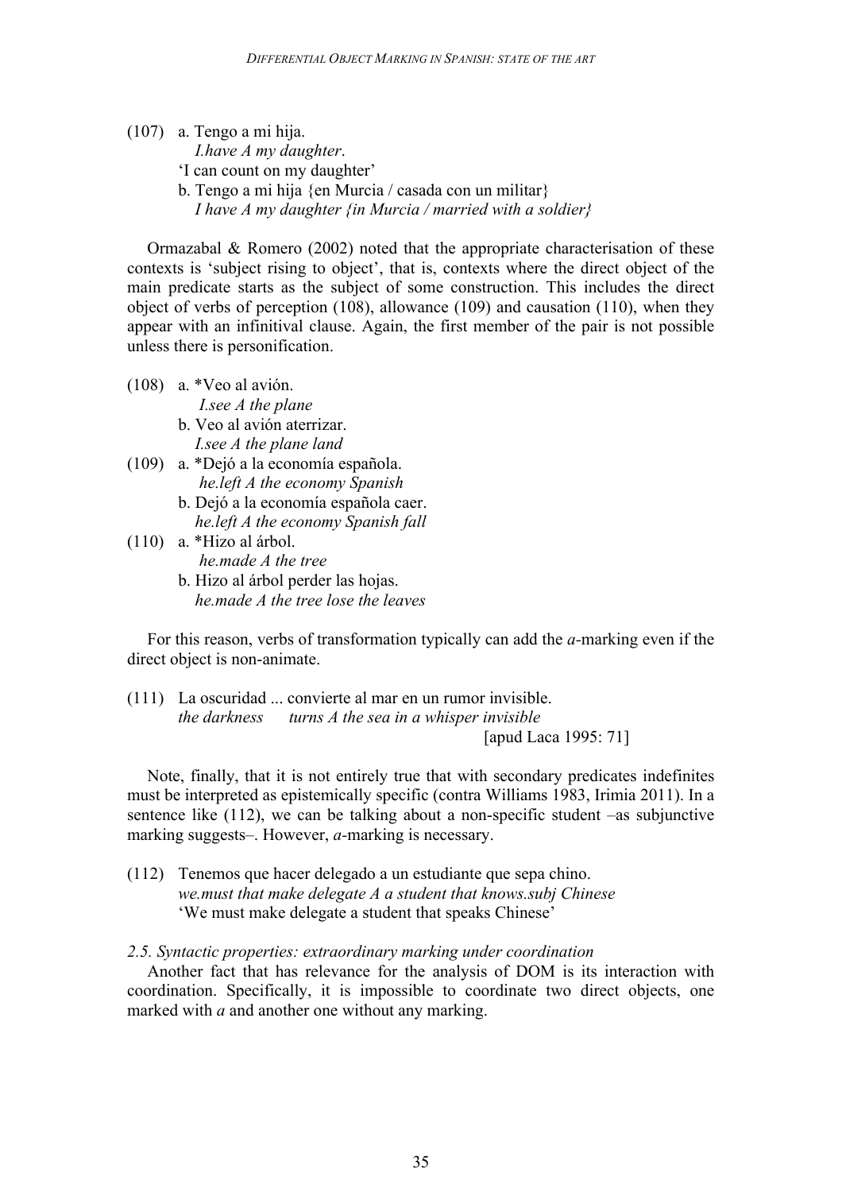(107) a. Tengo a mi hija.
*I.have A my daughter*.
'I can count on my daughter'
b. Tengo a mi hija {en Murcia / casada con un militar}
*I have A my daughter {in Murcia / married with a soldier}*

Ormazabal & Romero (2002) noted that the appropriate characterisation of these contexts is 'subject rising to object', that is, contexts where the direct object of the main predicate starts as the subject of some construction. This includes the direct object of verbs of perception (108), allowance (109) and causation (110), when they appear with an infinitival clause. Again, the first member of the pair is not possible unless there is personification.

(108) a. *Veo al avión.
*I.see A the plane*
b. Veo al avión aterrizar.
*I.see A the plane land*

(109) a. *Dejó a la economía española.
*he.left A the economy Spanish*
b. Dejó a la economía española caer.
*he.left A the economy Spanish fall*

(110) a. *Hizo al árbol.
*he.made A the tree*
b. Hizo al árbol perder las hojas.
*he.made A the tree lose the leaves*

For this reason, verbs of transformation typically can add the *a*-marking even if the direct object is non-animate.

(111) La oscuridad ... convierte al mar en un rumor invisible.
*the darkness turns A the sea in a whisper invisible*
[apud Laca 1995: 71]

Note, finally, that it is not entirely true that with secondary predicates indefinites must be interpreted as epistemically specific (contra Williams 1983, Irimia 2011). In a sentence like (112), we can be talking about a non-specific student –as subjunctive marking suggests–. However, *a*-marking is necessary.

(112) Tenemos que hacer delegado a un estudiante que sepa chino.
*we.must that make delegate A a student that knows.subj Chinese*
'We must make delegate a student that speaks Chinese'

### *2.5. Syntactic properties: extraordinary marking under coordination*

Another fact that has relevance for the analysis of DOM is its interaction with coordination. Specifically, it is impossible to coordinate two direct objects, one marked with *a* and another one without any marking.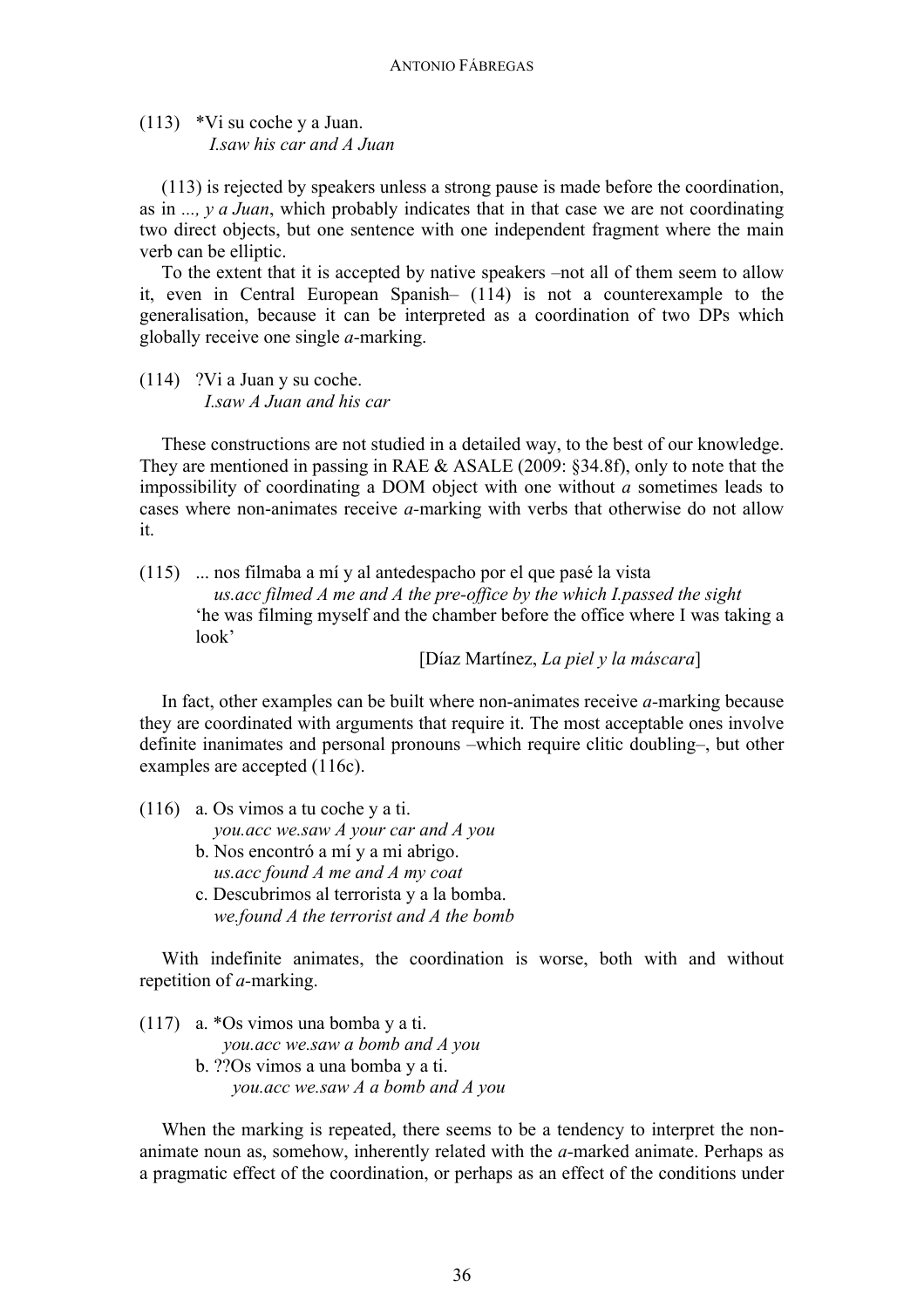(113) *Vi su coche y a Juan.
*I.saw his car and A Juan*

(113) is rejected by speakers unless a strong pause is made before the coordination, as in *..., y a Juan*, which probably indicates that in that case we are not coordinating two direct objects, but one sentence with one independent fragment where the main verb can be elliptic.

To the extent that it is accepted by native speakers –not all of them seem to allow it, even in Central European Spanish– (114) is not a counterexample to the generalisation, because it can be interpreted as a coordination of two DPs which globally receive one single *a*-marking.

(114) ?Vi a Juan y su coche.
*I.saw A Juan and his car*

These constructions are not studied in a detailed way, to the best of our knowledge. They are mentioned in passing in RAE & ASALE (2009: §34.8f), only to note that the impossibility of coordinating a DOM object with one without *a* sometimes leads to cases where non-animates receive *a*-marking with verbs that otherwise do not allow it.

(115) ... nos filmaba a mí y al antedespacho por el que pasé la vista
*us.acc filmed A me and A the pre-office by the which I.passed the sight*
'he was filming myself and the chamber before the office where I was taking a look'
[Díaz Martínez, *La piel y la máscara*]

In fact, other examples can be built where non-animates receive *a*-marking because they are coordinated with arguments that require it. The most acceptable ones involve definite inanimates and personal pronouns –which require clitic doubling–, but other examples are accepted (116c).

(116) a. Os vimos a tu coche y a ti.
*you.acc we.saw A your car and A you*
b. Nos encontró a mí y a mi abrigo.
*us.acc found A me and A my coat*
c. Descubrimos al terrorista y a la bomba.
*we.found A the terrorist and A the bomb*

With indefinite animates, the coordination is worse, both with and without repetition of *a*-marking.

(117) a. *Os vimos una bomba y a ti.
*you.acc we.saw a bomb and A you*
b. ??Os vimos a una bomba y a ti.
*you.acc we.saw A a bomb and A you*

When the marking is repeated, there seems to be a tendency to interpret the non-animate noun as, somehow, inherently related with the *a*-marked animate. Perhaps as a pragmatic effect of the coordination, or perhaps as an effect of the conditions under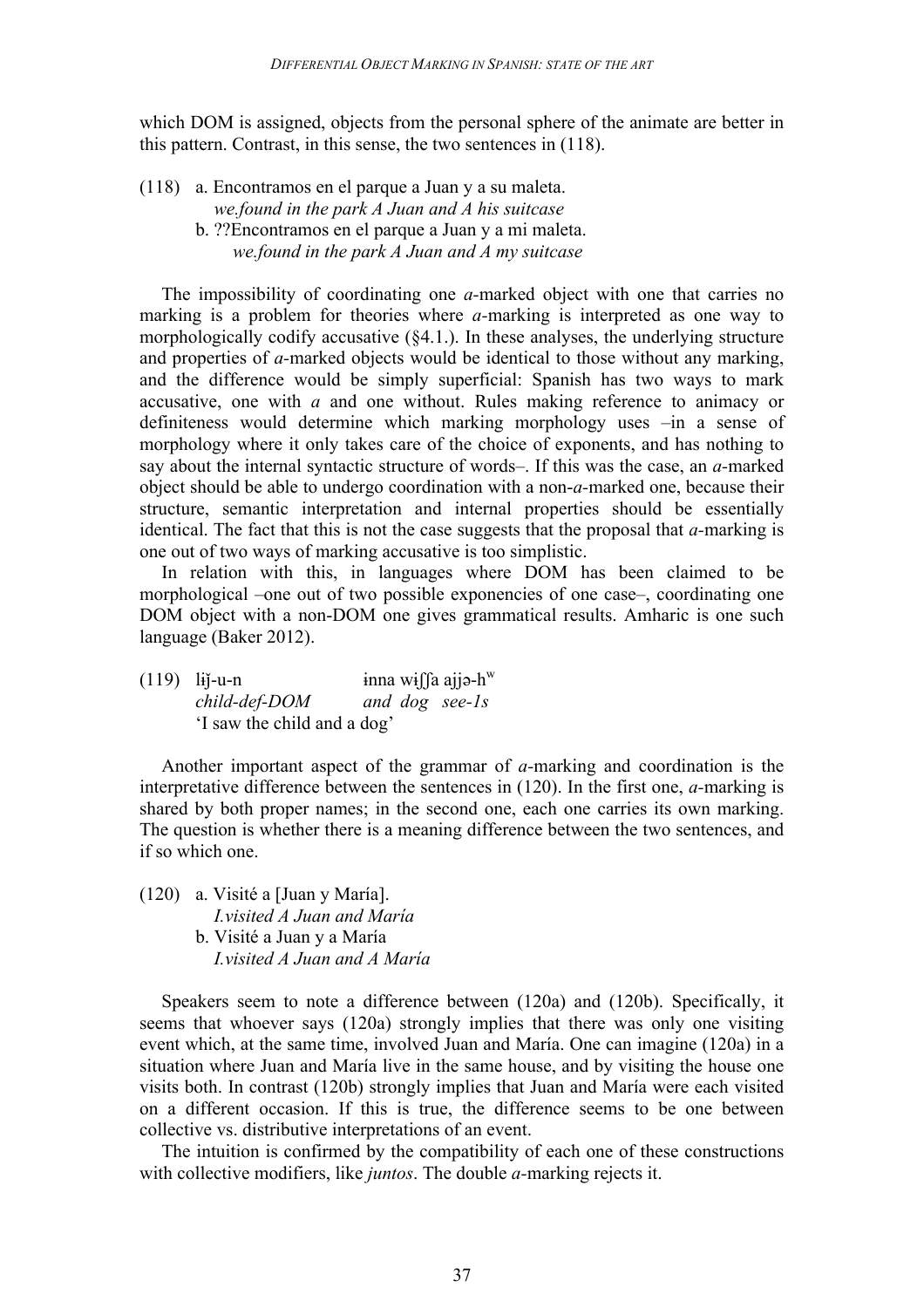which DOM is assigned, objects from the personal sphere of the animate are better in this pattern. Contrast, in this sense, the two sentences in (118).

(118) a. Encontramos en el parque a Juan y a su maleta.
*we.found in the park A Juan and A his suitcase*
b. ??Encontramos en el parque a Juan y a mi maleta.
*we.found in the park A Juan and A my suitcase*

The impossibility of coordinating one *a*-marked object with one that carries no marking is a problem for theories where *a*-marking is interpreted as one way to morphologically codify accusative (§4.1.). In these analyses, the underlying structure and properties of *a*-marked objects would be identical to those without any marking, and the difference would be simply superficial: Spanish has two ways to mark accusative, one with *a* and one without. Rules making reference to animacy or definiteness would determine which marking morphology uses –in a sense of morphology where it only takes care of the choice of exponents, and has nothing to say about the internal syntactic structure of words–. If this was the case, an *a*-marked object should be able to undergo coordination with a non-*a*-marked one, because their structure, semantic interpretation and internal properties should be essentially identical. The fact that this is not the case suggests that the proposal that *a*-marking is one out of two ways of marking accusative is too simplistic.

In relation with this, in languages where DOM has been claimed to be morphological –one out of two possible exponencies of one case–, coordinating one DOM object with a non-DOM one gives grammatical results. Amharic is one such language (Baker 2012).

(119) lɨǯ-u-n ɨnna wɨʃʃa ajjə-hʷ
*child-def-DOM and dog see-1s*
'I saw the child and a dog'

Another important aspect of the grammar of *a*-marking and coordination is the interpretative difference between the sentences in (120). In the first one, *a*-marking is shared by both proper names; in the second one, each one carries its own marking. The question is whether there is a meaning difference between the two sentences, and if so which one.

(120) a. Visité a [Juan y María].
*I.visited A Juan and María*
b. Visité a Juan y a María
*I.visited A Juan and A María*

Speakers seem to note a difference between (120a) and (120b). Specifically, it seems that whoever says (120a) strongly implies that there was only one visiting event which, at the same time, involved Juan and María. One can imagine (120a) in a situation where Juan and María live in the same house, and by visiting the house one visits both. In contrast (120b) strongly implies that Juan and María were each visited on a different occasion. If this is true, the difference seems to be one between collective vs. distributive interpretations of an event.

The intuition is confirmed by the compatibility of each one of these constructions with collective modifiers, like *juntos*. The double *a*-marking rejects it.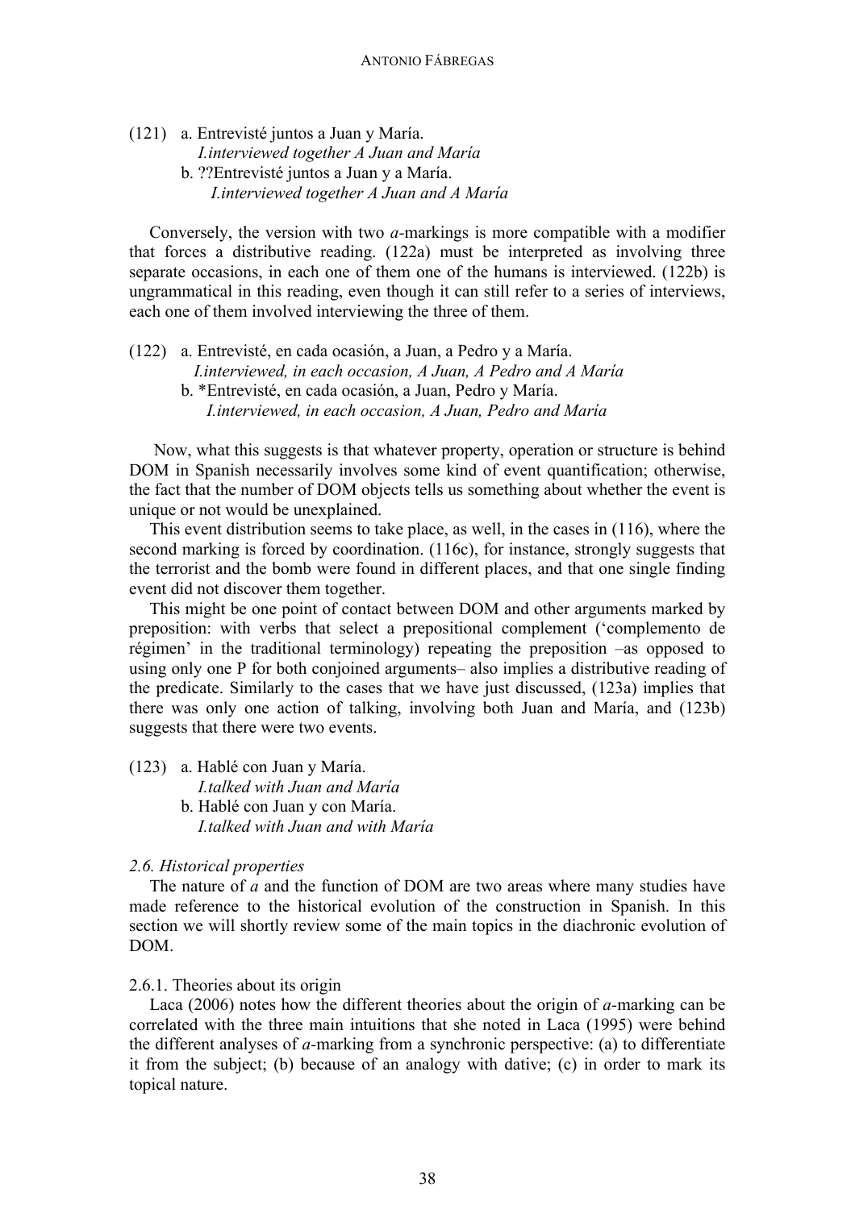(121) a. Entrevisté juntos a Juan y María.
*I.interviewed together A Juan and María*
b. ??Entrevisté juntos a Juan y a María.
*I.interviewed together A Juan and A María*

Conversely, the version with two *a*-markings is more compatible with a modifier that forces a distributive reading. (122a) must be interpreted as involving three separate occasions, in each one of them one of the humans is interviewed. (122b) is ungrammatical in this reading, even though it can still refer to a series of interviews, each one of them involved interviewing the three of them.

(122) a. Entrevisté, en cada ocasión, a Juan, a Pedro y a María.
*I.interviewed, in each occasion, A Juan, A Pedro and A María*
b. *Entrevisté, en cada ocasión, a Juan, Pedro y María.
*I.interviewed, in each occasion, A Juan, Pedro and María*

Now, what this suggests is that whatever property, operation or structure is behind DOM in Spanish necessarily involves some kind of event quantification; otherwise, the fact that the number of DOM objects tells us something about whether the event is unique or not would be unexplained.

This event distribution seems to take place, as well, in the cases in (116), where the second marking is forced by coordination. (116c), for instance, strongly suggests that the terrorist and the bomb were found in different places, and that one single finding event did not discover them together.

This might be one point of contact between DOM and other arguments marked by preposition: with verbs that select a prepositional complement ('complemento de régimen' in the traditional terminology) repeating the preposition –as opposed to using only one P for both conjoined arguments– also implies a distributive reading of the predicate. Similarly to the cases that we have just discussed, (123a) implies that there was only one action of talking, involving both Juan and María, and (123b) suggests that there were two events.

(123) a. Hablé con Juan y María.
*I.talked with Juan and María*
b. Hablé con Juan y con María.
*I.talked with Juan and with María*

### *2.6. Historical properties*

The nature of *a* and the function of DOM are two areas where many studies have made reference to the historical evolution of the construction in Spanish. In this section we will shortly review some of the main topics in the diachronic evolution of DOM.

#### 2.6.1. Theories about its origin

Laca (2006) notes how the different theories about the origin of *a*-marking can be correlated with the three main intuitions that she noted in Laca (1995) were behind the different analyses of *a*-marking from a synchronic perspective: (a) to differentiate it from the subject; (b) because of an analogy with dative; (c) in order to mark its topical nature.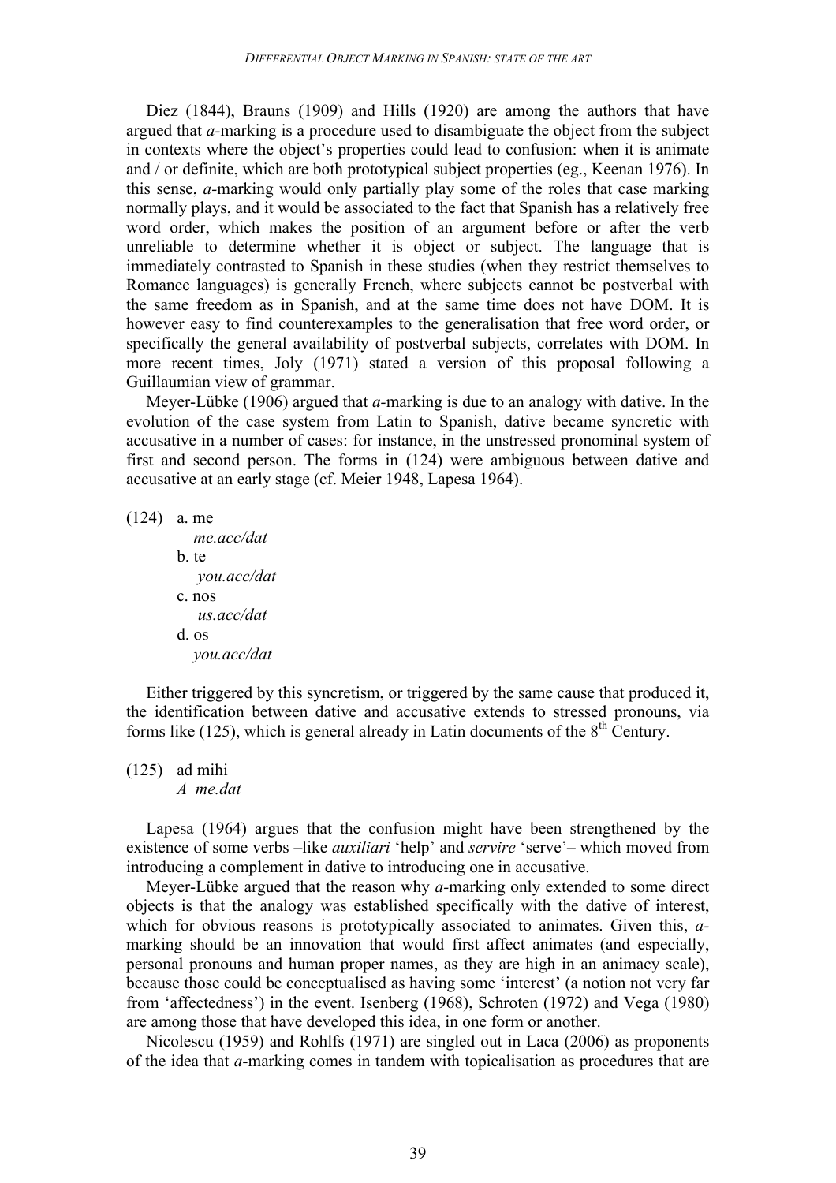Diez (1844), Brauns (1909) and Hills (1920) are among the authors that have argued that *a*-marking is a procedure used to disambiguate the object from the subject in contexts where the object's properties could lead to confusion: when it is animate and / or definite, which are both prototypical subject properties (eg., Keenan 1976). In this sense, *a*-marking would only partially play some of the roles that case marking normally plays, and it would be associated to the fact that Spanish has a relatively free word order, which makes the position of an argument before or after the verb unreliable to determine whether it is object or subject. The language that is immediately contrasted to Spanish in these studies (when they restrict themselves to Romance languages) is generally French, where subjects cannot be postverbal with the same freedom as in Spanish, and at the same time does not have DOM. It is however easy to find counterexamples to the generalisation that free word order, or specifically the general availability of postverbal subjects, correlates with DOM. In more recent times, Joly (1971) stated a version of this proposal following a Guillaumian view of grammar.

Meyer-Lübke (1906) argued that *a*-marking is due to an analogy with dative. In the evolution of the case system from Latin to Spanish, dative became syncretic with accusative in a number of cases: for instance, in the unstressed pronominal system of first and second person. The forms in (124) were ambiguous between dative and accusative at an early stage (cf. Meier 1948, Lapesa 1964).

(124) a. me
*me.acc/dat*
b. te
*you.acc/dat*
c. nos
*us.acc/dat*
d. os
*you.acc/dat*

Either triggered by this syncretism, or triggered by the same cause that produced it, the identification between dative and accusative extends to stressed pronouns, via forms like (125), which is general already in Latin documents of the 8th Century.

(125) ad mihi
*A me.dat*

Lapesa (1964) argues that the confusion might have been strengthened by the existence of some verbs –like *auxiliari* 'help' and *servire* 'serve'– which moved from introducing a complement in dative to introducing one in accusative.

Meyer-Lübke argued that the reason why *a*-marking only extended to some direct objects is that the analogy was established specifically with the dative of interest, which for obvious reasons is prototypically associated to animates. Given this, *a*-marking should be an innovation that would first affect animates (and especially, personal pronouns and human proper names, as they are high in an animacy scale), because those could be conceptualised as having some 'interest' (a notion not very far from 'affectedness') in the event. Isenberg (1968), Schroten (1972) and Vega (1980) are among those that have developed this idea, in one form or another.

Nicolescu (1959) and Rohlfs (1971) are singled out in Laca (2006) as proponents of the idea that *a*-marking comes in tandem with topicalisation as procedures that are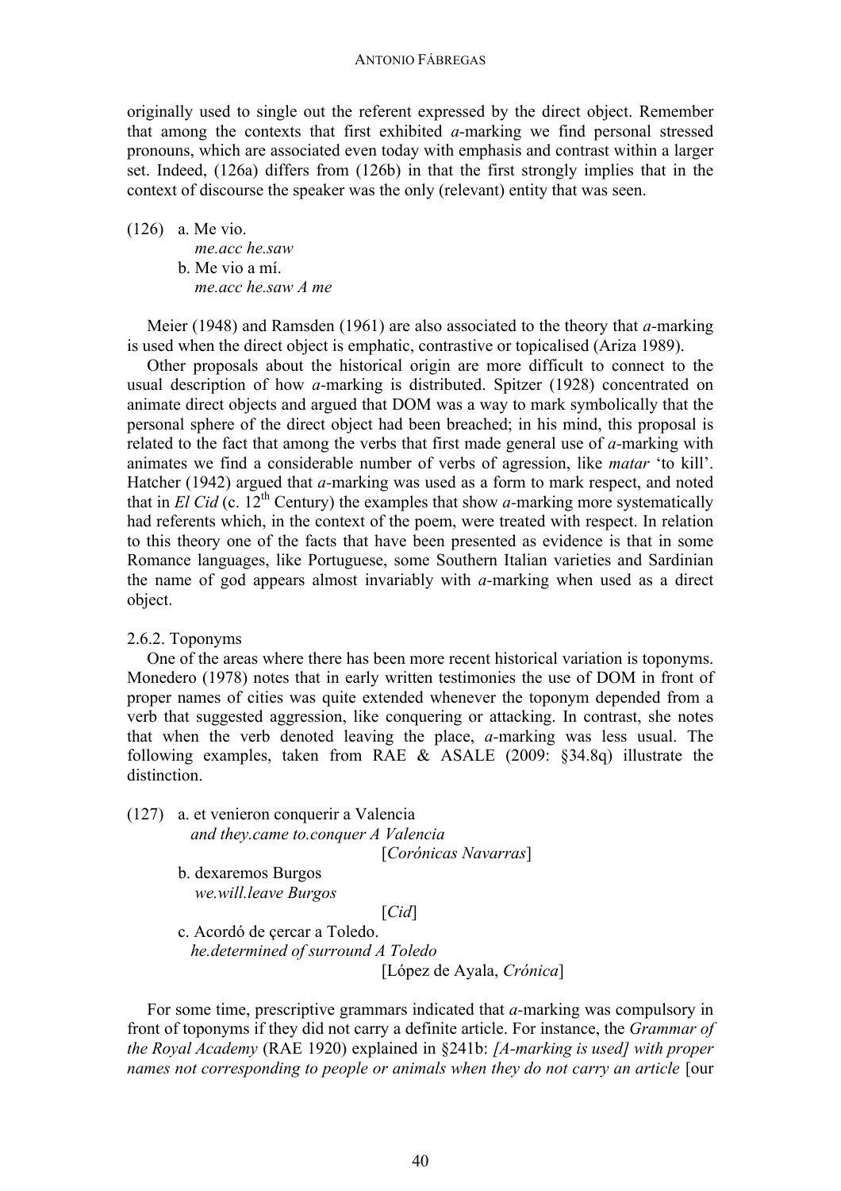originally used to single out the referent expressed by the direct object. Remember that among the contexts that first exhibited *a*-marking we find personal stressed pronouns, which are associated even today with emphasis and contrast within a larger set. Indeed, (126a) differs from (126b) in that the first strongly implies that in the context of discourse the speaker was the only (relevant) entity that was seen.

(126) a. Me vio.
*me.acc he.saw*
b. Me vio a mí.
*me.acc he.saw A me*

Meier (1948) and Ramsden (1961) are also associated to the theory that *a*-marking is used when the direct object is emphatic, contrastive or topicalised (Ariza 1989).

Other proposals about the historical origin are more difficult to connect to the usual description of how *a*-marking is distributed. Spitzer (1928) concentrated on animate direct objects and argued that DOM was a way to mark symbolically that the personal sphere of the direct object had been breached; in his mind, this proposal is related to the fact that among the verbs that first made general use of *a*-marking with animates we find a considerable number of verbs of agression, like *matar* 'to kill'. Hatcher (1942) argued that *a*-marking was used as a form to mark respect, and noted that in *El Cid* (c. 12th Century) the examples that show *a*-marking more systematically had referents which, in the context of the poem, were treated with respect. In relation to this theory one of the facts that have been presented as evidence is that in some Romance languages, like Portuguese, some Southern Italian varieties and Sardinian the name of god appears almost invariably with *a*-marking when used as a direct object.

### 2.6.2. Toponyms

One of the areas where there has been more recent historical variation is toponyms. Monedero (1978) notes that in early written testimonies the use of DOM in front of proper names of cities was quite extended whenever the toponym depended from a verb that suggested aggression, like conquering or attacking. In contrast, she notes that when the verb denoted leaving the place, *a*-marking was less usual. The following examples, taken from RAE & ASALE (2009: §34.8q) illustrate the distinction.

(127) a. et venieron conquerir a Valencia
*and they.came to.conquer A Valencia*
[*Corónicas Navarras*]
b. dexaremos Burgos
*we.will.leave Burgos*
[*Cid*]
c. Acordó de çercar a Toledo.
*he.determined of surround A Toledo*
[López de Ayala, *Crónica*]

For some time, prescriptive grammars indicated that *a*-marking was compulsory in front of toponyms if they did not carry a definite article. For instance, the *Grammar of the Royal Academy* (RAE 1920) explained in §241b: *[A-marking is used] with proper names not corresponding to people or animals when they do not carry an article* [our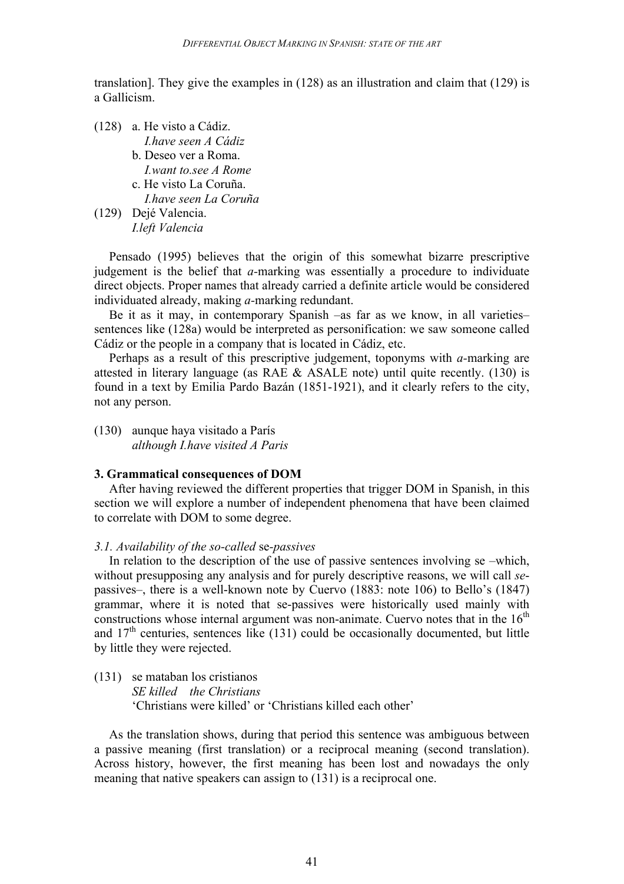translation]. They give the examples in (128) as an illustration and claim that (129) is a Gallicism.

(128) a. He visto a Cádiz.
*I.have seen A Cádiz*
b. Deseo ver a Roma.
*I.want to.see A Rome*
c. He visto La Coruña.
*I.have seen La Coruña*

(129) Dejé Valencia.
*I.left Valencia*

Pensado (1995) believes that the origin of this somewhat bizarre prescriptive judgement is the belief that *a*-marking was essentially a procedure to individuate direct objects. Proper names that already carried a definite article would be considered individuated already, making *a*-marking redundant.

Be it as it may, in contemporary Spanish –as far as we know, in all varieties– sentences like (128a) would be interpreted as personification: we saw someone called Cádiz or the people in a company that is located in Cádiz, etc.

Perhaps as a result of this prescriptive judgement, toponyms with *a*-marking are attested in literary language (as RAE & ASALE note) until quite recently. (130) is found in a text by Emilia Pardo Bazán (1851-1921), and it clearly refers to the city, not any person.

(130) aunque haya visitado a París
*although I.have visited A Paris*

### 3. Grammatical consequences of DOM

After having reviewed the different properties that trigger DOM in Spanish, in this section we will explore a number of independent phenomena that have been claimed to correlate with DOM to some degree.

#### *3.1. Availability of the so-called* se*-passives*

In relation to the description of the use of passive sentences involving se –which, without presupposing any analysis and for purely descriptive reasons, we will call *se*-passives–, there is a well-known note by Cuervo (1883: note 106) to Bello's (1847) grammar, where it is noted that se-passives were historically used mainly with constructions whose internal argument was non-animate. Cuervo notes that in the 16th and 17th centuries, sentences like (131) could be occasionally documented, but little by little they were rejected.

(131) se mataban los cristianos
*SE killed the Christians*
'Christians were killed' or 'Christians killed each other'

As the translation shows, during that period this sentence was ambiguous between a passive meaning (first translation) or a reciprocal meaning (second translation). Across history, however, the first meaning has been lost and nowadays the only meaning that native speakers can assign to (131) is a reciprocal one.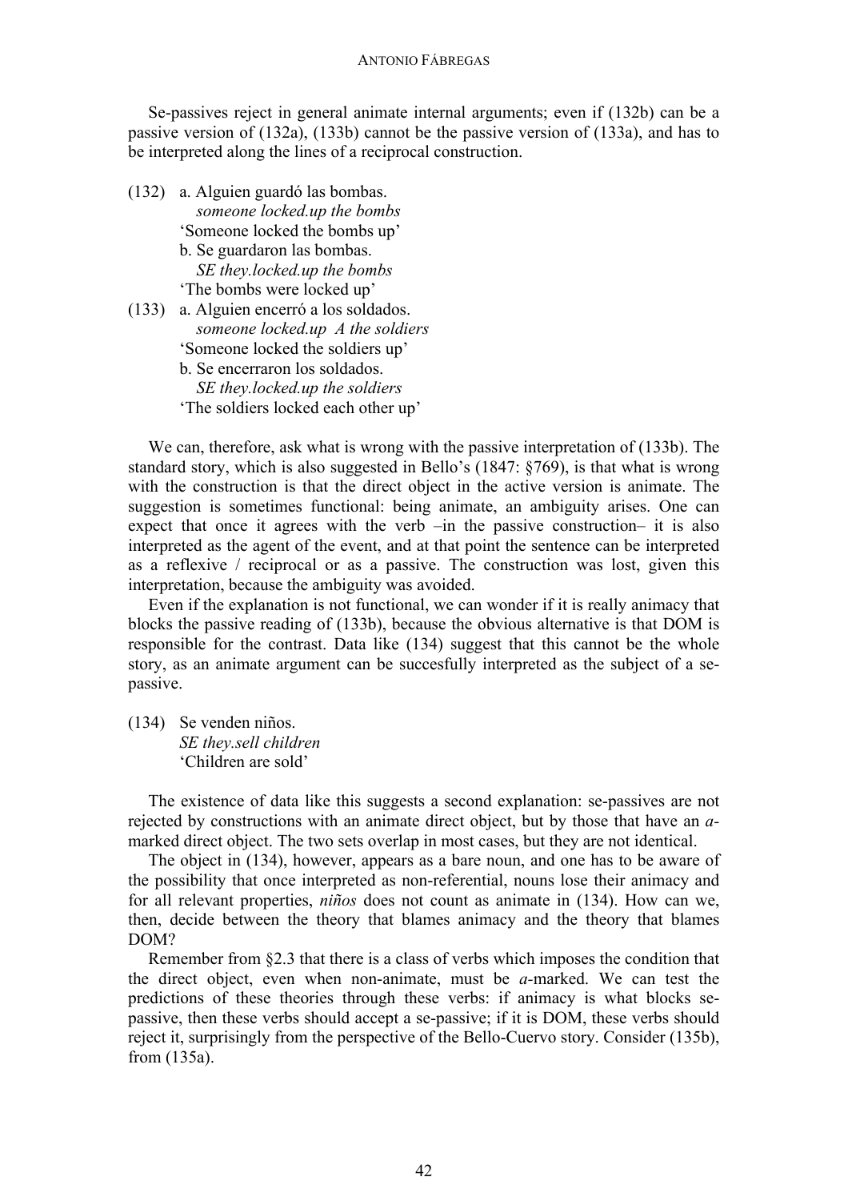Se-passives reject in general animate internal arguments; even if (132b) can be a passive version of (132a), (133b) cannot be the passive version of (133a), and has to be interpreted along the lines of a reciprocal construction.

(132) a. Alguien guardó las bombas.
*someone locked.up the bombs*
'Someone locked the bombs up'
b. Se guardaron las bombas.
*SE they.locked.up the bombs*
'The bombs were locked up'

(133) a. Alguien encerró a los soldados.
*someone locked.up A the soldiers*
'Someone locked the soldiers up'
b. Se encerraron los soldados.
*SE they.locked.up the soldiers*
'The soldiers locked each other up'

We can, therefore, ask what is wrong with the passive interpretation of (133b). The standard story, which is also suggested in Bello's (1847: §769), is that what is wrong with the construction is that the direct object in the active version is animate. The suggestion is sometimes functional: being animate, an ambiguity arises. One can expect that once it agrees with the verb –in the passive construction– it is also interpreted as the agent of the event, and at that point the sentence can be interpreted as a reflexive / reciprocal or as a passive. The construction was lost, given this interpretation, because the ambiguity was avoided.

Even if the explanation is not functional, we can wonder if it is really animacy that blocks the passive reading of (133b), because the obvious alternative is that DOM is responsible for the contrast. Data like (134) suggest that this cannot be the whole story, as an animate argument can be succesfully interpreted as the subject of a se-passive.

(134) Se venden niños.
*SE they.sell children*
'Children are sold'

The existence of data like this suggests a second explanation: se-passives are not rejected by constructions with an animate direct object, but by those that have an *a*-marked direct object. The two sets overlap in most cases, but they are not identical.

The object in (134), however, appears as a bare noun, and one has to be aware of the possibility that once interpreted as non-referential, nouns lose their animacy and for all relevant properties, *niños* does not count as animate in (134). How can we, then, decide between the theory that blames animacy and the theory that blames DOM?

Remember from §2.3 that there is a class of verbs which imposes the condition that the direct object, even when non-animate, must be *a*-marked. We can test the predictions of these theories through these verbs: if animacy is what blocks se-passive, then these verbs should accept a se-passive; if it is DOM, these verbs should reject it, surprisingly from the perspective of the Bello-Cuervo story. Consider (135b), from (135a).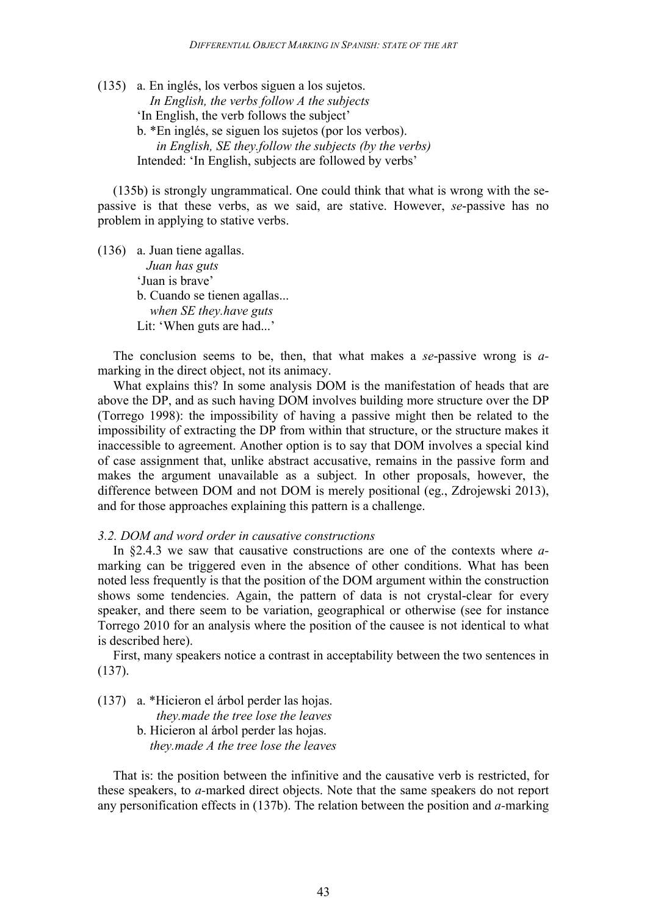(135) a. En inglés, los verbos siguen a los sujetos.
*In English, the verbs follow A the subjects*
'In English, the verb follows the subject'
b. *En inglés, se siguen los sujetos (por los verbos).
*in English, SE they.follow the subjects (by the verbs)*
Intended: 'In English, subjects are followed by verbs'

(135b) is strongly ungrammatical. One could think that what is wrong with the se-passive is that these verbs, as we said, are stative. However, *se*-passive has no problem in applying to stative verbs.

(136) a. Juan tiene agallas.
*Juan has guts*
'Juan is brave'
b. Cuando se tienen agallas...
*when SE they.have guts*
Lit: 'When guts are had...'

The conclusion seems to be, then, that what makes a *se*-passive wrong is *a*-marking in the direct object, not its animacy.

What explains this? In some analysis DOM is the manifestation of heads that are above the DP, and as such having DOM involves building more structure over the DP (Torrego 1998): the impossibility of having a passive might then be related to the impossibility of extracting the DP from within that structure, or the structure makes it inaccessible to agreement. Another option is to say that DOM involves a special kind of case assignment that, unlike abstract accusative, remains in the passive form and makes the argument unavailable as a subject. In other proposals, however, the difference between DOM and not DOM is merely positional (eg., Zdrojewski 2013), and for those approaches explaining this pattern is a challenge.

### *3.2. DOM and word order in causative constructions*

In §2.4.3 we saw that causative constructions are one of the contexts where *a*-marking can be triggered even in the absence of other conditions. What has been noted less frequently is that the position of the DOM argument within the construction shows some tendencies. Again, the pattern of data is not crystal-clear for every speaker, and there seem to be variation, geographical or otherwise (see for instance Torrego 2010 for an analysis where the position of the causee is not identical to what is described here).

First, many speakers notice a contrast in acceptability between the two sentences in (137).

(137) a. *Hicieron el árbol perder las hojas.
*they.made the tree lose the leaves*
b. Hicieron al árbol perder las hojas.
*they.made A the tree lose the leaves*

That is: the position between the infinitive and the causative verb is restricted, for these speakers, to *a*-marked direct objects. Note that the same speakers do not report any personification effects in (137b). The relation between the position and *a*-marking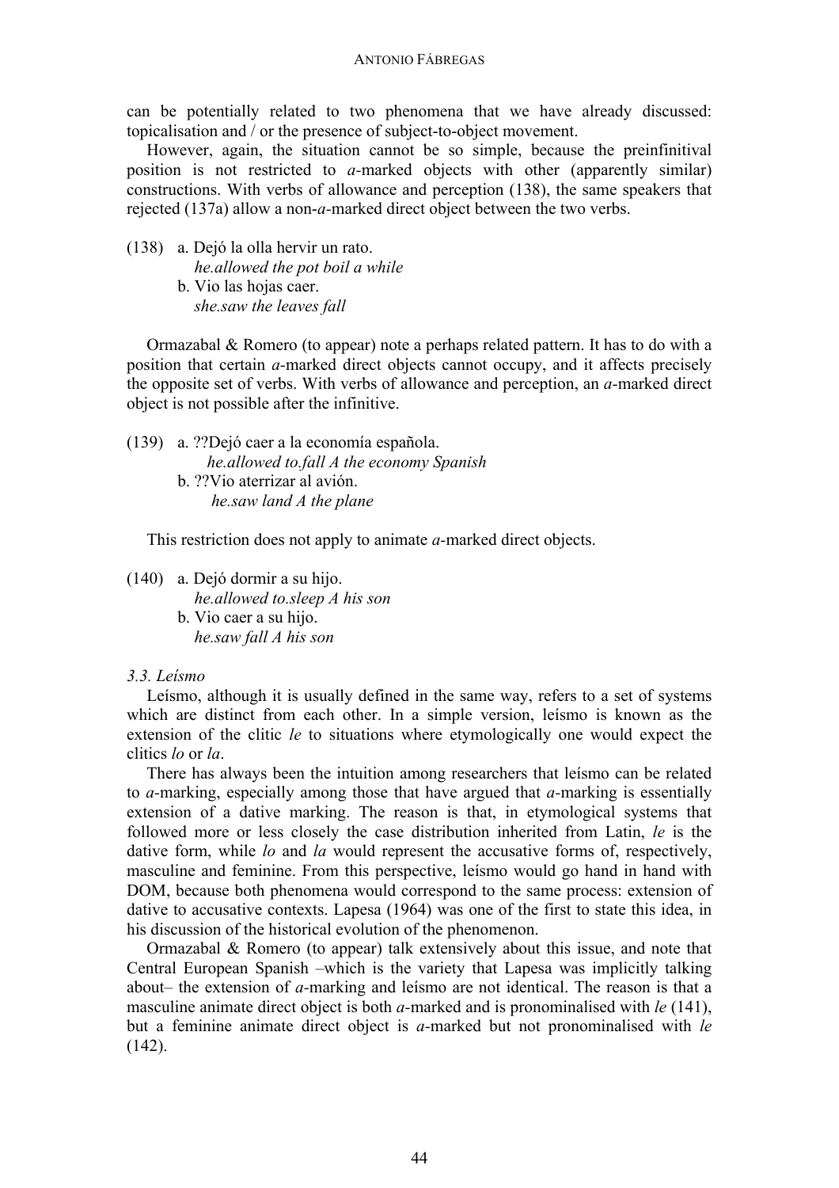can be potentially related to two phenomena that we have already discussed: topicalisation and / or the presence of subject-to-object movement.

However, again, the situation cannot be so simple, because the preinfinitival position is not restricted to *a*-marked objects with other (apparently similar) constructions. With verbs of allowance and perception (138), the same speakers that rejected (137a) allow a non-*a*-marked direct object between the two verbs.

(138) a. Dejó la olla hervir un rato.
*he.allowed the pot boil a while*
b. Vio las hojas caer.
*she.saw the leaves fall*

Ormazabal & Romero (to appear) note a perhaps related pattern. It has to do with a position that certain *a*-marked direct objects cannot occupy, and it affects precisely the opposite set of verbs. With verbs of allowance and perception, an *a*-marked direct object is not possible after the infinitive.

(139) a. ??Dejó caer a la economía española.
*he.allowed to.fall A the economy Spanish*
b. ??Vio aterrizar al avión.
*he.saw land A the plane*

This restriction does not apply to animate *a*-marked direct objects.

(140) a. Dejó dormir a su hijo.
*he.allowed to.sleep A his son*
b. Vio caer a su hijo.
*he.saw fall A his son*

### *3.3. Leísmo*

Leísmo, although it is usually defined in the same way, refers to a set of systems which are distinct from each other. In a simple version, leísmo is known as the extension of the clitic *le* to situations where etymologically one would expect the clitics *lo* or *la*.

There has always been the intuition among researchers that leísmo can be related to *a*-marking, especially among those that have argued that *a*-marking is essentially extension of a dative marking. The reason is that, in etymological systems that followed more or less closely the case distribution inherited from Latin, *le* is the dative form, while *lo* and *la* would represent the accusative forms of, respectively, masculine and feminine. From this perspective, leísmo would go hand in hand with DOM, because both phenomena would correspond to the same process: extension of dative to accusative contexts. Lapesa (1964) was one of the first to state this idea, in his discussion of the historical evolution of the phenomenon.

Ormazabal & Romero (to appear) talk extensively about this issue, and note that Central European Spanish –which is the variety that Lapesa was implicitly talking about– the extension of *a*-marking and leísmo are not identical. The reason is that a masculine animate direct object is both *a*-marked and is pronominalised with *le* (141), but a feminine animate direct object is *a*-marked but not pronominalised with *le* (142).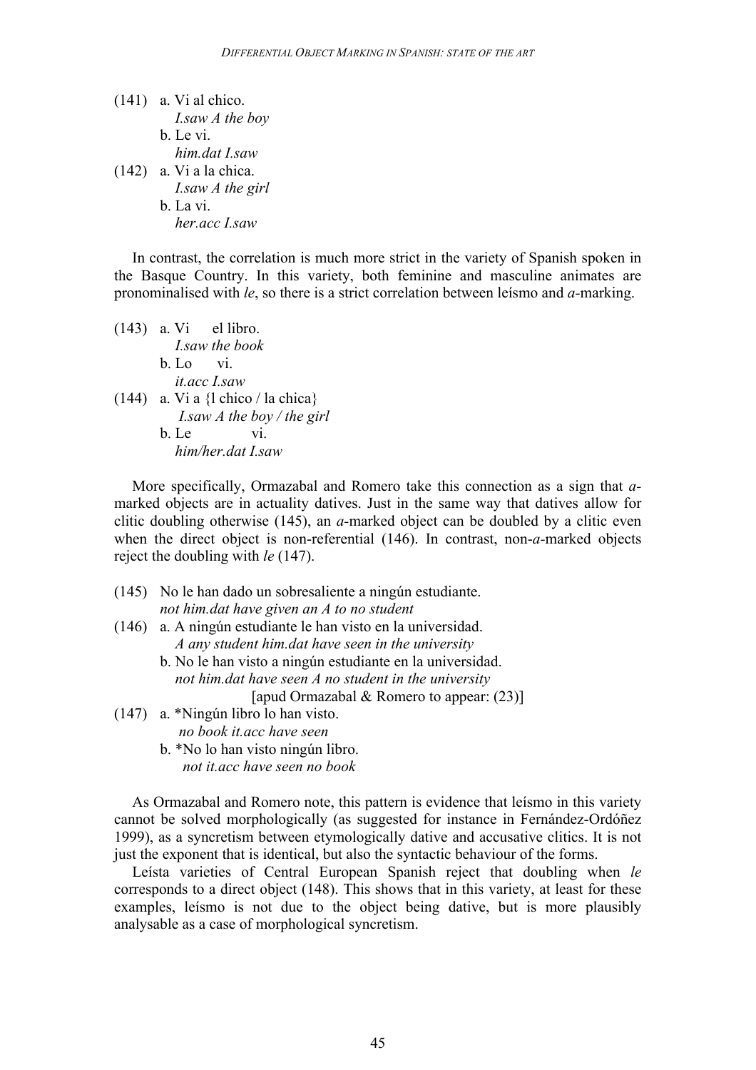(141) a. Vi al chico.
*I.saw A the boy*
b. Le vi.
*him.dat I.saw*

(142) a. Vi a la chica.
*I.saw A the girl*
b. La vi.
*her.acc I.saw*

In contrast, the correlation is much more strict in the variety of Spanish spoken in the Basque Country. In this variety, both feminine and masculine animates are pronominalised with *le*, so there is a strict correlation between leísmo and *a*-marking.

(143) a. Vi el libro.
*I.saw the book*
b. Lo vi.
*it.acc I.saw*

(144) a. Vi a {l chico / la chica}
*I.saw A the boy / the girl*
b. Le vi.
*him/her.dat I.saw*

More specifically, Ormazabal and Romero take this connection as a sign that *a*-marked objects are in actuality datives. Just in the same way that datives allow for clitic doubling otherwise (145), an *a*-marked object can be doubled by a clitic even when the direct object is non-referential (146). In contrast, non-*a*-marked objects reject the doubling with *le* (147).

(145) No le han dado un sobresaliente a ningún estudiante.
*not him.dat have given an A to no student*

(146) a. A ningún estudiante le han visto en la universidad.
*A any student him.dat have seen in the university*
b. No le han visto a ningún estudiante en la universidad.
*not him.dat have seen A no student in the university*
[apud Ormazabal & Romero to appear: (23)]

(147) a. *Ningún libro lo han visto.
*no book it.acc have seen*
b. *No lo han visto ningún libro.
*not it.acc have seen no book*

As Ormazabal and Romero note, this pattern is evidence that leísmo in this variety cannot be solved morphologically (as suggested for instance in Fernández-Ordóñez 1999), as a syncretism between etymologically dative and accusative clitics. It is not just the exponent that is identical, but also the syntactic behaviour of the forms.

Leísta varieties of Central European Spanish reject that doubling when *le* corresponds to a direct object (148). This shows that in this variety, at least for these examples, leísmo is not due to the object being dative, but is more plausibly analysable as a case of morphological syncretism.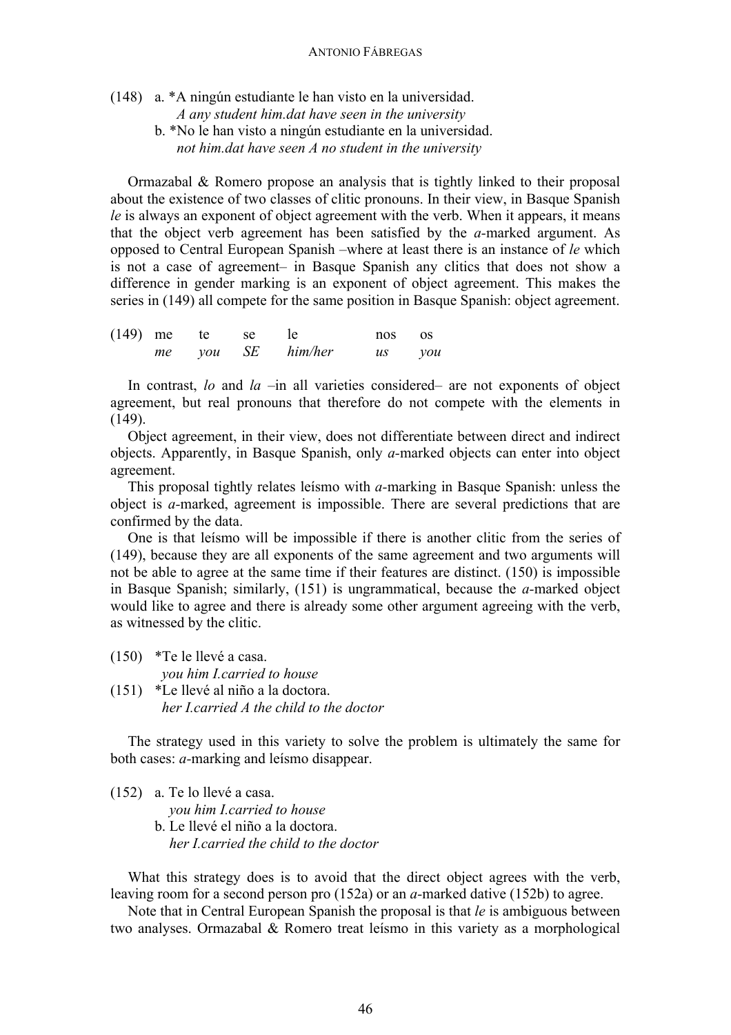(148) a. *A ningún estudiante le han visto en la universidad.
*A any student him.dat have seen in the university*
b. *No le han visto a ningún estudiante en la universidad.
*not him.dat have seen A no student in the university*

Ormazabal & Romero propose an analysis that is tightly linked to their proposal about the existence of two classes of clitic pronouns. In their view, in Basque Spanish *le* is always an exponent of object agreement with the verb. When it appears, it means that the object verb agreement has been satisfied by the *a*-marked argument. As opposed to Central European Spanish –where at least there is an instance of *le* which is not a case of agreement– in Basque Spanish any clitics that does not show a difference in gender marking is an exponent of object agreement. This makes the series in (149) all compete for the same position in Basque Spanish: object agreement.

(149) me te se le nos os
*me you SE him/her us you*

In contrast, *lo* and *la* –in all varieties considered– are not exponents of object agreement, but real pronouns that therefore do not compete with the elements in (149).

Object agreement, in their view, does not differentiate between direct and indirect objects. Apparently, in Basque Spanish, only *a*-marked objects can enter into object agreement.

This proposal tightly relates leísmo with *a*-marking in Basque Spanish: unless the object is *a*-marked, agreement is impossible. There are several predictions that are confirmed by the data.

One is that leísmo will be impossible if there is another clitic from the series of (149), because they are all exponents of the same agreement and two arguments will not be able to agree at the same time if their features are distinct. (150) is impossible in Basque Spanish; similarly, (151) is ungrammatical, because the *a*-marked object would like to agree and there is already some other argument agreeing with the verb, as witnessed by the clitic.

(150) *Te le llevé a casa.
*you him I.carried to house*

(151) *Le llevé al niño a la doctora.
*her I.carried A the child to the doctor*

The strategy used in this variety to solve the problem is ultimately the same for both cases: *a*-marking and leísmo disappear.

(152) a. Te lo llevé a casa.
*you him I.carried to house*
b. Le llevé el niño a la doctora.
*her I.carried the child to the doctor*

What this strategy does is to avoid that the direct object agrees with the verb, leaving room for a second person pro (152a) or an *a*-marked dative (152b) to agree.

Note that in Central European Spanish the proposal is that *le* is ambiguous between two analyses. Ormazabal & Romero treat leísmo in this variety as a morphological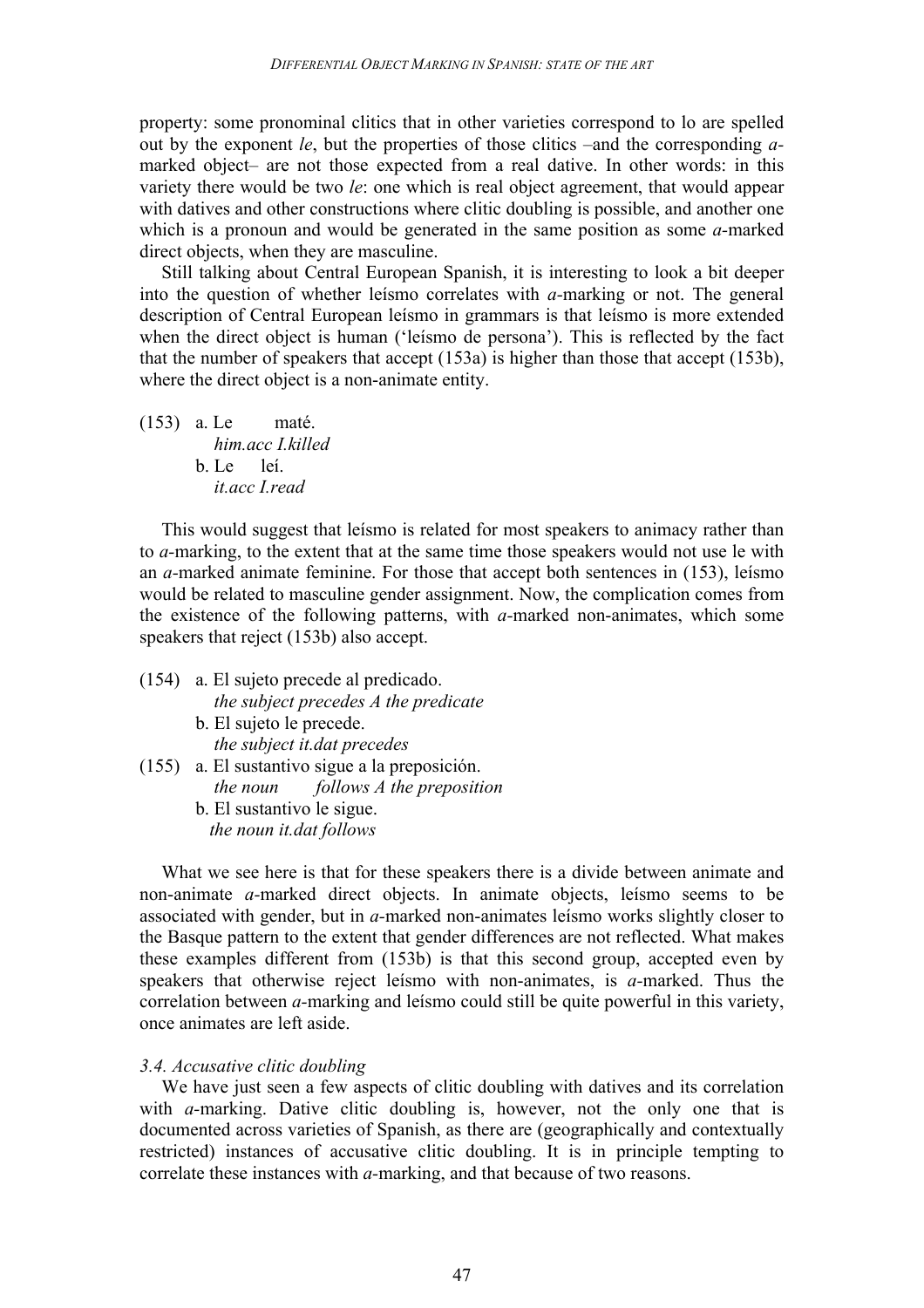property: some pronominal clitics that in other varieties correspond to lo are spelled out by the exponent *le*, but the properties of those clitics –and the corresponding *a*-marked object– are not those expected from a real dative. In other words: in this variety there would be two *le*: one which is real object agreement, that would appear with datives and other constructions where clitic doubling is possible, and another one which is a pronoun and would be generated in the same position as some *a*-marked direct objects, when they are masculine.

Still talking about Central European Spanish, it is interesting to look a bit deeper into the question of whether leísmo correlates with *a*-marking or not. The general description of Central European leísmo in grammars is that leísmo is more extended when the direct object is human ('leísmo de persona'). This is reflected by the fact that the number of speakers that accept (153a) is higher than those that accept (153b), where the direct object is a non-animate entity.

(153) a. Le maté.
*him.acc I.killed*
b. Le leí.
*it.acc I.read*

This would suggest that leísmo is related for most speakers to animacy rather than to *a*-marking, to the extent that at the same time those speakers would not use le with an *a*-marked animate feminine. For those that accept both sentences in (153), leísmo would be related to masculine gender assignment. Now, the complication comes from the existence of the following patterns, with *a*-marked non-animates, which some speakers that reject (153b) also accept.

(154) a. El sujeto precede al predicado.
*the subject precedes A the predicate*
b. El sujeto le precede.
*the subject it.dat precedes*
(155) a. El sustantivo sigue a la preposición.
*the noun follows A the preposition*
b. El sustantivo le sigue.
*the noun it.dat follows*

What we see here is that for these speakers there is a divide between animate and non-animate *a*-marked direct objects. In animate objects, leísmo seems to be associated with gender, but in *a*-marked non-animates leísmo works slightly closer to the Basque pattern to the extent that gender differences are not reflected. What makes these examples different from (153b) is that this second group, accepted even by speakers that otherwise reject leísmo with non-animates, is *a*-marked. Thus the correlation between *a*-marking and leísmo could still be quite powerful in this variety, once animates are left aside.

### *3.4. Accusative clitic doubling*

We have just seen a few aspects of clitic doubling with datives and its correlation with *a*-marking. Dative clitic doubling is, however, not the only one that is documented across varieties of Spanish, as there are (geographically and contextually restricted) instances of accusative clitic doubling. It is in principle tempting to correlate these instances with *a*-marking, and that because of two reasons.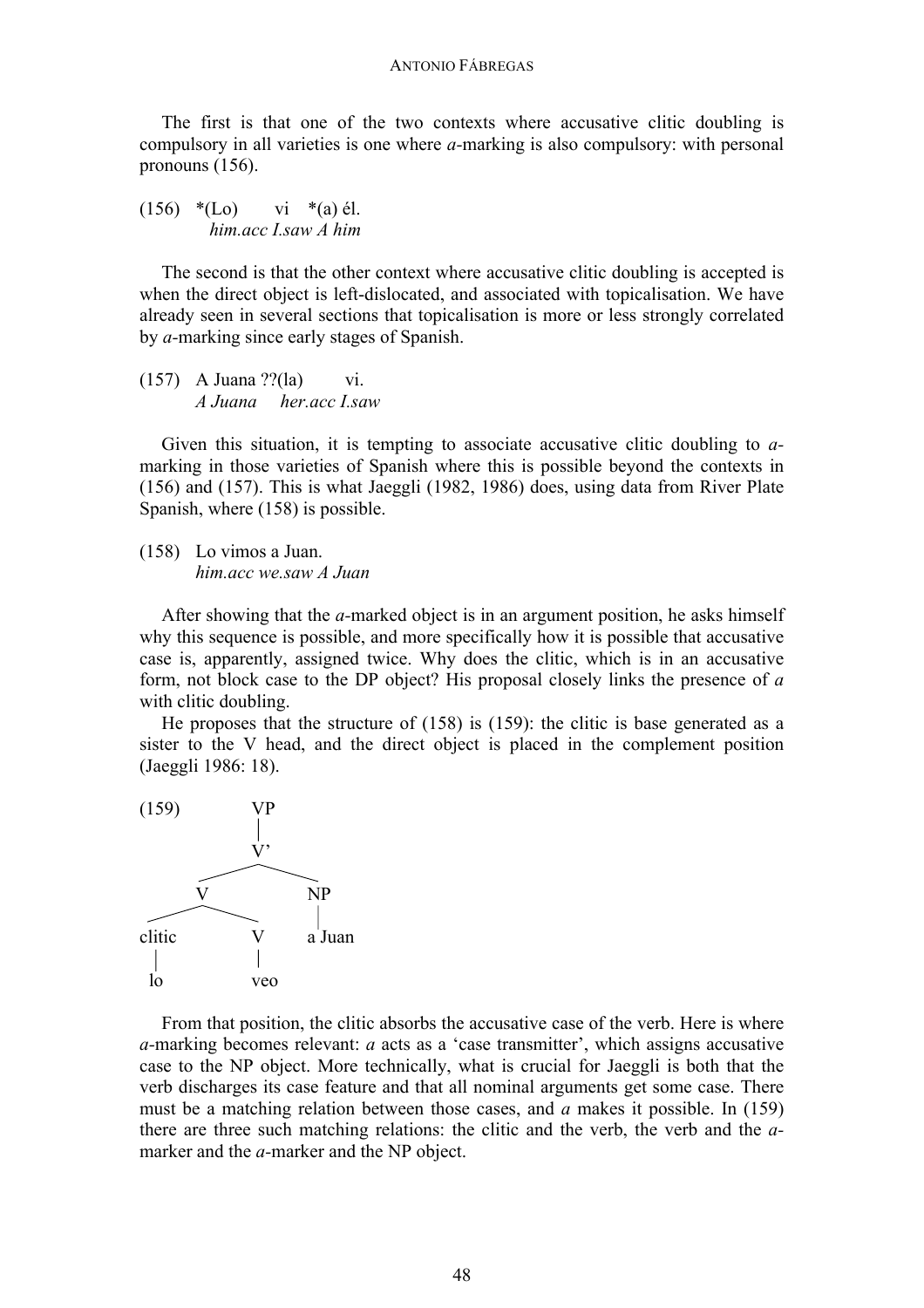The first is that one of the two contexts where accusative clitic doubling is compulsory in all varieties is one where *a*-marking is also compulsory: with personal pronouns (156).

(156) *(Lo) vi *(a) él.
*him.acc I.saw A him*

The second is that the other context where accusative clitic doubling is accepted is when the direct object is left-dislocated, and associated with topicalisation. We have already seen in several sections that topicalisation is more or less strongly correlated by *a*-marking since early stages of Spanish.

(157) A Juana ??(la) vi.
*A Juana her.acc I.saw*

Given this situation, it is tempting to associate accusative clitic doubling to *a*-marking in those varieties of Spanish where this is possible beyond the contexts in (156) and (157). This is what Jaeggli (1982, 1986) does, using data from River Plate Spanish, where (158) is possible.

(158) Lo vimos a Juan.
*him.acc we.saw A Juan*

After showing that the *a*-marked object is in an argument position, he asks himself why this sequence is possible, and more specifically how it is possible that accusative case is, apparently, assigned twice. Why does the clitic, which is in an accusative form, not block case to the DP object? His proposal closely links the presence of *a* with clitic doubling.

He proposes that the structure of (158) is (159): the clitic is base generated as a sister to the V head, and the direct object is placed in the complement position (Jaeggli 1986: 18).

(159)

```
            VP
            |
            V'
          /    \
        V        NP
      /   \       |
  clitic   V    a Juan
    |      |
    lo    veo
```

From that position, the clitic absorbs the accusative case of the verb. Here is where *a*-marking becomes relevant: *a* acts as a 'case transmitter', which assigns accusative case to the NP object. More technically, what is crucial for Jaeggli is both that the verb discharges its case feature and that all nominal arguments get some case. There must be a matching relation between those cases, and *a* makes it possible. In (159) there are three such matching relations: the clitic and the verb, the verb and the *a*-marker and the *a*-marker and the NP object.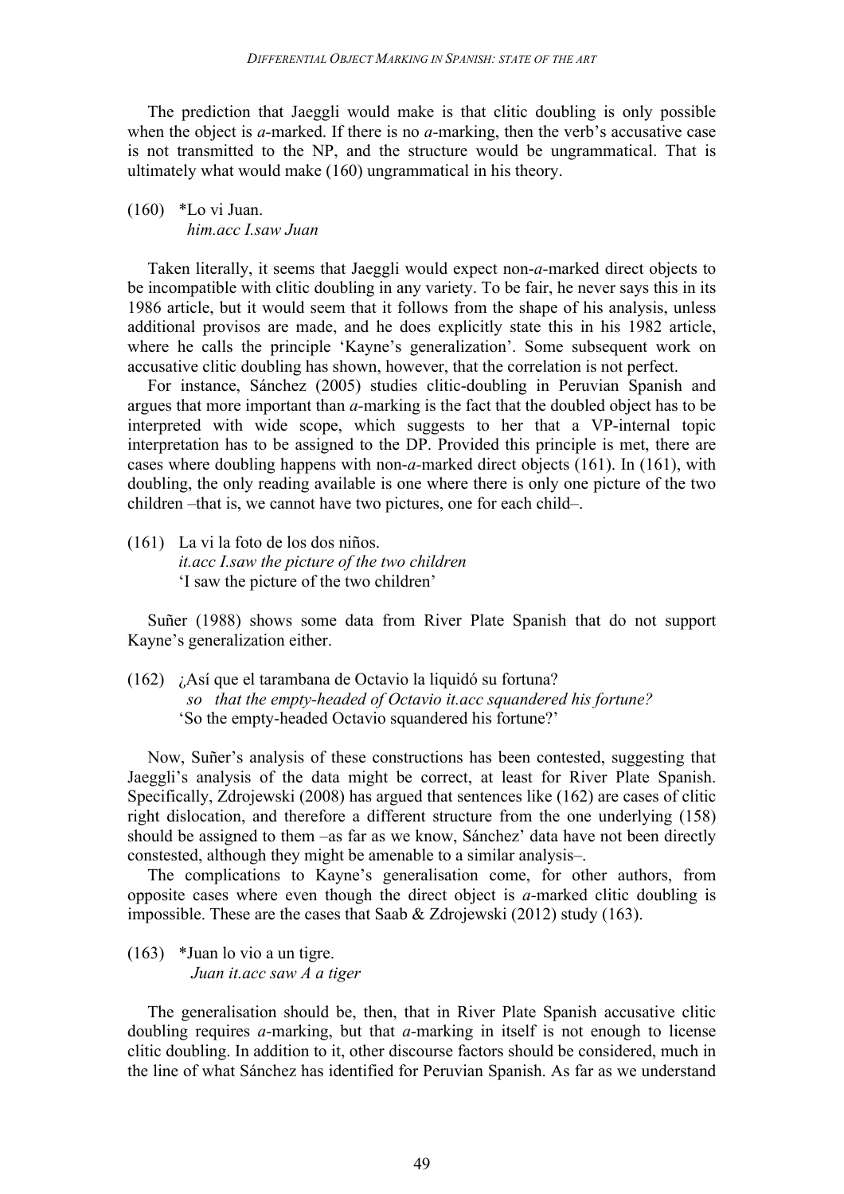The prediction that Jaeggli would make is that clitic doubling is only possible when the object is *a*-marked. If there is no *a*-marking, then the verb's accusative case is not transmitted to the NP, and the structure would be ungrammatical. That is ultimately what would make (160) ungrammatical in his theory.

(160) \*Lo vi Juan.
*him.acc I.saw Juan*

Taken literally, it seems that Jaeggli would expect non-*a*-marked direct objects to be incompatible with clitic doubling in any variety. To be fair, he never says this in its 1986 article, but it would seem that it follows from the shape of his analysis, unless additional provisos are made, and he does explicitly state this in his 1982 article, where he calls the principle 'Kayne's generalization'. Some subsequent work on accusative clitic doubling has shown, however, that the correlation is not perfect.

For instance, Sánchez (2005) studies clitic-doubling in Peruvian Spanish and argues that more important than *a*-marking is the fact that the doubled object has to be interpreted with wide scope, which suggests to her that a VP-internal topic interpretation has to be assigned to the DP. Provided this principle is met, there are cases where doubling happens with non-*a*-marked direct objects (161). In (161), with doubling, the only reading available is one where there is only one picture of the two children –that is, we cannot have two pictures, one for each child–.

(161) La vi la foto de los dos niños.
*it.acc I.saw the picture of the two children*
'I saw the picture of the two children'

Suñer (1988) shows some data from River Plate Spanish that do not support Kayne's generalization either.

(162) ¿Así que el tarambana de Octavio la liquidó su fortuna?
*so that the empty-headed of Octavio it.acc squandered his fortune?*
'So the empty-headed Octavio squandered his fortune?'

Now, Suñer's analysis of these constructions has been contested, suggesting that Jaeggli's analysis of the data might be correct, at least for River Plate Spanish. Specifically, Zdrojewski (2008) has argued that sentences like (162) are cases of clitic right dislocation, and therefore a different structure from the one underlying (158) should be assigned to them –as far as we know, Sánchez' data have not been directly constested, although they might be amenable to a similar analysis–.

The complications to Kayne's generalisation come, for other authors, from opposite cases where even though the direct object is *a*-marked clitic doubling is impossible. These are the cases that Saab & Zdrojewski (2012) study (163).

(163) \*Juan lo vio a un tigre.
*Juan it.acc saw A a tiger*

The generalisation should be, then, that in River Plate Spanish accusative clitic doubling requires *a*-marking, but that *a*-marking in itself is not enough to license clitic doubling. In addition to it, other discourse factors should be considered, much in the line of what Sánchez has identified for Peruvian Spanish. As far as we understand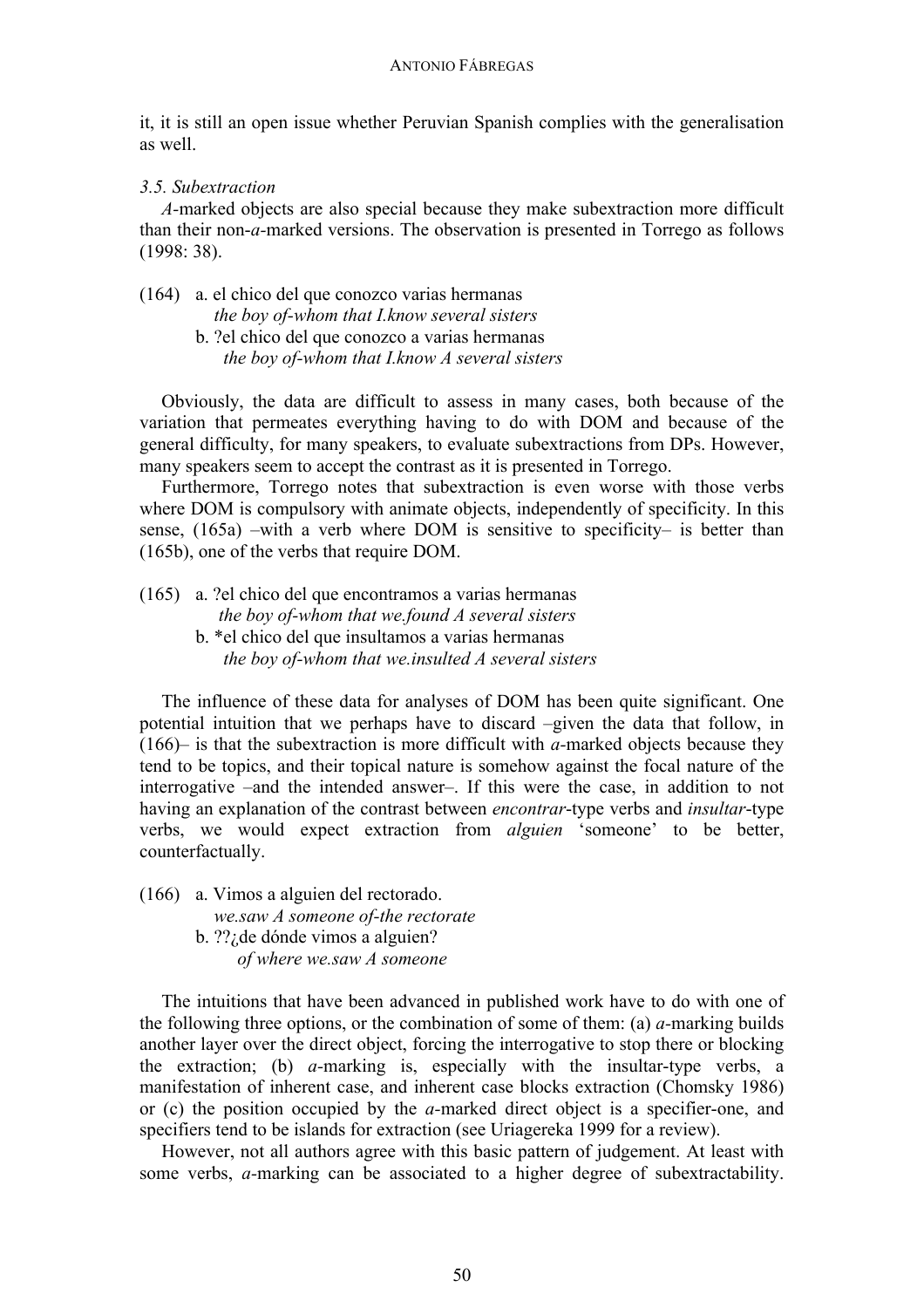it, it is still an open issue whether Peruvian Spanish complies with the generalisation as well.

### *3.5. Subextraction*

*A*-marked objects are also special because they make subextraction more difficult than their non-*a*-marked versions. The observation is presented in Torrego as follows (1998: 38).

(164) a. el chico del que conozco varias hermanas
*the boy of-whom that I.know several sisters*
b. ?el chico del que conozco a varias hermanas
*the boy of-whom that I.know A several sisters*

Obviously, the data are difficult to assess in many cases, both because of the variation that permeates everything having to do with DOM and because of the general difficulty, for many speakers, to evaluate subextractions from DPs. However, many speakers seem to accept the contrast as it is presented in Torrego.

Furthermore, Torrego notes that subextraction is even worse with those verbs where DOM is compulsory with animate objects, independently of specificity. In this sense, (165a) –with a verb where DOM is sensitive to specificity– is better than (165b), one of the verbs that require DOM.

(165) a. ?el chico del que encontramos a varias hermanas
*the boy of-whom that we.found A several sisters*
b. *el chico del que insultamos a varias hermanas
*the boy of-whom that we.insulted A several sisters*

The influence of these data for analyses of DOM has been quite significant. One potential intuition that we perhaps have to discard –given the data that follow, in (166)– is that the subextraction is more difficult with *a*-marked objects because they tend to be topics, and their topical nature is somehow against the focal nature of the interrogative –and the intended answer–. If this were the case, in addition to not having an explanation of the contrast between *encontrar*-type verbs and *insultar*-type verbs, we would expect extraction from *alguien* 'someone' to be better, counterfactually.

(166) a. Vimos a alguien del rectorado.
*we.saw A someone of-the rectorate*
b. ??¿de dónde vimos a alguien?
*of where we.saw A someone*

The intuitions that have been advanced in published work have to do with one of the following three options, or the combination of some of them: (a) *a*-marking builds another layer over the direct object, forcing the interrogative to stop there or blocking the extraction; (b) *a*-marking is, especially with the insultar-type verbs, a manifestation of inherent case, and inherent case blocks extraction (Chomsky 1986) or (c) the position occupied by the *a*-marked direct object is a specifier-one, and specifiers tend to be islands for extraction (see Uriagereka 1999 for a review).

However, not all authors agree with this basic pattern of judgement. At least with some verbs, *a*-marking can be associated to a higher degree of subextractability.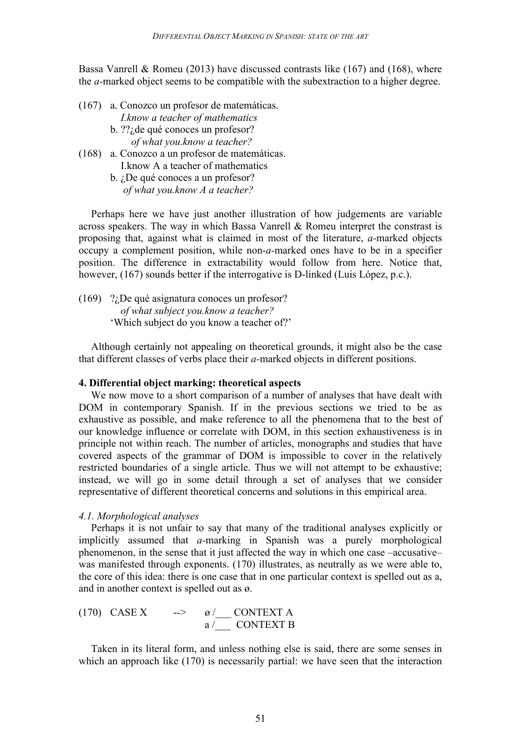Bassa Vanrell & Romeu (2013) have discussed contrasts like (167) and (168), where the *a*-marked object seems to be compatible with the subextraction to a higher degree.

(167) a. Conozco un profesor de matemáticas.
*I.know a teacher of mathematics*
b. ??¿de qué conoces un profesor?
*of what you.know a teacher?*

(168) a. Conozco a un profesor de matemáticas.
I.know A a teacher of mathematics
b. ¿De qué conoces a un profesor?
*of what you.know A a teacher?*

Perhaps here we have just another illustration of how judgements are variable across speakers. The way in which Bassa Vanrell & Romeu interpret the constrast is proposing that, against what is claimed in most of the literature, *a*-marked objects occupy a complement position, while non-*a*-marked ones have to be in a specifier position. The difference in extractability would follow from here. Notice that, however, (167) sounds better if the interrogative is D-linked (Luis López, p.c.).

(169) ?¿De qué asignatura conoces un profesor?
*of what subject you.know a teacher?*
'Which subject do you know a teacher of?'

Although certainly not appealing on theoretical grounds, it might also be the case that different classes of verbs place their *a*-marked objects in different positions.

**4. Differential object marking: theoretical aspects**

We now move to a short comparison of a number of analyses that have dealt with DOM in contemporary Spanish. If in the previous sections we tried to be as exhaustive as possible, and make reference to all the phenomena that to the best of our knowledge influence or correlate with DOM, in this section exhaustiveness is in principle not within reach. The number of articles, monographs and studies that have covered aspects of the grammar of DOM is impossible to cover in the relatively restricted boundaries of a single article. Thus we will not attempt to be exhaustive; instead, we will go in some detail through a set of analyses that we consider representative of different theoretical concerns and solutions in this empirical area.

*4.1. Morphological analyses*

Perhaps it is not unfair to say that many of the traditional analyses explicitly or implicitly assumed that *a*-marking in Spanish was a purely morphological phenomenon, in the sense that it just affected the way in which one case –accusative– was manifested through exponents. (170) illustrates, as neutrally as we were able to, the core of this idea: there is one case that in one particular context is spelled out as a, and in another context is spelled out as ø.

(170) CASE X --> ø /\_\_\_ CONTEXT A
a /\_\_\_ CONTEXT B

Taken in its literal form, and unless nothing else is said, there are some senses in which an approach like (170) is necessarily partial: we have seen that the interaction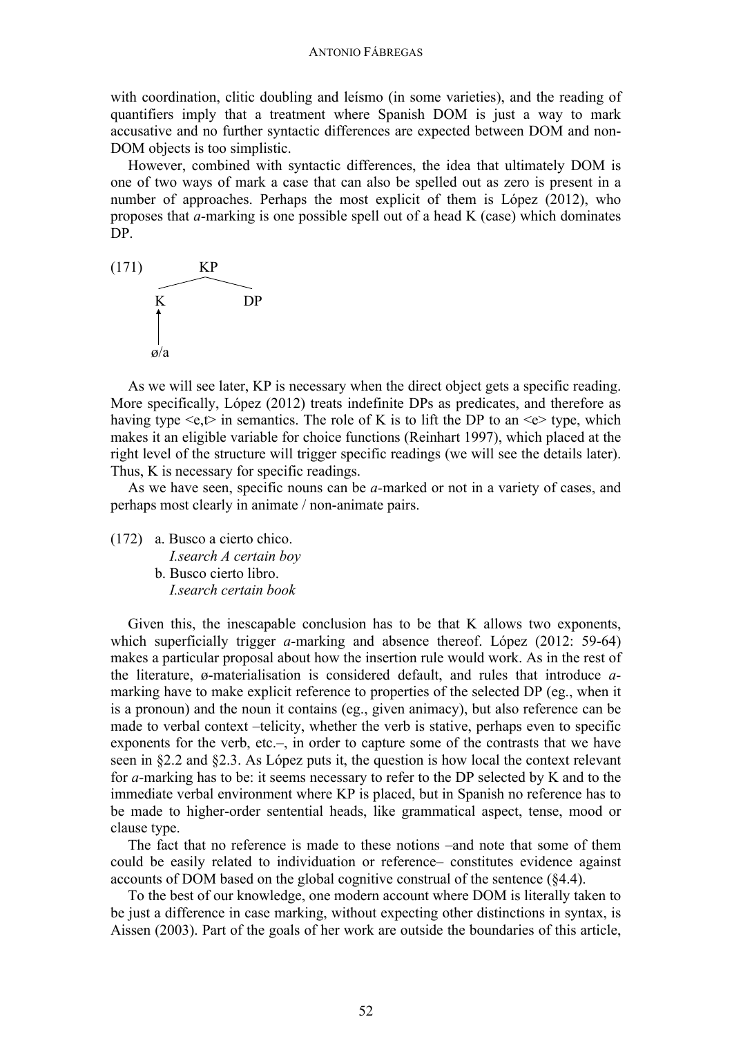with coordination, clitic doubling and leísmo (in some varieties), and the reading of quantifiers imply that a treatment where Spanish DOM is just a way to mark accusative and no further syntactic differences are expected between DOM and non-DOM objects is too simplistic.

However, combined with syntactic differences, the idea that ultimately DOM is one of two ways of mark a case that can also be spelled out as zero is present in a number of approaches. Perhaps the most explicit of them is López (2012), who proposes that *a*-marking is one possible spell out of a head K (case) which dominates DP.

(171)
```
        KP
       /  \
      K    DP
      ↑
      |
     ø/a
```

As we will see later, KP is necessary when the direct object gets a specific reading. More specifically, López (2012) treats indefinite DPs as predicates, and therefore as having type <e,t> in semantics. The role of K is to lift the DP to an <e> type, which makes it an eligible variable for choice functions (Reinhart 1997), which placed at the right level of the structure will trigger specific readings (we will see the details later). Thus, K is necessary for specific readings.

As we have seen, specific nouns can be *a*-marked or not in a variety of cases, and perhaps most clearly in animate / non-animate pairs.

(172) a. Busco a cierto chico.
*I.search A certain boy*
b. Busco cierto libro.
*I.search certain book*

Given this, the inescapable conclusion has to be that K allows two exponents, which superficially trigger *a*-marking and absence thereof. López (2012: 59-64) makes a particular proposal about how the insertion rule would work. As in the rest of the literature, ø-materialisation is considered default, and rules that introduce *a*-marking have to make explicit reference to properties of the selected DP (eg., when it is a pronoun) and the noun it contains (eg., given animacy), but also reference can be made to verbal context –telicity, whether the verb is stative, perhaps even to specific exponents for the verb, etc.–, in order to capture some of the contrasts that we have seen in §2.2 and §2.3. As López puts it, the question is how local the context relevant for *a*-marking has to be: it seems necessary to refer to the DP selected by K and to the immediate verbal environment where KP is placed, but in Spanish no reference has to be made to higher-order sentential heads, like grammatical aspect, tense, mood or clause type.

The fact that no reference is made to these notions –and note that some of them could be easily related to individuation or reference– constitutes evidence against accounts of DOM based on the global cognitive construal of the sentence (§4.4).

To the best of our knowledge, one modern account where DOM is literally taken to be just a difference in case marking, without expecting other distinctions in syntax, is Aissen (2003). Part of the goals of her work are outside the boundaries of this article,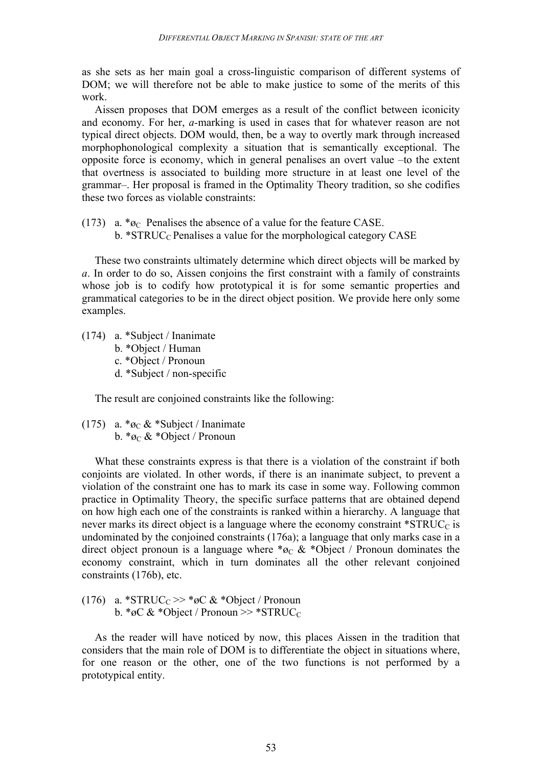as she sets as her main goal a cross-linguistic comparison of different systems of DOM; we will therefore not be able to make justice to some of the merits of this work.

Aissen proposes that DOM emerges as a result of the conflict between iconicity and economy. For her, *a*-marking is used in cases that for whatever reason are not typical direct objects. DOM would, then, be a way to overtly mark through increased morphophonological complexity a situation that is semantically exceptional. The opposite force is economy, which in general penalises an overt value –to the extent that overtness is associated to building more structure in at least one level of the grammar–. Her proposal is framed in the Optimality Theory tradition, so she codifies these two forces as violable constraints:

(173) a. $*ø_C$ Penalises the absence of a value for the feature CASE.
b. $*STRUC_C$ Penalises a value for the morphological category CASE

These two constraints ultimately determine which direct objects will be marked by *a*. In order to do so, Aissen conjoins the first constraint with a family of constraints whose job is to codify how prototypical it is for some semantic properties and grammatical categories to be in the direct object position. We provide here only some examples.

(174) a. *Subject / Inanimate
b. *Object / Human
c. *Object / Pronoun
d. *Subject / non-specific

The result are conjoined constraints like the following:

(175) a. $*ø_C$ & *Subject / Inanimate
b. $*ø_C$ & *Object / Pronoun

What these constraints express is that there is a violation of the constraint if both conjoints are violated. In other words, if there is an inanimate subject, to prevent a violation of the constraint one has to mark its case in some way. Following common practice in Optimality Theory, the specific surface patterns that are obtained depend on how high each one of the constraints is ranked within a hierarchy. A language that never marks its direct object is a language where the economy constraint $*STRUC_C$ is undominated by the conjoined constraints (176a); a language that only marks case in a direct object pronoun is a language where $*ø_C$ & *Object / Pronoun dominates the economy constraint, which in turn dominates all the other relevant conjoined constraints (176b), etc.

(176) a. $*STRUC_C >> *øC$ & *Object / Pronoun
b. *øC & *Object / Pronoun >> $*STRUC_C$

As the reader will have noticed by now, this places Aissen in the tradition that considers that the main role of DOM is to differentiate the object in situations where, for one reason or the other, one of the two functions is not performed by a prototypical entity.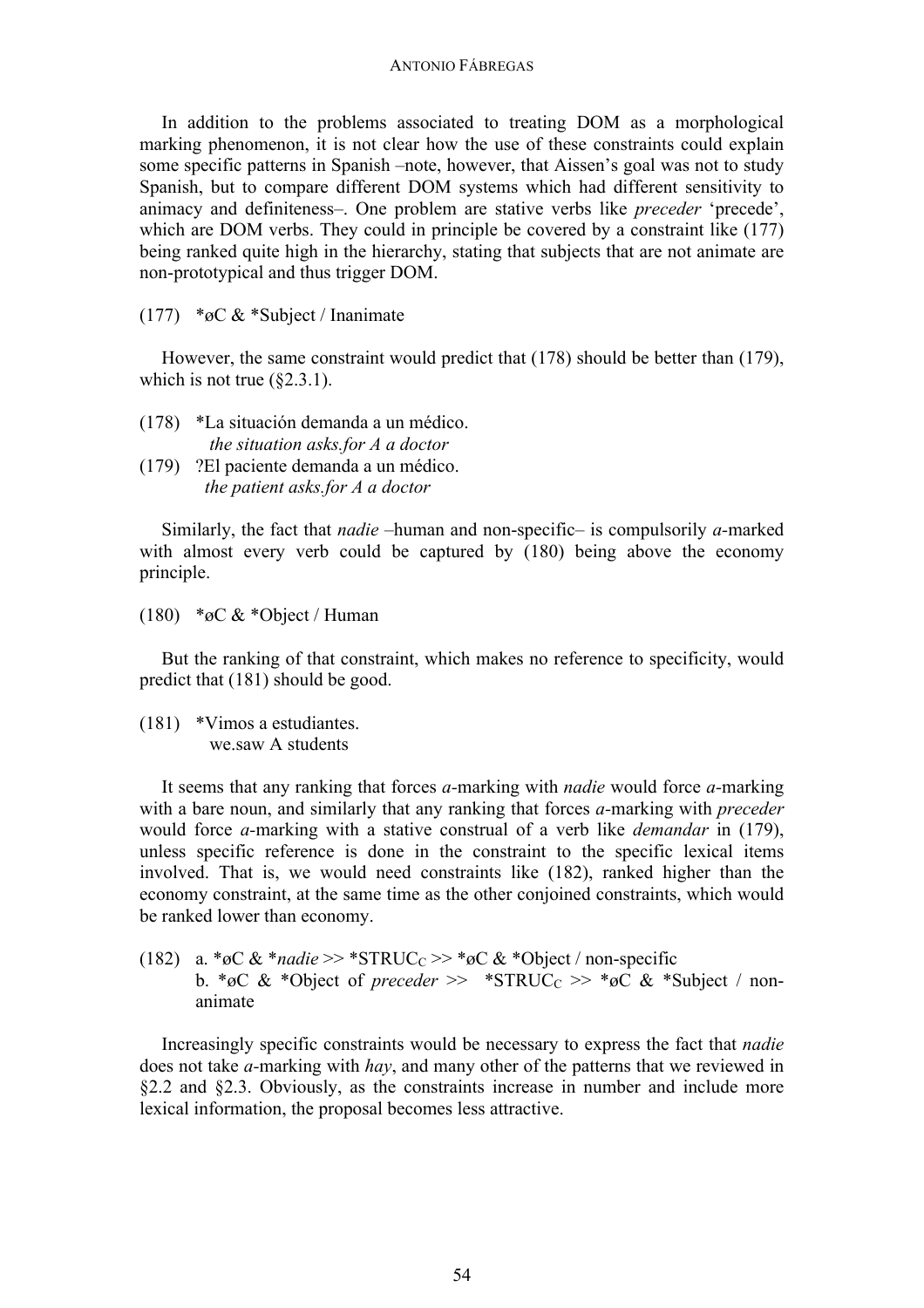In addition to the problems associated to treating DOM as a morphological marking phenomenon, it is not clear how the use of these constraints could explain some specific patterns in Spanish –note, however, that Aissen's goal was not to study Spanish, but to compare different DOM systems which had different sensitivity to animacy and definiteness–. One problem are stative verbs like *preceder* 'precede', which are DOM verbs. They could in principle be covered by a constraint like (177) being ranked quite high in the hierarchy, stating that subjects that are not animate are non-prototypical and thus trigger DOM.

(177) *øC & *Subject / Inanimate

However, the same constraint would predict that (178) should be better than (179), which is not true (§2.3.1).

(178) *La situación demanda a un médico.
*the situation asks.for A a doctor*

(179) ?El paciente demanda a un médico.
*the patient asks.for A a doctor*

Similarly, the fact that *nadie* –human and non-specific– is compulsorily *a*-marked with almost every verb could be captured by (180) being above the economy principle.

(180) *øC & *Object / Human

But the ranking of that constraint, which makes no reference to specificity, would predict that (181) should be good.

(181) *Vimos a estudiantes.
we.saw A students

It seems that any ranking that forces *a*-marking with *nadie* would force *a*-marking with a bare noun, and similarly that any ranking that forces *a*-marking with *preceder* would force *a*-marking with a stative construal of a verb like *demandar* in (179), unless specific reference is done in the constraint to the specific lexical items involved. That is, we would need constraints like (182), ranked higher than the economy constraint, at the same time as the other conjoined constraints, which would be ranked lower than economy.

(182) a. *øC & **nadie* >> *STRUC$_C$ >> *øC & *Object / non-specific
b. *øC & *Object of *preceder* >> *STRUC$_C$ >> *øC & *Subject / non-animate

Increasingly specific constraints would be necessary to express the fact that *nadie* does not take *a*-marking with *hay*, and many other of the patterns that we reviewed in §2.2 and §2.3. Obviously, as the constraints increase in number and include more lexical information, the proposal becomes less attractive.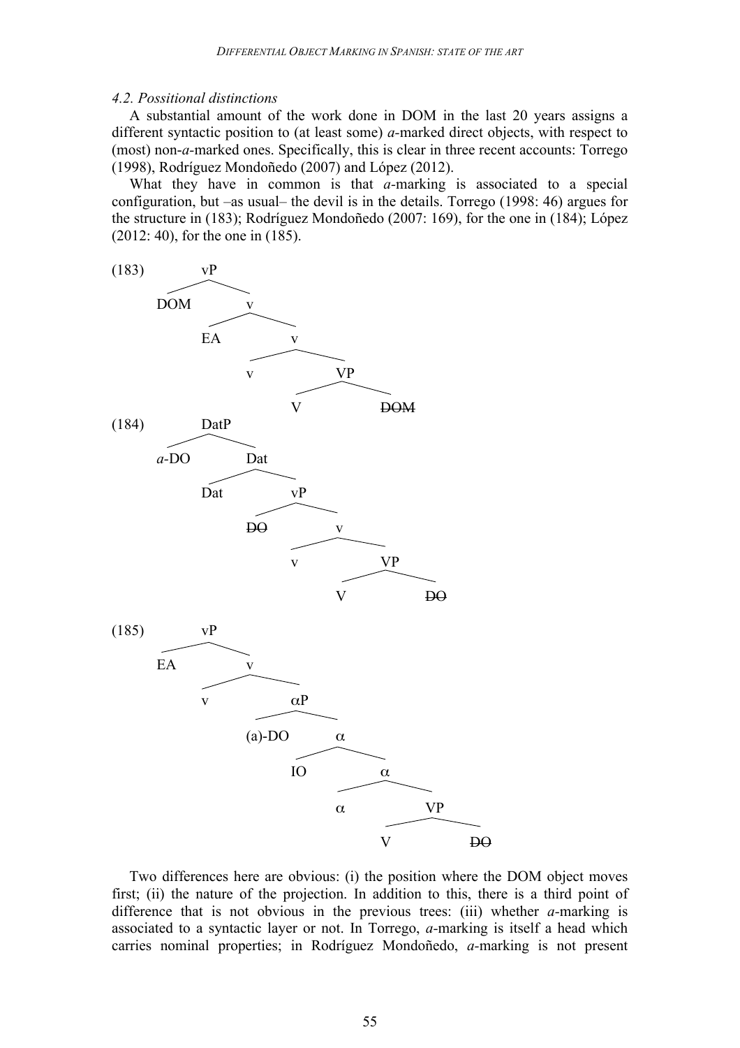### *4.2. Possitional distinctions*

A substantial amount of the work done in DOM in the last 20 years assigns a different syntactic position to (at least some) *a*-marked direct objects, with respect to (most) non-*a*-marked ones. Specifically, this is clear in three recent accounts: Torrego (1998), Rodríguez Mondoñedo (2007) and López (2012).

What they have in common is that *a*-marking is associated to a special configuration, but –as usual– the devil is in the details. Torrego (1998: 46) argues for the structure in (183); Rodríguez Mondoñedo (2007: 169), for the one in (184); López (2012: 40), for the one in (185).

```
(183)         vP
            /    \
         DOM      v
                /   \
              EA     v
                   /   \
                  v     VP
                       /  \
                      V   ~~DOM~~

(184)         DatP
            /      \
         a-DO      Dat
                  /    \
                Dat     vP
                       /   \
                    ~~DO~~   v
                           /   \
                          v     VP
                               /  \
                              V   ~~DO~~

(185)         vP
            /    \
          EA      v
                /   \
               v     αP
                    /   \
                (a)-DO   α
                       /   \
                      IO    α
                          /   \
                         α     VP
                              /  \
                             V   ~~DO~~
```

Two differences here are obvious: (i) the position where the DOM object moves first; (ii) the nature of the projection. In addition to this, there is a third point of difference that is not obvious in the previous trees: (iii) whether *a*-marking is associated to a syntactic layer or not. In Torrego, *a*-marking is itself a head which carries nominal properties; in Rodríguez Mondoñedo, *a*-marking is not present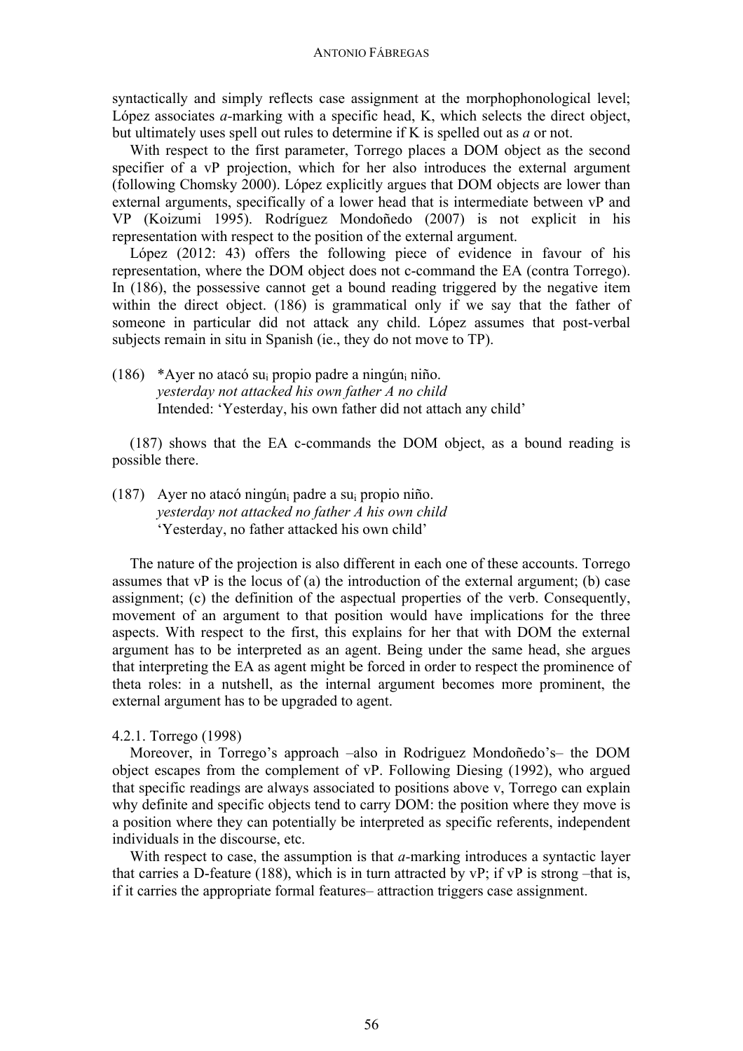syntactically and simply reflects case assignment at the morphophonological level; López associates *a*-marking with a specific head, K, which selects the direct object, but ultimately uses spell out rules to determine if K is spelled out as *a* or not.

With respect to the first parameter, Torrego places a DOM object as the second specifier of a vP projection, which for her also introduces the external argument (following Chomsky 2000). López explicitly argues that DOM objects are lower than external arguments, specifically of a lower head that is intermediate between vP and VP (Koizumi 1995). Rodríguez Mondoñedo (2007) is not explicit in his representation with respect to the position of the external argument.

López (2012: 43) offers the following piece of evidence in favour of his representation, where the DOM object does not c-command the EA (contra Torrego). In (186), the possessive cannot get a bound reading triggered by the negative item within the direct object. (186) is grammatical only if we say that the father of someone in particular did not attack any child. López assumes that post-verbal subjects remain in situ in Spanish (ie., they do not move to TP).

(186) \*Ayer no atacó su$_i$ propio padre a ningún$_i$ niño.
*yesterday not attacked his own father A no child*
Intended: 'Yesterday, his own father did not attach any child'

(187) shows that the EA c-commands the DOM object, as a bound reading is possible there.

(187) Ayer no atacó ningún$_i$ padre a su$_i$ propio niño.
*yesterday not attacked no father A his own child*
'Yesterday, no father attacked his own child'

The nature of the projection is also different in each one of these accounts. Torrego assumes that vP is the locus of (a) the introduction of the external argument; (b) case assignment; (c) the definition of the aspectual properties of the verb. Consequently, movement of an argument to that position would have implications for the three aspects. With respect to the first, this explains for her that with DOM the external argument has to be interpreted as an agent. Being under the same head, she argues that interpreting the EA as agent might be forced in order to respect the prominence of theta roles: in a nutshell, as the internal argument becomes more prominent, the external argument has to be upgraded to agent.

#### 4.2.1. Torrego (1998)

Moreover, in Torrego's approach –also in Rodriguez Mondoñedo's– the DOM object escapes from the complement of vP. Following Diesing (1992), who argued that specific readings are always associated to positions above v, Torrego can explain why definite and specific objects tend to carry DOM: the position where they move is a position where they can potentially be interpreted as specific referents, independent individuals in the discourse, etc.

With respect to case, the assumption is that *a*-marking introduces a syntactic layer that carries a D-feature (188), which is in turn attracted by vP; if vP is strong –that is, if it carries the appropriate formal features– attraction triggers case assignment.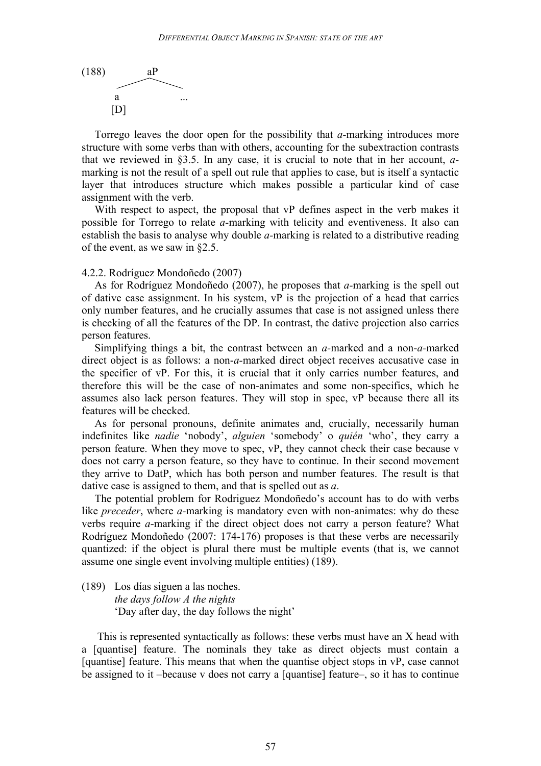(188) aP

```
        aP
      /    \
     a      ...
    [D]
```

Torrego leaves the door open for the possibility that *a*-marking introduces more structure with some verbs than with others, accounting for the subextraction contrasts that we reviewed in §3.5. In any case, it is crucial to note that in her account, *a*-marking is not the result of a spell out rule that applies to case, but is itself a syntactic layer that introduces structure which makes possible a particular kind of case assignment with the verb.

With respect to aspect, the proposal that vP defines aspect in the verb makes it possible for Torrego to relate *a*-marking with telicity and eventiveness. It also can establish the basis to analyse why double *a*-marking is related to a distributive reading of the event, as we saw in §2.5.

4.2.2. Rodríguez Mondoñedo (2007)

As for Rodríguez Mondoñedo (2007), he proposes that *a*-marking is the spell out of dative case assignment. In his system, vP is the projection of a head that carries only number features, and he crucially assumes that case is not assigned unless there is checking of all the features of the DP. In contrast, the dative projection also carries person features.

Simplifying things a bit, the contrast between an *a*-marked and a non-*a*-marked direct object is as follows: a non-*a*-marked direct object receives accusative case in the specifier of vP. For this, it is crucial that it only carries number features, and therefore this will be the case of non-animates and some non-specifics, which he assumes also lack person features. They will stop in spec, vP because there all its features will be checked.

As for personal pronouns, definite animates and, crucially, necessarily human indefinites like *nadie* 'nobody', *alguien* 'somebody' o *quién* 'who', they carry a person feature. When they move to spec, vP, they cannot check their case because v does not carry a person feature, so they have to continue. In their second movement they arrive to DatP, which has both person and number features. The result is that dative case is assigned to them, and that is spelled out as *a*.

The potential problem for Rodriguez Mondoñedo's account has to do with verbs like *preceder*, where *a*-marking is mandatory even with non-animates: why do these verbs require *a*-marking if the direct object does not carry a person feature? What Rodríguez Mondoñedo (2007: 174-176) proposes is that these verbs are necessarily quantized: if the object is plural there must be multiple events (that is, we cannot assume one single event involving multiple entities) (189).

(189) Los días siguen a las noches.
*the days follow A the nights*
'Day after day, the day follows the night'

This is represented syntactically as follows: these verbs must have an X head with a [quantise] feature. The nominals they take as direct objects must contain a [quantise] feature. This means that when the quantise object stops in vP, case cannot be assigned to it –because v does not carry a [quantise] feature–, so it has to continue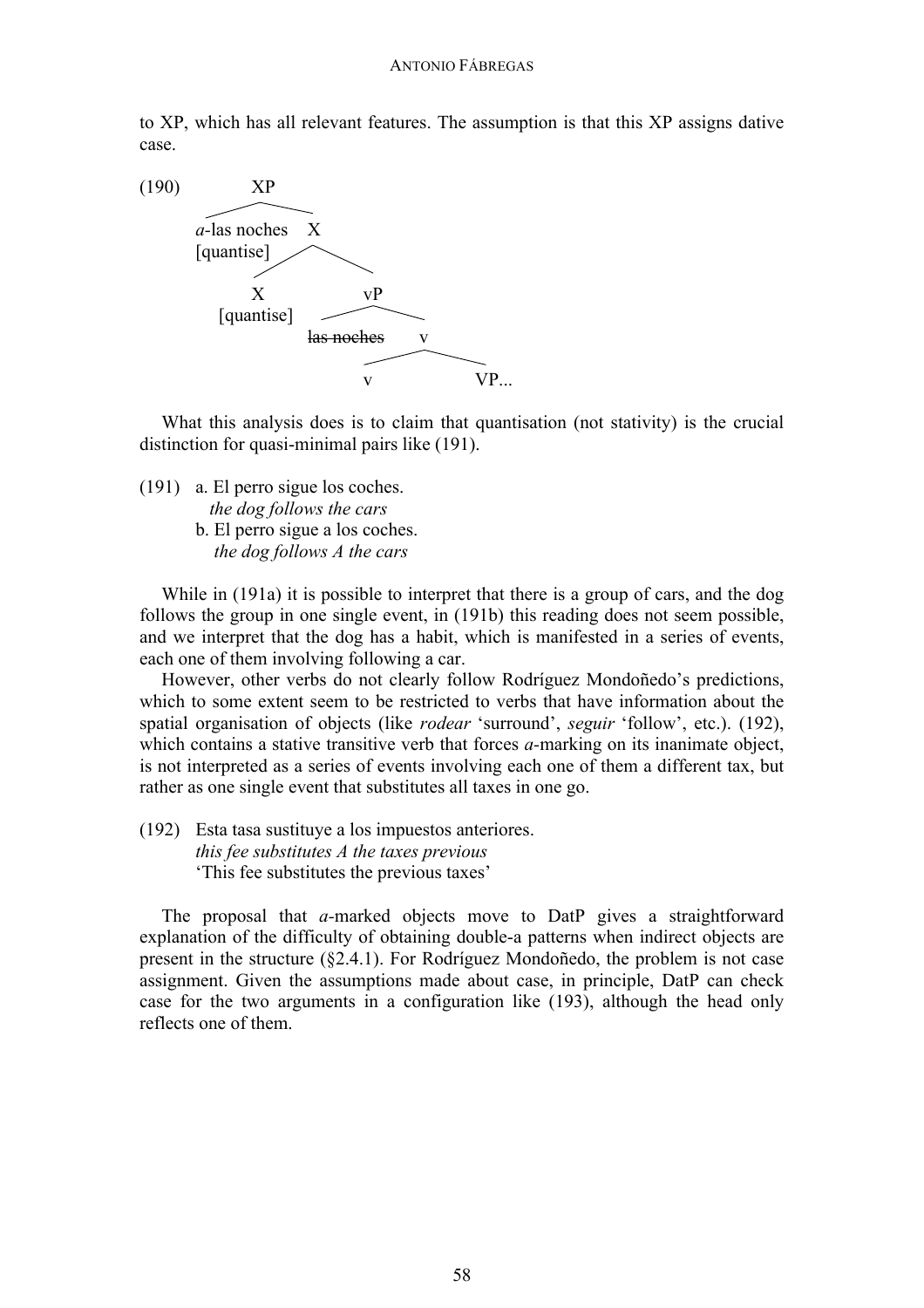to XP, which has all relevant features. The assumption is that this XP assigns dative case.

```
(190)        XP
          /      \
   a-las noches   X
   [quantise]   /    \
               X       vP
          [quantise] /    \
              ~~las noches~~  v
                           /    \
                          v      VP...
```

What this analysis does is to claim that quantisation (not stativity) is the crucial distinction for quasi-minimal pairs like (191).

(191) a. El perro sigue los coches.
*the dog follows the cars*
b. El perro sigue a los coches.
*the dog follows A the cars*

While in (191a) it is possible to interpret that there is a group of cars, and the dog follows the group in one single event, in (191b) this reading does not seem possible, and we interpret that the dog has a habit, which is manifested in a series of events, each one of them involving following a car.

However, other verbs do not clearly follow Rodríguez Mondoñedo's predictions, which to some extent seem to be restricted to verbs that have information about the spatial organisation of objects (like *rodear* 'surround', *seguir* 'follow', etc.). (192), which contains a stative transitive verb that forces *a*-marking on its inanimate object, is not interpreted as a series of events involving each one of them a different tax, but rather as one single event that substitutes all taxes in one go.

(192) Esta tasa sustituye a los impuestos anteriores.
*this fee substitutes A the taxes previous*
'This fee substitutes the previous taxes'

The proposal that *a*-marked objects move to DatP gives a straightforward explanation of the difficulty of obtaining double-a patterns when indirect objects are present in the structure (§2.4.1). For Rodríguez Mondoñedo, the problem is not case assignment. Given the assumptions made about case, in principle, DatP can check case for the two arguments in a configuration like (193), although the head only reflects one of them.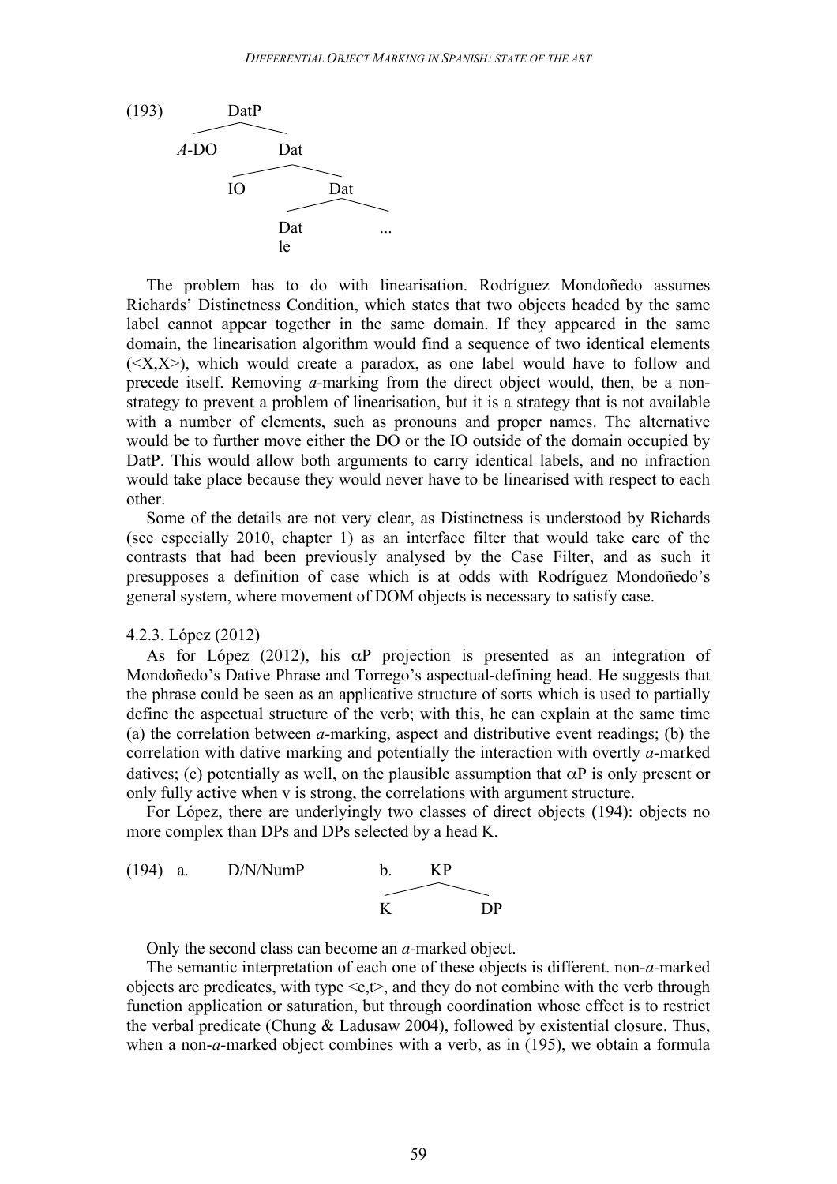(193)

```
            DatP
          /      \
      A-DO        Dat
                /     \
              IO       Dat
                     /     \
                   Dat      ...
                   le
```

The problem has to do with linearisation. Rodríguez Mondoñedo assumes Richards' Distinctness Condition, which states that two objects headed by the same label cannot appear together in the same domain. If they appeared in the same domain, the linearisation algorithm would find a sequence of two identical elements (<X,X>), which would create a paradox, as one label would have to follow and precede itself. Removing *a*-marking from the direct object would, then, be a non-strategy to prevent a problem of linearisation, but it is a strategy that is not available with a number of elements, such as pronouns and proper names. The alternative would be to further move either the DO or the IO outside of the domain occupied by DatP. This would allow both arguments to carry identical labels, and no infraction would take place because they would never have to be linearised with respect to each other.

Some of the details are not very clear, as Distinctness is understood by Richards (see especially 2010, chapter 1) as an interface filter that would take care of the contrasts that had been previously analysed by the Case Filter, and as such it presupposes a definition of case which is at odds with Rodríguez Mondoñedo's general system, where movement of DOM objects is necessary to satisfy case.

4.2.3. López (2012)

As for López (2012), his αP projection is presented as an integration of Mondoñedo's Dative Phrase and Torrego's aspectual-defining head. He suggests that the phrase could be seen as an applicative structure of sorts which is used to partially define the aspectual structure of the verb; with this, he can explain at the same time (a) the correlation between *a*-marking, aspect and distributive event readings; (b) the correlation with dative marking and potentially the interaction with overtly *a*-marked datives; (c) potentially as well, on the plausible assumption that αP is only present or only fully active when v is strong, the correlations with argument structure.

For López, there are underlyingly two classes of direct objects (194): objects no more complex than DPs and DPs selected by a head K.

(194) a. D/N/NumP

b.

```
      KP
    /    \
   K      DP
```

Only the second class can become an *a*-marked object.

The semantic interpretation of each one of these objects is different. non-*a*-marked objects are predicates, with type <e,t>, and they do not combine with the verb through function application or saturation, but through coordination whose effect is to restrict the verbal predicate (Chung & Ladusaw 2004), followed by existential closure. Thus, when a non-*a*-marked object combines with a verb, as in (195), we obtain a formula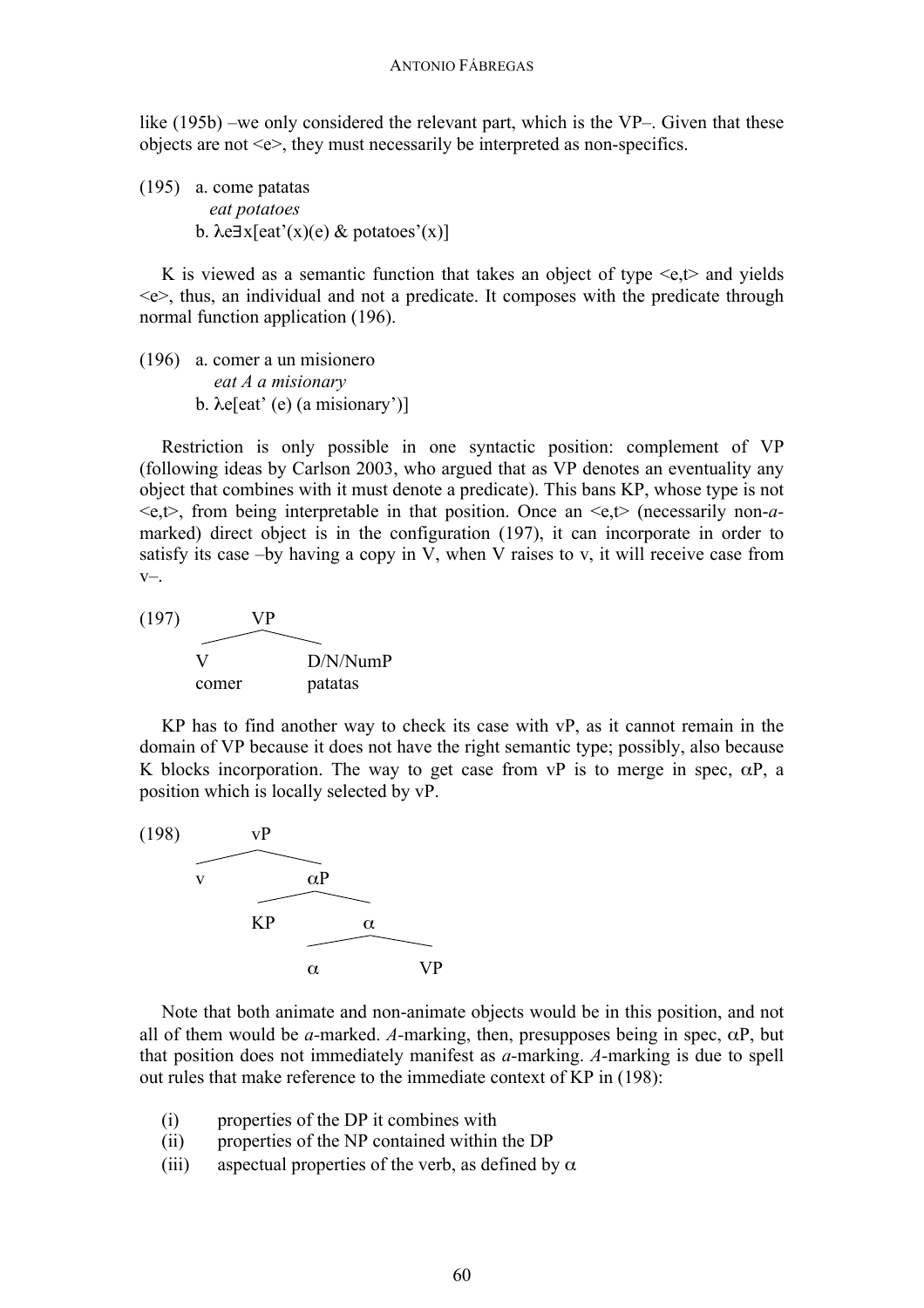like (195b) –we only considered the relevant part, which is the VP–. Given that these objects are not <e>, they must necessarily be interpreted as non-specifics.

(195) a. come patatas
   *eat potatoes*
  b. $\lambda e \exists x[\text{eat'}(x)(e) \ \& \ \text{potatoes'}(x)]$

K is viewed as a semantic function that takes an object of type <e,t> and yields <e>, thus, an individual and not a predicate. It composes with the predicate through normal function application (196).

(196) a. comer a un misionero
   *eat A a misionary*
  b. $\lambda e[\text{eat'}\ (e)\ (\text{a misionary'})]$

Restriction is only possible in one syntactic position: complement of VP (following ideas by Carlson 2003, who argued that as VP denotes an eventuality any object that combines with it must denote a predicate). This bans KP, whose type is not <e,t>, from being interpretable in that position. Once an <e,t> (necessarily non-*a*-marked) direct object is in the configuration (197), it can incorporate in order to satisfy its case –by having a copy in V, when V raises to v, it will receive case from v–.

```
(197)        VP
          /      \
         V        D/N/NumP
       comer      patatas
```

KP has to find another way to check its case with vP, as it cannot remain in the domain of VP because it does not have the right semantic type; possibly, also because K blocks incorporation. The way to get case from vP is to merge in spec, αP, a position which is locally selected by vP.

```
(198)        vP
           /    \
          v      αP
               /    \
             KP      α
                   /   \
                  α     VP
```

Note that both animate and non-animate objects would be in this position, and not all of them would be *a*-marked. *A*-marking, then, presupposes being in spec, αP, but that position does not immediately manifest as *a*-marking. *A*-marking is due to spell out rules that make reference to the immediate context of KP in (198):

(i) properties of the DP it combines with
(ii) properties of the NP contained within the DP
(iii) aspectual properties of the verb, as defined by α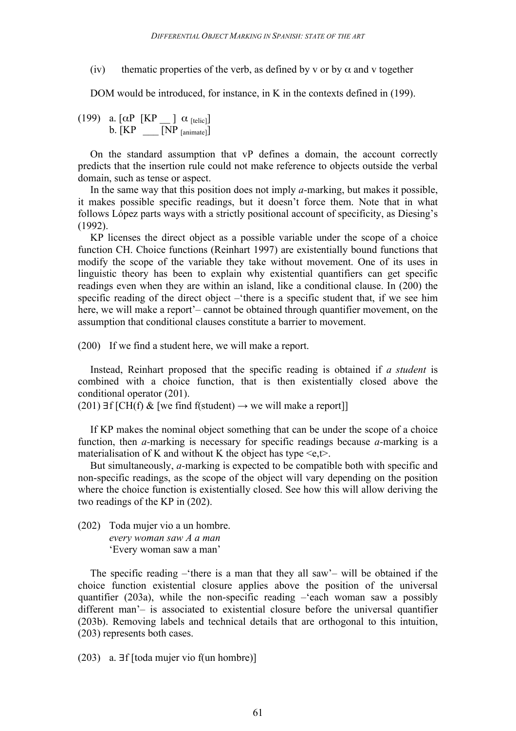(iv) thematic properties of the verb, as defined by v or by α and v together

DOM would be introduced, for instance, in K in the contexts defined in (199).

(199) a. [αP [KP __ ] $\alpha_{[telic]}$]
b. [KP ___ [$NP_{[animate]}$]

On the standard assumption that vP defines a domain, the account correctly predicts that the insertion rule could not make reference to objects outside the verbal domain, such as tense or aspect.

In the same way that this position does not imply *a*-marking, but makes it possible, it makes possible specific readings, but it doesn't force them. Note that in what follows López parts ways with a strictly positional account of specificity, as Diesing's (1992).

KP licenses the direct object as a possible variable under the scope of a choice function CH. Choice functions (Reinhart 1997) are existentially bound functions that modify the scope of the variable they take without movement. One of its uses in linguistic theory has been to explain why existential quantifiers can get specific readings even when they are within an island, like a conditional clause. In (200) the specific reading of the direct object –'there is a specific student that, if we see him here, we will make a report'– cannot be obtained through quantifier movement, on the assumption that conditional clauses constitute a barrier to movement.

(200) If we find a student here, we will make a report.

Instead, Reinhart proposed that the specific reading is obtained if *a student* is combined with a choice function, that is then existentially closed above the conditional operator (201).

(201) ∃f [CH(f) & [we find f(student) → we will make a report]]

If KP makes the nominal object something that can be under the scope of a choice function, then *a*-marking is necessary for specific readings because *a*-marking is a materialisation of K and without K the object has type <e,t>.

But simultaneously, *a*-marking is expected to be compatible both with specific and non-specific readings, as the scope of the object will vary depending on the position where the choice function is existentially closed. See how this will allow deriving the two readings of the KP in (202).

(202) Toda mujer vio a un hombre.
*every woman saw A a man*
'Every woman saw a man'

The specific reading –'there is a man that they all saw'– will be obtained if the choice function existential closure applies above the position of the universal quantifier (203a), while the non-specific reading –'each woman saw a possibly different man'– is associated to existential closure before the universal quantifier (203b). Removing labels and technical details that are orthogonal to this intuition, (203) represents both cases.

(203) a. ∃f [toda mujer vio f(un hombre)]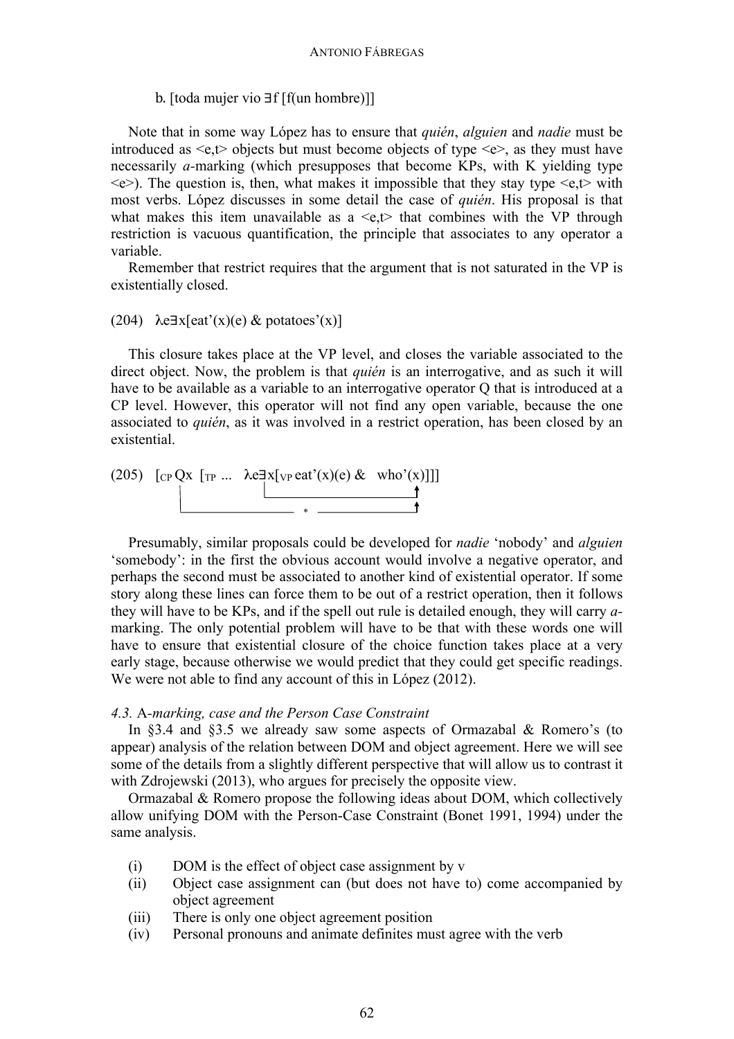b. [toda mujer vio ∃f [f(un hombre)]]

Note that in some way López has to ensure that *quién*, *alguien* and *nadie* must be introduced as <e,t> objects but must become objects of type <e>, as they must have necessarily *a*-marking (which presupposes that become KPs, with K yielding type <e>). The question is, then, what makes it impossible that they stay type <e,t> with most verbs. López discusses in some detail the case of *quién*. His proposal is that what makes this item unavailable as a <e,t> that combines with the VP through restriction is vacuous quantification, the principle that associates to any operator a variable.

Remember that restrict requires that the argument that is not saturated in the VP is existentially closed.

(204) λe∃x[eat'(x)(e) & potatoes'(x)]

This closure takes place at the VP level, and closes the variable associated to the direct object. Now, the problem is that *quién* is an interrogative, and as such it will have to be available as a variable to an interrogative operator Q that is introduced at a CP level. However, this operator will not find any open variable, because the one associated to *quién*, as it was involved in a restrict operation, has been closed by an existential.

(205) [$_{CP}$ Qx [$_{TP}$ ... λe∃x[$_{VP}$ eat'(x)(e) & who'(x)]]]

Presumably, similar proposals could be developed for *nadie* 'nobody' and *alguien* 'somebody': in the first the obvious account would involve a negative operator, and perhaps the second must be associated to another kind of existential operator. If some story along these lines can force them to be out of a restrict operation, then it follows they will have to be KPs, and if the spell out rule is detailed enough, they will carry *a*-marking. The only potential problem will have to be that with these words one will have to ensure that existential closure of the choice function takes place at a very early stage, because otherwise we would predict that they could get specific readings. We were not able to find any account of this in López (2012).

#### *4.3.* A-*marking, case and the Person Case Constraint*

In §3.4 and §3.5 we already saw some aspects of Ormazabal & Romero's (to appear) analysis of the relation between DOM and object agreement. Here we will see some of the details from a slightly different perspective that will allow us to contrast it with Zdrojewski (2013), who argues for precisely the opposite view.

Ormazabal & Romero propose the following ideas about DOM, which collectively allow unifying DOM with the Person-Case Constraint (Bonet 1991, 1994) under the same analysis.

(i) DOM is the effect of object case assignment by v

(ii) Object case assignment can (but does not have to) come accompanied by object agreement

(iii) There is only one object agreement position

(iv) Personal pronouns and animate definites must agree with the verb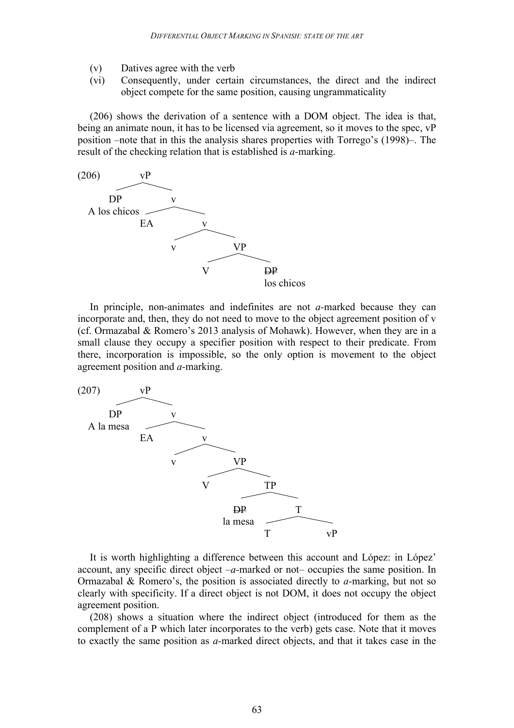(v) Datives agree with the verb

(vi) Consequently, under certain circumstances, the direct and the indirect object compete for the same position, causing ungrammaticality

(206) shows the derivation of a sentence with a DOM object. The idea is that, being an animate noun, it has to be licensed via agreement, so it moves to the spec, vP position –note that in this the analysis shares properties with Torrego's (1998)–. The result of the checking relation that is established is *a*-marking.

(206) [$_{vP}$ [$_{DP}$ A los chicos] [$_{v}$ EA [$_{v}$ v [$_{VP}$ V [~~DP~~ los chicos]]]]]

In principle, non-animates and indefinites are not *a*-marked because they can incorporate and, then, they do not need to move to the object agreement position of v (cf. Ormazabal & Romero's 2013 analysis of Mohawk). However, when they are in a small clause they occupy a specifier position with respect to their predicate. From there, incorporation is impossible, so the only option is movement to the object agreement position and *a*-marking.

(207) [$_{vP}$ [$_{DP}$ A la mesa] [$_{v}$ EA [$_{v}$ v [$_{VP}$ V [$_{TP}$ [~~DP~~ la mesa] [$_{T}$ T vP]]]]]]

It is worth highlighting a difference between this account and López: in López' account, any specific direct object –*a*-marked or not– occupies the same position. In Ormazabal & Romero's, the position is associated directly to *a*-marking, but not so clearly with specificity. If a direct object is not DOM, it does not occupy the object agreement position.

(208) shows a situation where the indirect object (introduced for them as the complement of a P which later incorporates to the verb) gets case. Note that it moves to exactly the same position as *a*-marked direct objects, and that it takes case in the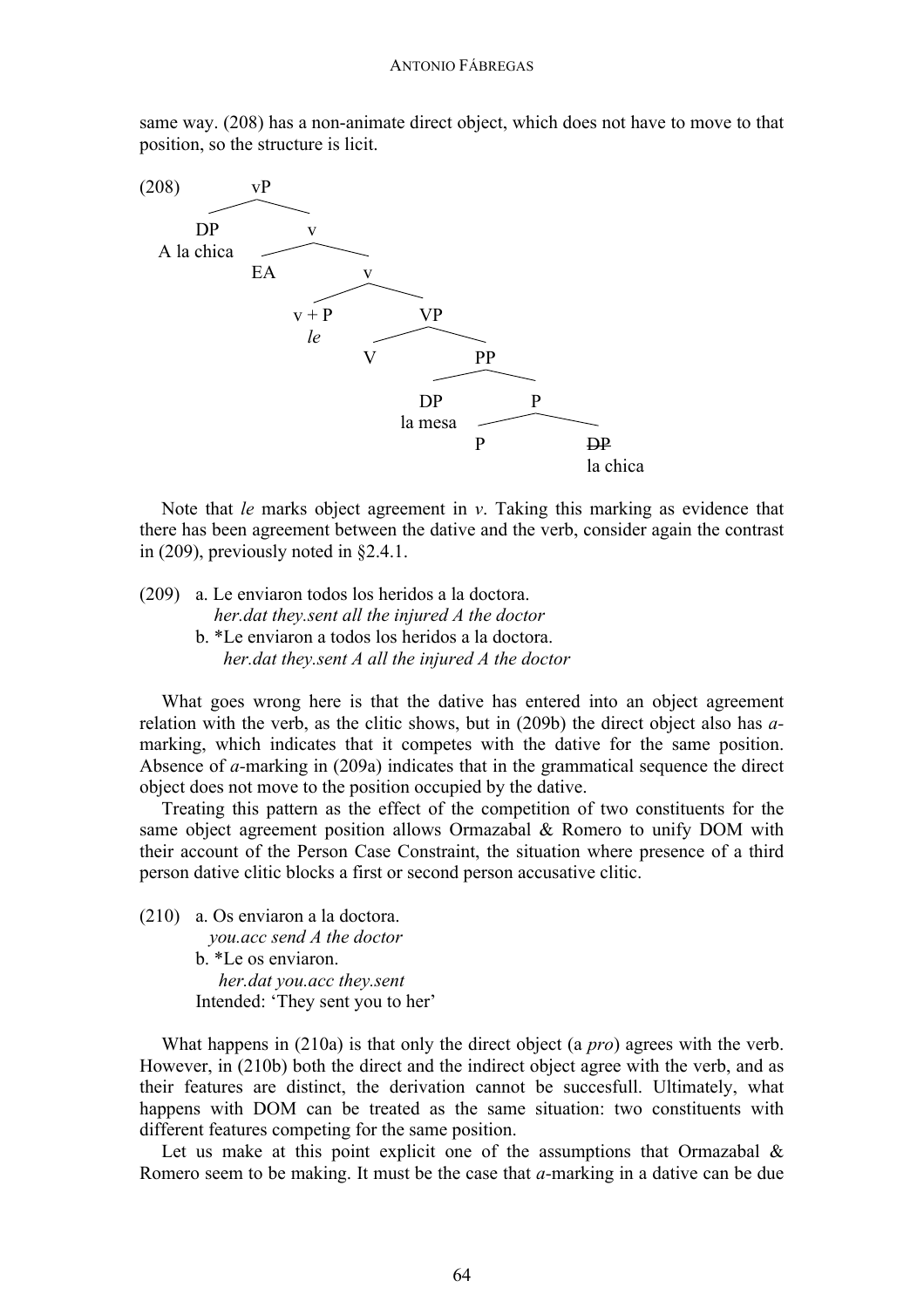same way. (208) has a non-animate direct object, which does not have to move to that position, so the structure is licit.

```
(208)            vP
          ______|______
         DP            v
     A la chica    ____|____
                  EA        v
                       _____|_____
                      v + P       VP
                       le     ____|____
                              V        PP
                                   ____|____
                                  DP        P
                               la mesa  ____|____
                                        P        DP (struck through)
                                              la chica
```

Note that *le* marks object agreement in *v*. Taking this marking as evidence that there has been agreement between the dative and the verb, consider again the contrast in (209), previously noted in §2.4.1.

(209) a. Le enviaron todos los heridos a la doctora.
   *her.dat they.sent all the injured A the doctor*
 b. *Le enviaron a todos los heridos a la doctora.
   *her.dat they.sent A all the injured A the doctor*

What goes wrong here is that the dative has entered into an object agreement relation with the verb, as the clitic shows, but in (209b) the direct object also has *a*-marking, which indicates that it competes with the dative for the same position. Absence of *a*-marking in (209a) indicates that in the grammatical sequence the direct object does not move to the position occupied by the dative.

Treating this pattern as the effect of the competition of two constituents for the same object agreement position allows Ormazabal & Romero to unify DOM with their account of the Person Case Constraint, the situation where presence of a third person dative clitic blocks a first or second person accusative clitic.

(210) a. Os enviaron a la doctora.
   *you.acc send A the doctor*
 b. *Le os enviaron.
   *her.dat you.acc they.sent*
 Intended: 'They sent you to her'

What happens in (210a) is that only the direct object (a *pro*) agrees with the verb. However, in (210b) both the direct and the indirect object agree with the verb, and as their features are distinct, the derivation cannot be succesfull. Ultimately, what happens with DOM can be treated as the same situation: two constituents with different features competing for the same position.

Let us make at this point explicit one of the assumptions that Ormazabal & Romero seem to be making. It must be the case that *a*-marking in a dative can be due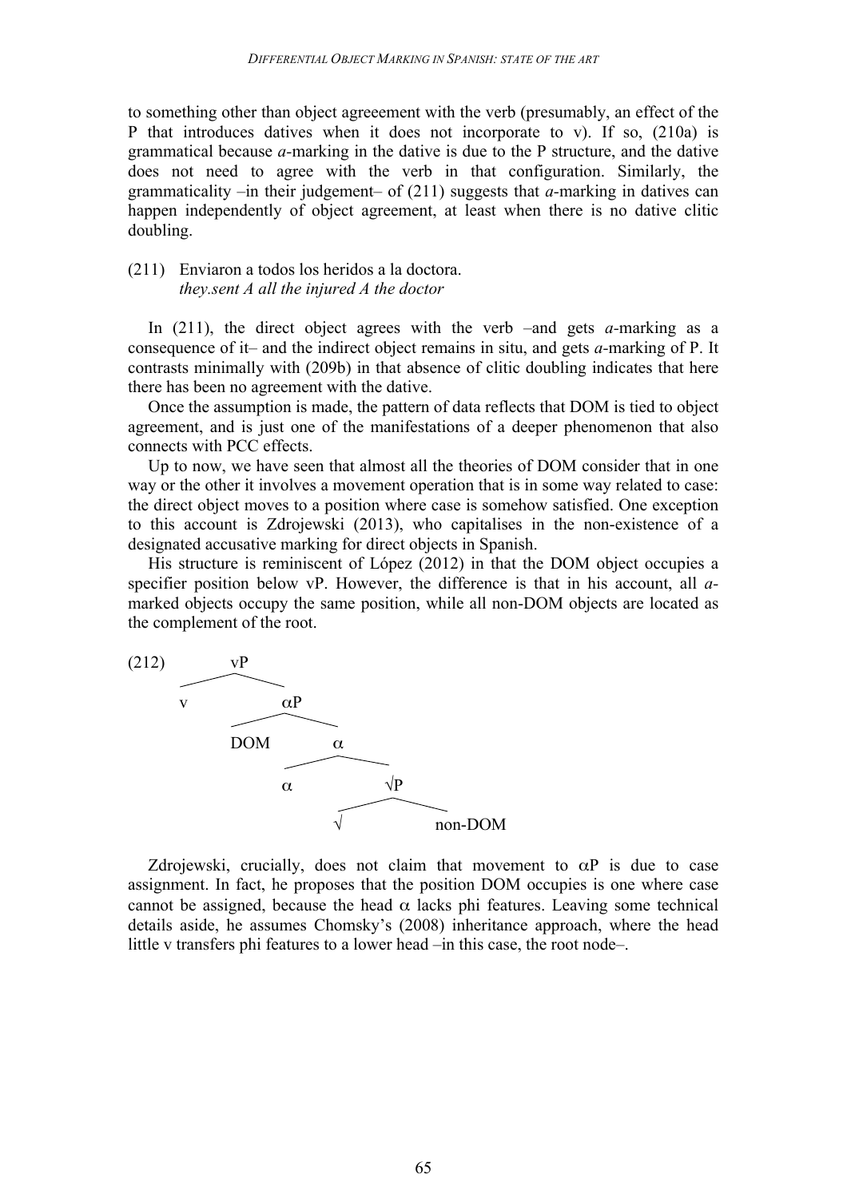to something other than object agreeement with the verb (presumably, an effect of the P that introduces datives when it does not incorporate to v). If so, (210a) is grammatical because *a*-marking in the dative is due to the P structure, and the dative does not need to agree with the verb in that configuration. Similarly, the grammaticality –in their judgement– of (211) suggests that *a*-marking in datives can happen independently of object agreement, at least when there is no dative clitic doubling.

(211) Enviaron a todos los heridos a la doctora.
*they.sent A all the injured A the doctor*

In (211), the direct object agrees with the verb –and gets *a*-marking as a consequence of it– and the indirect object remains in situ, and gets *a*-marking of P. It contrasts minimally with (209b) in that absence of clitic doubling indicates that here there has been no agreement with the dative.

Once the assumption is made, the pattern of data reflects that DOM is tied to object agreement, and is just one of the manifestations of a deeper phenomenon that also connects with PCC effects.

Up to now, we have seen that almost all the theories of DOM consider that in one way or the other it involves a movement operation that is in some way related to case: the direct object moves to a position where case is somehow satisfied. One exception to this account is Zdrojewski (2013), who capitalises in the non-existence of a designated accusative marking for direct objects in Spanish.

His structure is reminiscent of López (2012) in that the DOM object occupies a specifier position below vP. However, the difference is that in his account, all *a*-marked objects occupy the same position, while all non-DOM objects are located as the complement of the root.

(212)
```
vP
├── v
└── αP
    ├── DOM
    └── α
        ├── α
        └── √P
            ├── √
            └── non-DOM
```

Zdrojewski, crucially, does not claim that movement to αP is due to case assignment. In fact, he proposes that the position DOM occupies is one where case cannot be assigned, because the head α lacks phi features. Leaving some technical details aside, he assumes Chomsky's (2008) inheritance approach, where the head little v transfers phi features to a lower head –in this case, the root node–.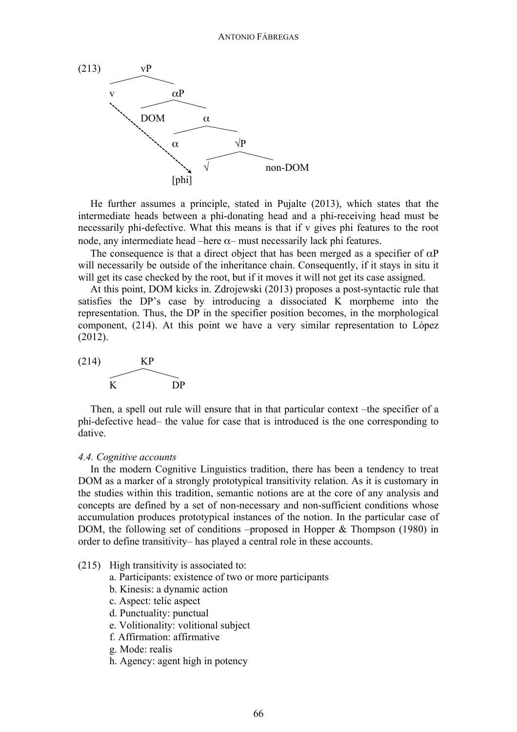(213)

```
vP
├── v
└── αP
    ├── DOM
    └── α
        ├── α
        │   [phi]
        └── √P
            ├── √
            └── non-DOM
```

(dashed arrow from v to [phi])

He further assumes a principle, stated in Pujalte (2013), which states that the intermediate heads between a phi-donating head and a phi-receiving head must be necessarily phi-defective. What this means is that if v gives phi features to the root node, any intermediate head –here α– must necessarily lack phi features.

The consequence is that a direct object that has been merged as a specifier of αP will necessarily be outside of the inheritance chain. Consequently, if it stays in situ it will get its case checked by the root, but if it moves it will not get its case assigned.

At this point, DOM kicks in. Zdrojewski (2013) proposes a post-syntactic rule that satisfies the DP's case by introducing a dissociated K morpheme into the representation. Thus, the DP in the specifier position becomes, in the morphological component, (214). At this point we have a very similar representation to López (2012).

(214)

```
KP
├── K
└── DP
```

Then, a spell out rule will ensure that in that particular context –the specifier of a phi-defective head– the value for case that is introduced is the one corresponding to dative.

*4.4. Cognitive accounts*

In the modern Cognitive Linguistics tradition, there has been a tendency to treat DOM as a marker of a strongly prototypical transitivity relation. As it is customary in the studies within this tradition, semantic notions are at the core of any analysis and concepts are defined by a set of non-necessary and non-sufficient conditions whose accumulation produces prototypical instances of the notion. In the particular case of DOM, the following set of conditions –proposed in Hopper & Thompson (1980) in order to define transitivity– has played a central role in these accounts.

(215) High transitivity is associated to:
a. Participants: existence of two or more participants
b. Kinesis: a dynamic action
c. Aspect: telic aspect
d. Punctuality: punctual
e. Volitionality: volitional subject
f. Affirmation: affirmative
g. Mode: realis
h. Agency: agent high in potency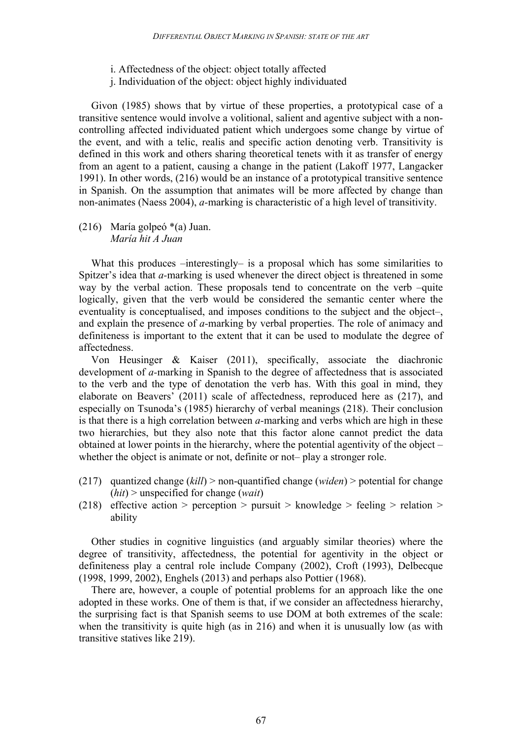i. Affectedness of the object: object totally affected

j. Individuation of the object: object highly individuated

Givon (1985) shows that by virtue of these properties, a prototypical case of a transitive sentence would involve a volitional, salient and agentive subject with a non-controlling affected individuated patient which undergoes some change by virtue of the event, and with a telic, realis and specific action denoting verb. Transitivity is defined in this work and others sharing theoretical tenets with it as transfer of energy from an agent to a patient, causing a change in the patient (Lakoff 1977, Langacker 1991). In other words, (216) would be an instance of a prototypical transitive sentence in Spanish. On the assumption that animates will be more affected by change than non-animates (Naess 2004), *a*-marking is characteristic of a high level of transitivity.

(216) María golpeó *(a) Juan.
*María hit A Juan*

What this produces –interestingly– is a proposal which has some similarities to Spitzer's idea that *a*-marking is used whenever the direct object is threatened in some way by the verbal action. These proposals tend to concentrate on the verb –quite logically, given that the verb would be considered the semantic center where the eventuality is conceptualised, and imposes conditions to the subject and the object–, and explain the presence of *a*-marking by verbal properties. The role of animacy and definiteness is important to the extent that it can be used to modulate the degree of affectedness.

Von Heusinger & Kaiser (2011), specifically, associate the diachronic development of *a*-marking in Spanish to the degree of affectedness that is associated to the verb and the type of denotation the verb has. With this goal in mind, they elaborate on Beavers' (2011) scale of affectedness, reproduced here as (217), and especially on Tsunoda's (1985) hierarchy of verbal meanings (218). Their conclusion is that there is a high correlation between *a*-marking and verbs which are high in these two hierarchies, but they also note that this factor alone cannot predict the data obtained at lower points in the hierarchy, where the potential agentivity of the object – whether the object is animate or not, definite or not– play a stronger role.

(217) quantized change (*kill*) > non-quantified change (*widen*) > potential for change (*hit*) > unspecified for change (*wait*)

(218) effective action > perception > pursuit > knowledge > feeling > relation > ability

Other studies in cognitive linguistics (and arguably similar theories) where the degree of transitivity, affectedness, the potential for agentivity in the object or definiteness play a central role include Company (2002), Croft (1993), Delbecque (1998, 1999, 2002), Enghels (2013) and perhaps also Pottier (1968).

There are, however, a couple of potential problems for an approach like the one adopted in these works. One of them is that, if we consider an affectedness hierarchy, the surprising fact is that Spanish seems to use DOM at both extremes of the scale: when the transitivity is quite high (as in 216) and when it is unusually low (as with transitive statives like 219).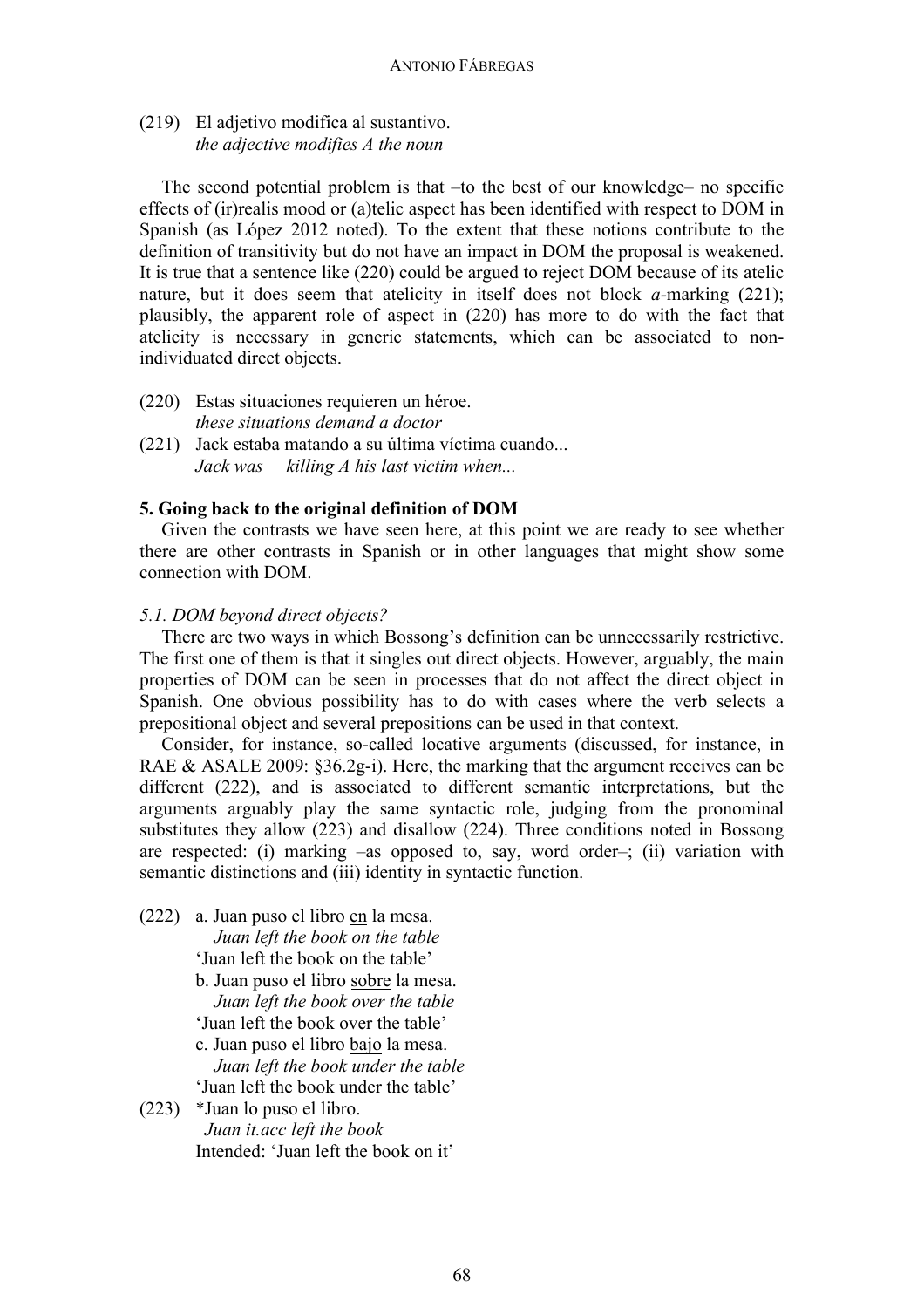(219) El adjetivo modifica al sustantivo.
*the adjective modifies A the noun*

The second potential problem is that –to the best of our knowledge– no specific effects of (ir)realis mood or (a)telic aspect has been identified with respect to DOM in Spanish (as López 2012 noted). To the extent that these notions contribute to the definition of transitivity but do not have an impact in DOM the proposal is weakened. It is true that a sentence like (220) could be argued to reject DOM because of its atelic nature, but it does seem that atelicity in itself does not block *a*-marking (221); plausibly, the apparent role of aspect in (220) has more to do with the fact that atelicity is necessary in generic statements, which can be associated to non-individuated direct objects.

(220) Estas situaciones requieren un héroe.
*these situations demand a doctor*

(221) Jack estaba matando a su última víctima cuando...
*Jack was killing A his last victim when...*

**5. Going back to the original definition of DOM**

Given the contrasts we have seen here, at this point we are ready to see whether there are other contrasts in Spanish or in other languages that might show some connection with DOM.

*5.1. DOM beyond direct objects?*

There are two ways in which Bossong's definition can be unnecessarily restrictive. The first one of them is that it singles out direct objects. However, arguably, the main properties of DOM can be seen in processes that do not affect the direct object in Spanish. One obvious possibility has to do with cases where the verb selects a prepositional object and several prepositions can be used in that context.

Consider, for instance, so-called locative arguments (discussed, for instance, in RAE & ASALE 2009: §36.2g-i). Here, the marking that the argument receives can be different (222), and is associated to different semantic interpretations, but the arguments arguably play the same syntactic role, judging from the pronominal substitutes they allow (223) and disallow (224). Three conditions noted in Bossong are respected: (i) marking –as opposed to, say, word order–; (ii) variation with semantic distinctions and (iii) identity in syntactic function.

(222) a. Juan puso el libro en la mesa.
*Juan left the book on the table*
'Juan left the book on the table'

b. Juan puso el libro sobre la mesa.
*Juan left the book over the table*
'Juan left the book over the table'

c. Juan puso el libro bajo la mesa.
*Juan left the book under the table*
'Juan left the book under the table'

(223) *Juan lo puso el libro.
*Juan it.acc left the book*
Intended: 'Juan left the book on it'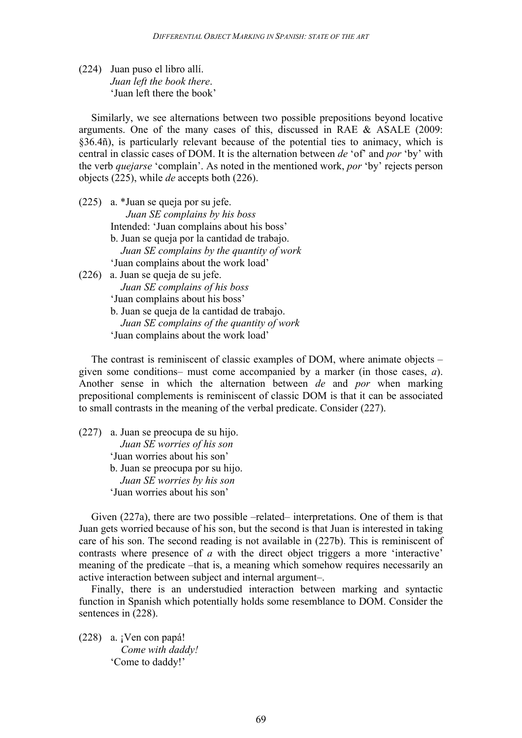(224) Juan puso el libro allí.
*Juan left the book there*.
'Juan left there the book'

Similarly, we see alternations between two possible prepositions beyond locative arguments. One of the many cases of this, discussed in RAE & ASALE (2009: §36.4ñ), is particularly relevant because of the potential ties to animacy, which is central in classic cases of DOM. It is the alternation between *de* 'of' and *por* 'by' with the verb *quejarse* 'complain'. As noted in the mentioned work, *por* 'by' rejects person objects (225), while *de* accepts both (226).

(225) a. *Juan se queja por su jefe.
*Juan SE complains by his boss*
Intended: 'Juan complains about his boss'
b. Juan se queja por la cantidad de trabajo.
*Juan SE complains by the quantity of work*
'Juan complains about the work load'

(226) a. Juan se queja de su jefe.
*Juan SE complains of his boss*
'Juan complains about his boss'
b. Juan se queja de la cantidad de trabajo.
*Juan SE complains of the quantity of work*
'Juan complains about the work load'

The contrast is reminiscent of classic examples of DOM, where animate objects – given some conditions– must come accompanied by a marker (in those cases, *a*). Another sense in which the alternation between *de* and *por* when marking prepositional complements is reminiscent of classic DOM is that it can be associated to small contrasts in the meaning of the verbal predicate. Consider (227).

(227) a. Juan se preocupa de su hijo.
*Juan SE worries of his son*
'Juan worries about his son'
b. Juan se preocupa por su hijo.
*Juan SE worries by his son*
'Juan worries about his son'

Given (227a), there are two possible –related– interpretations. One of them is that Juan gets worried because of his son, but the second is that Juan is interested in taking care of his son. The second reading is not available in (227b). This is reminiscent of contrasts where presence of *a* with the direct object triggers a more 'interactive' meaning of the predicate –that is, a meaning which somehow requires necessarily an active interaction between subject and internal argument–.

Finally, there is an understudied interaction between marking and syntactic function in Spanish which potentially holds some resemblance to DOM. Consider the sentences in (228).

(228) a. ¡Ven con papá!
*Come with daddy!*
'Come to daddy!'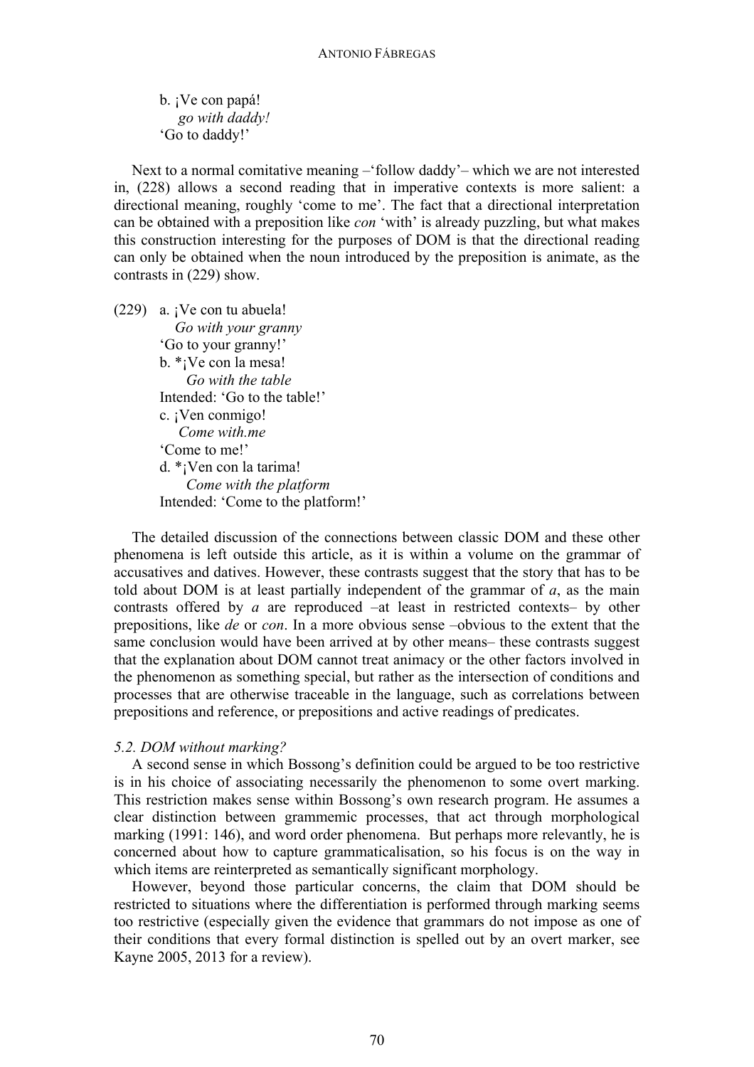b. ¡Ve con papá!
*go with daddy!*
'Go to daddy!'

Next to a normal comitative meaning –'follow daddy'– which we are not interested in, (228) allows a second reading that in imperative contexts is more salient: a directional meaning, roughly 'come to me'. The fact that a directional interpretation can be obtained with a preposition like *con* 'with' is already puzzling, but what makes this construction interesting for the purposes of DOM is that the directional reading can only be obtained when the noun introduced by the preposition is animate, as the contrasts in (229) show.

(229) a. ¡Ve con tu abuela!
*Go with your granny*
'Go to your granny!'
b. *¡Ve con la mesa!
*Go with the table*
Intended: 'Go to the table!'
c. ¡Ven conmigo!
*Come with.me*
'Come to me!'
d. *¡Ven con la tarima!
*Come with the platform*
Intended: 'Come to the platform!'

The detailed discussion of the connections between classic DOM and these other phenomena is left outside this article, as it is within a volume on the grammar of accusatives and datives. However, these contrasts suggest that the story that has to be told about DOM is at least partially independent of the grammar of *a*, as the main contrasts offered by *a* are reproduced –at least in restricted contexts– by other prepositions, like *de* or *con*. In a more obvious sense –obvious to the extent that the same conclusion would have been arrived at by other means– these contrasts suggest that the explanation about DOM cannot treat animacy or the other factors involved in the phenomenon as something special, but rather as the intersection of conditions and processes that are otherwise traceable in the language, such as correlations between prepositions and reference, or prepositions and active readings of predicates.

### *5.2. DOM without marking?*

A second sense in which Bossong's definition could be argued to be too restrictive is in his choice of associating necessarily the phenomenon to some overt marking. This restriction makes sense within Bossong's own research program. He assumes a clear distinction between grammemic processes, that act through morphological marking (1991: 146), and word order phenomena. But perhaps more relevantly, he is concerned about how to capture grammaticalisation, so his focus is on the way in which items are reinterpreted as semantically significant morphology.

However, beyond those particular concerns, the claim that DOM should be restricted to situations where the differentiation is performed through marking seems too restrictive (especially given the evidence that grammars do not impose as one of their conditions that every formal distinction is spelled out by an overt marker, see Kayne 2005, 2013 for a review).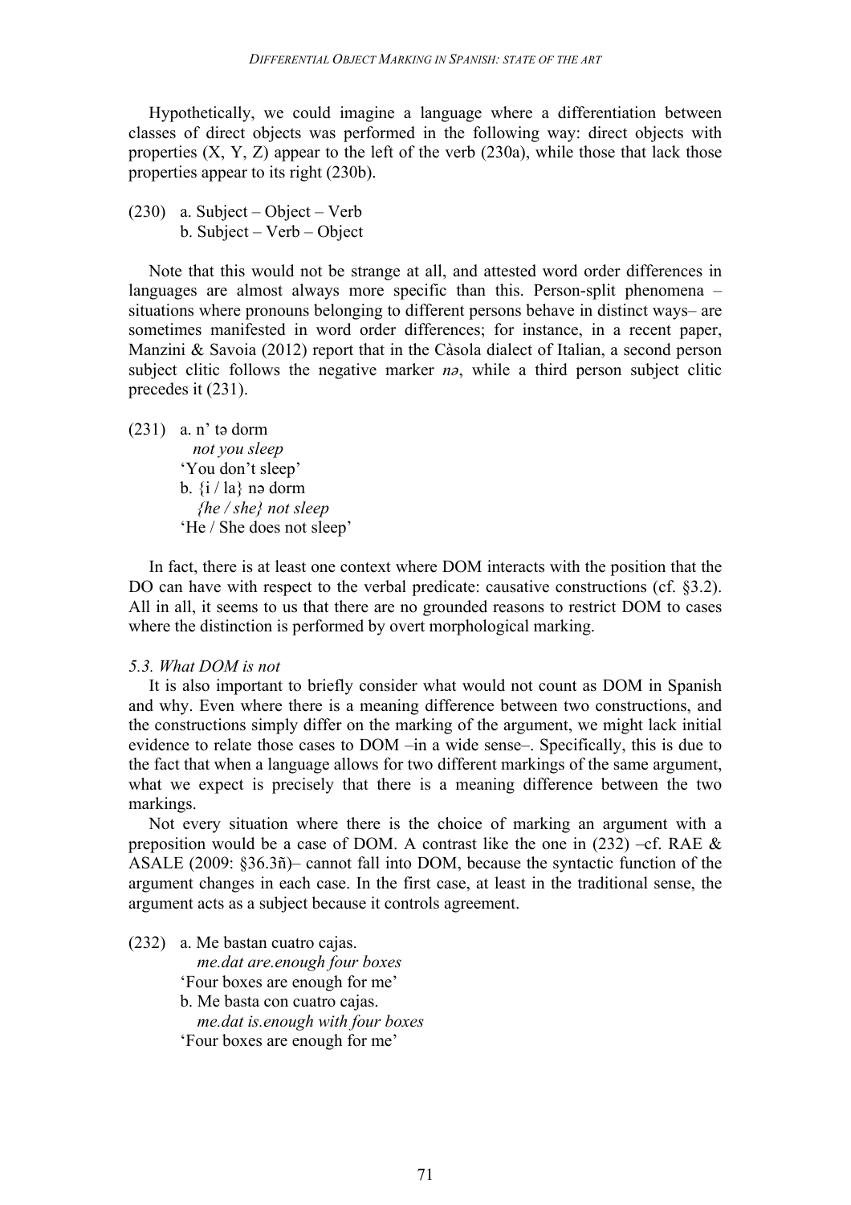Hypothetically, we could imagine a language where a differentiation between classes of direct objects was performed in the following way: direct objects with properties (X, Y, Z) appear to the left of the verb (230a), while those that lack those properties appear to its right (230b).

(230) a. Subject – Object – Verb
b. Subject – Verb – Object

Note that this would not be strange at all, and attested word order differences in languages are almost always more specific than this. Person-split phenomena – situations where pronouns belonging to different persons behave in distinct ways– are sometimes manifested in word order differences; for instance, in a recent paper, Manzini & Savoia (2012) report that in the Càsola dialect of Italian, a second person subject clitic follows the negative marker *nə*, while a third person subject clitic precedes it (231).

(231) a. n' tə dorm
*not you sleep*
'You don't sleep'
b. {i / la} nə dorm
*{he / she} not sleep*
'He / She does not sleep'

In fact, there is at least one context where DOM interacts with the position that the DO can have with respect to the verbal predicate: causative constructions (cf. §3.2). All in all, it seems to us that there are no grounded reasons to restrict DOM to cases where the distinction is performed by overt morphological marking.

*5.3. What DOM is not*

It is also important to briefly consider what would not count as DOM in Spanish and why. Even where there is a meaning difference between two constructions, and the constructions simply differ on the marking of the argument, we might lack initial evidence to relate those cases to DOM –in a wide sense–. Specifically, this is due to the fact that when a language allows for two different markings of the same argument, what we expect is precisely that there is a meaning difference between the two markings.

Not every situation where there is the choice of marking an argument with a preposition would be a case of DOM. A contrast like the one in (232) –cf. RAE & ASALE (2009: §36.3ñ)– cannot fall into DOM, because the syntactic function of the argument changes in each case. In the first case, at least in the traditional sense, the argument acts as a subject because it controls agreement.

(232) a. Me bastan cuatro cajas.
*me.dat are.enough four boxes*
'Four boxes are enough for me'
b. Me basta con cuatro cajas.
*me.dat is.enough with four boxes*
'Four boxes are enough for me'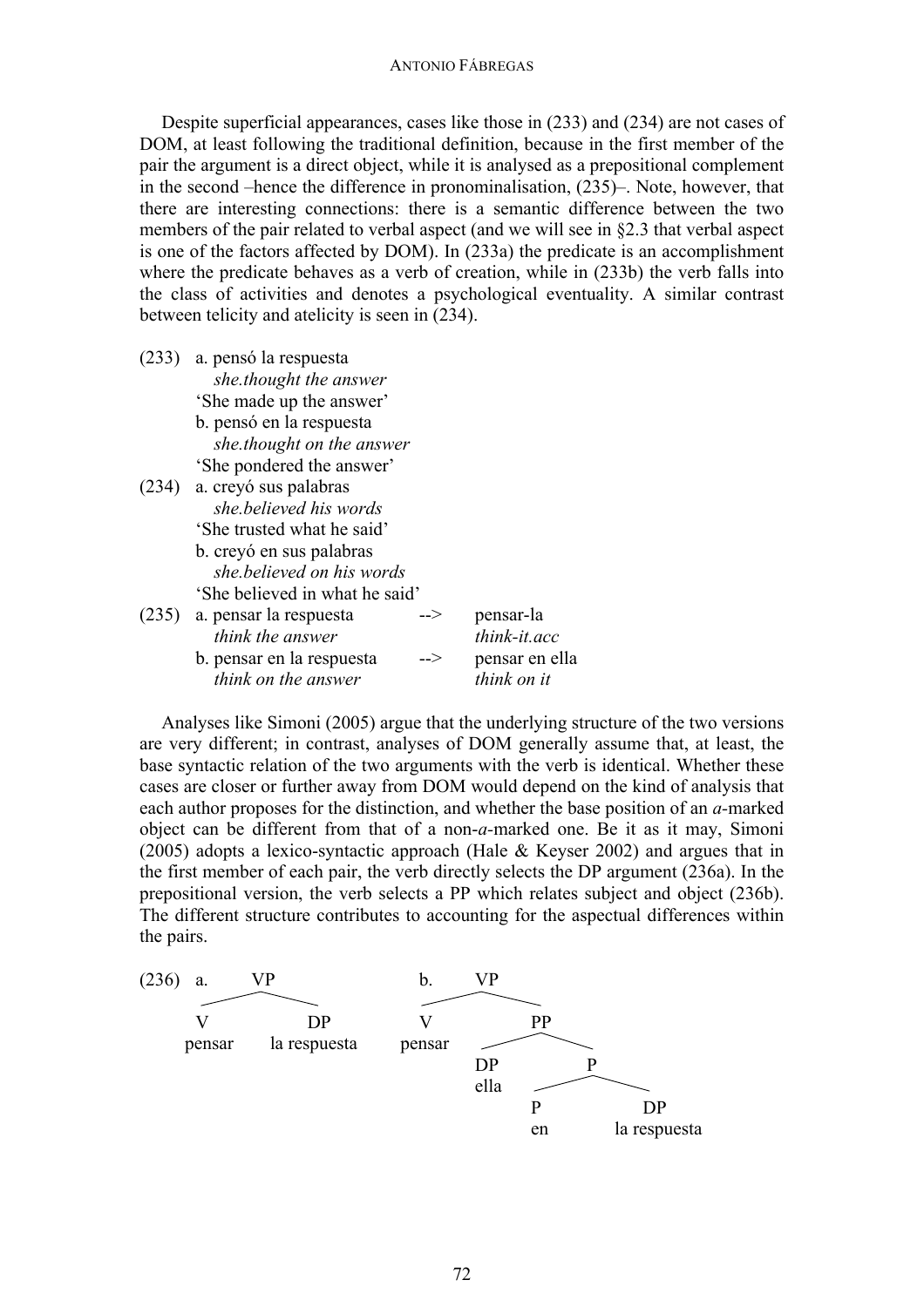Despite superficial appearances, cases like those in (233) and (234) are not cases of DOM, at least following the traditional definition, because in the first member of the pair the argument is a direct object, while it is analysed as a prepositional complement in the second –hence the difference in pronominalisation, (235)–. Note, however, that there are interesting connections: there is a semantic difference between the two members of the pair related to verbal aspect (and we will see in §2.3 that verbal aspect is one of the factors affected by DOM). In (233a) the predicate is an accomplishment where the predicate behaves as a verb of creation, while in (233b) the verb falls into the class of activities and denotes a psychological eventuality. A similar contrast between telicity and atelicity is seen in (234).

(233) a. pensó la respuesta
*she.thought the answer*
'She made up the answer'
b. pensó en la respuesta
*she.thought on the answer*
'She pondered the answer'

(234) a. creyó sus palabras
*she.believed his words*
'She trusted what he said'
b. creyó en sus palabras
*she.believed on his words*
'She believed in what he said'

(235) a. pensar la respuesta --> pensar-la
*think the answer* *think-it.acc*
b. pensar en la respuesta --> pensar en ella
*think on the answer* *think on it*

Analyses like Simoni (2005) argue that the underlying structure of the two versions are very different; in contrast, analyses of DOM generally assume that, at least, the base syntactic relation of the two arguments with the verb is identical. Whether these cases are closer or further away from DOM would depend on the kind of analysis that each author proposes for the distinction, and whether the base position of an *a*-marked object can be different from that of a non-*a*-marked one. Be it as it may, Simoni (2005) adopts a lexico-syntactic approach (Hale & Keyser 2002) and argues that in the first member of each pair, the verb directly selects the DP argument (236a). In the prepositional version, the verb selects a PP which relates subject and object (236b). The different structure contributes to accounting for the aspectual differences within the pairs.

(236) a. [VP [V pensar] [DP la respuesta]]
b. [VP [V pensar] [PP [DP ella] [P [P en] [DP la respuesta]]]]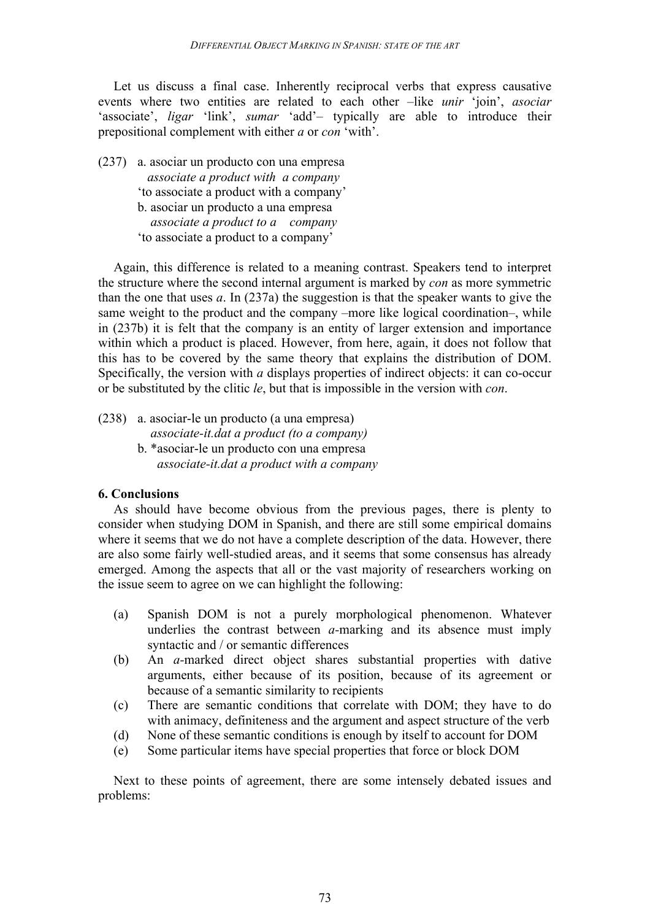Let us discuss a final case. Inherently reciprocal verbs that express causative events where two entities are related to each other –like *unir* 'join', *asociar* 'associate', *ligar* 'link', *sumar* 'add'– typically are able to introduce their prepositional complement with either *a* or *con* 'with'.

(237) a. asociar un producto con una empresa
*associate a product with a company*
'to associate a product with a company'
b. asociar un producto a una empresa
*associate a product to a company*
'to associate a product to a company'

Again, this difference is related to a meaning contrast. Speakers tend to interpret the structure where the second internal argument is marked by *con* as more symmetric than the one that uses *a*. In (237a) the suggestion is that the speaker wants to give the same weight to the product and the company –more like logical coordination–, while in (237b) it is felt that the company is an entity of larger extension and importance within which a product is placed. However, from here, again, it does not follow that this has to be covered by the same theory that explains the distribution of DOM. Specifically, the version with *a* displays properties of indirect objects: it can co-occur or be substituted by the clitic *le*, but that is impossible in the version with *con*.

(238) a. asociar-le un producto (a una empresa)
*associate-it.dat a product (to a company)*
b. *asociar-le un producto con una empresa
*associate-it.dat a product with a company*

**6. Conclusions**

As should have become obvious from the previous pages, there is plenty to consider when studying DOM in Spanish, and there are still some empirical domains where it seems that we do not have a complete description of the data. However, there are also some fairly well-studied areas, and it seems that some consensus has already emerged. Among the aspects that all or the vast majority of researchers working on the issue seem to agree on we can highlight the following:

(a) Spanish DOM is not a purely morphological phenomenon. Whatever underlies the contrast between *a*-marking and its absence must imply syntactic and / or semantic differences
(b) An *a*-marked direct object shares substantial properties with dative arguments, either because of its position, because of its agreement or because of a semantic similarity to recipients
(c) There are semantic conditions that correlate with DOM; they have to do with animacy, definiteness and the argument and aspect structure of the verb
(d) None of these semantic conditions is enough by itself to account for DOM
(e) Some particular items have special properties that force or block DOM

Next to these points of agreement, there are some intensely debated issues and problems: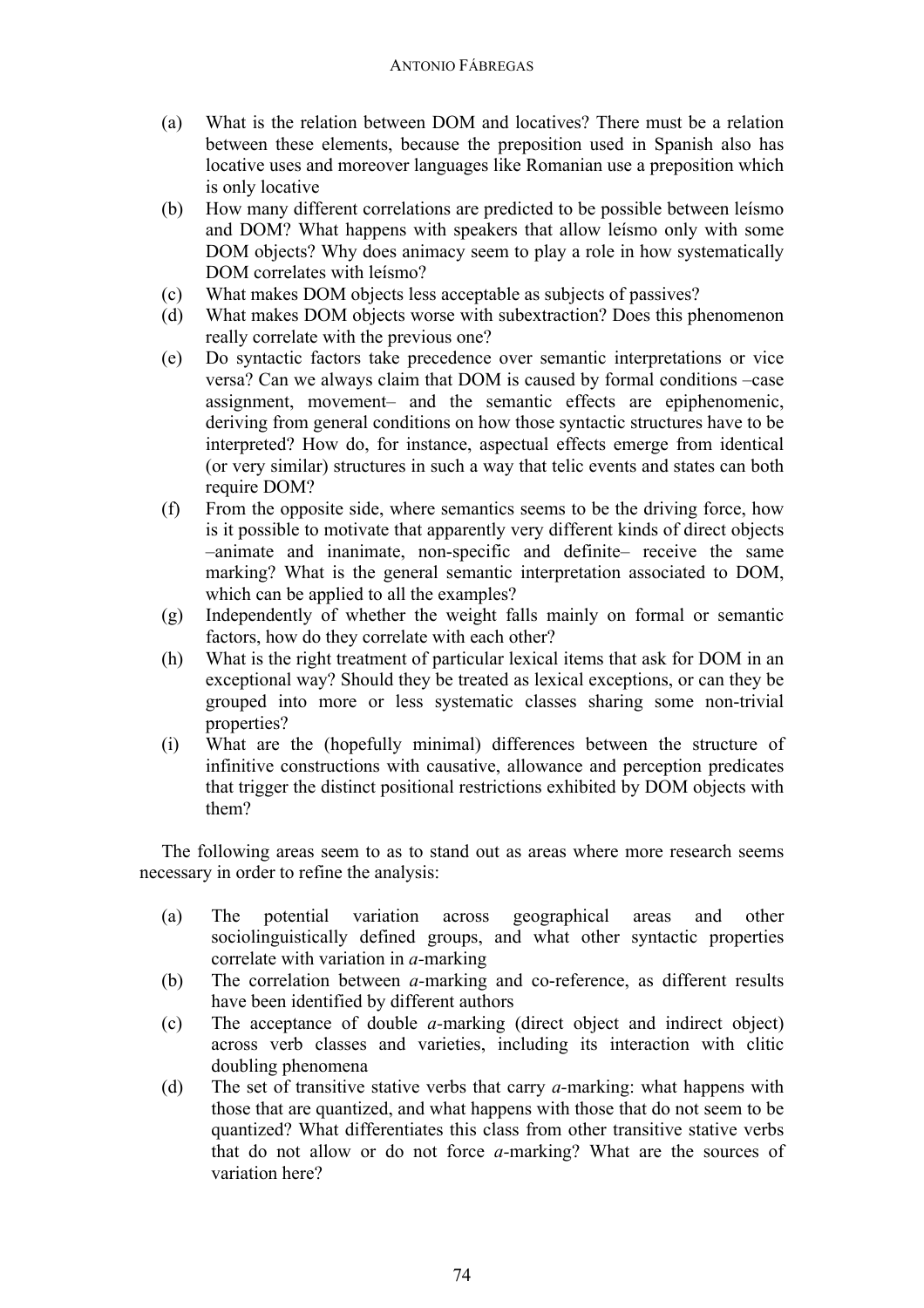(a) What is the relation between DOM and locatives? There must be a relation between these elements, because the preposition used in Spanish also has locative uses and moreover languages like Romanian use a preposition which is only locative
(b) How many different correlations are predicted to be possible between leísmo and DOM? What happens with speakers that allow leísmo only with some DOM objects? Why does animacy seem to play a role in how systematically DOM correlates with leísmo?
(c) What makes DOM objects less acceptable as subjects of passives?
(d) What makes DOM objects worse with subextraction? Does this phenomenon really correlate with the previous one?
(e) Do syntactic factors take precedence over semantic interpretations or vice versa? Can we always claim that DOM is caused by formal conditions –case assignment, movement– and the semantic effects are epiphenomenic, deriving from general conditions on how those syntactic structures have to be interpreted? How do, for instance, aspectual effects emerge from identical (or very similar) structures in such a way that telic events and states can both require DOM?
(f) From the opposite side, where semantics seems to be the driving force, how is it possible to motivate that apparently very different kinds of direct objects –animate and inanimate, non-specific and definite– receive the same marking? What is the general semantic interpretation associated to DOM, which can be applied to all the examples?
(g) Independently of whether the weight falls mainly on formal or semantic factors, how do they correlate with each other?
(h) What is the right treatment of particular lexical items that ask for DOM in an exceptional way? Should they be treated as lexical exceptions, or can they be grouped into more or less systematic classes sharing some non-trivial properties?
(i) What are the (hopefully minimal) differences between the structure of infinitive constructions with causative, allowance and perception predicates that trigger the distinct positional restrictions exhibited by DOM objects with them?

The following areas seem to as to stand out as areas where more research seems necessary in order to refine the analysis:

(a) The potential variation across geographical areas and other sociolinguistically defined groups, and what other syntactic properties correlate with variation in *a*-marking
(b) The correlation between *a*-marking and co-reference, as different results have been identified by different authors
(c) The acceptance of double *a*-marking (direct object and indirect object) across verb classes and varieties, including its interaction with clitic doubling phenomena
(d) The set of transitive stative verbs that carry *a*-marking: what happens with those that are quantized, and what happens with those that do not seem to be quantized? What differentiates this class from other transitive stative verbs that do not allow or do not force *a*-marking? What are the sources of variation here?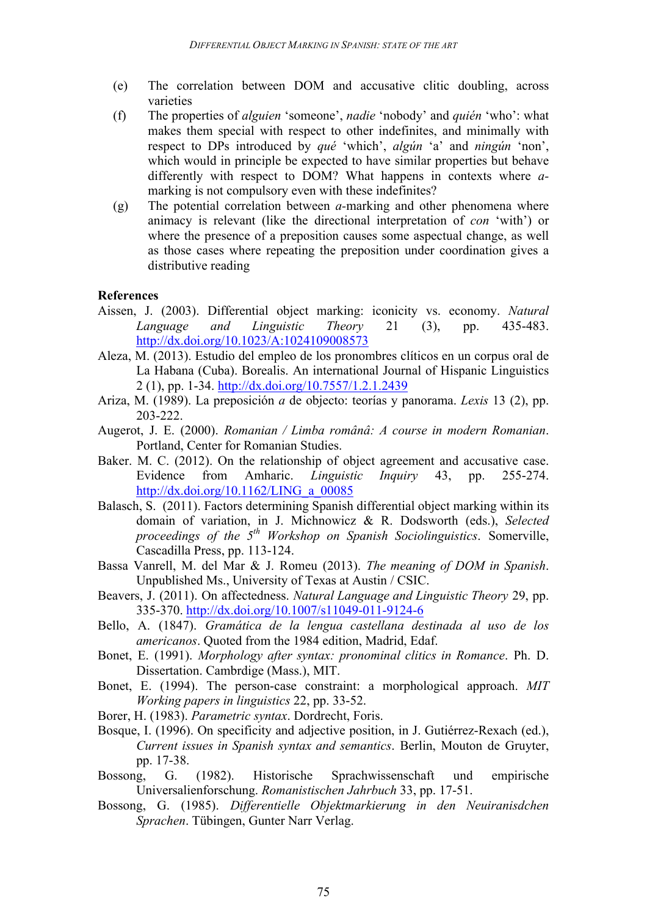(e) The correlation between DOM and accusative clitic doubling, across varieties

(f) The properties of *alguien* 'someone', *nadie* 'nobody' and *quién* 'who': what makes them special with respect to other indefinites, and minimally with respect to DPs introduced by *qué* 'which', *algún* 'a' and *ningún* 'non', which would in principle be expected to have similar properties but behave differently with respect to DOM? What happens in contexts where *a*-marking is not compulsory even with these indefinites?

(g) The potential correlation between *a*-marking and other phenomena where animacy is relevant (like the directional interpretation of *con* 'with') or where the presence of a preposition causes some aspectual change, as well as those cases where repeating the preposition under coordination gives a distributive reading

**References**

Aissen, J. (2003). Differential object marking: iconicity vs. economy. *Natural Language and Linguistic Theory* 21 (3), pp. 435-483. http://dx.doi.org/10.1023/A:1024109008573

Aleza, M. (2013). Estudio del empleo de los pronombres clíticos en un corpus oral de La Habana (Cuba). Borealis. An international Journal of Hispanic Linguistics 2 (1), pp. 1-34. http://dx.doi.org/10.7557/1.2.1.2439

Ariza, M. (1989). La preposición *a* de objecto: teorías y panorama. *Lexis* 13 (2), pp. 203-222.

Augerot, J. E. (2000). *Romanian / Limba română: A course in modern Romanian*. Portland, Center for Romanian Studies.

Baker. M. C. (2012). On the relationship of object agreement and accusative case. Evidence from Amharic. *Linguistic Inquiry* 43, pp. 255-274. http://dx.doi.org/10.1162/LING_a_00085

Balasch, S. (2011). Factors determining Spanish differential object marking within its domain of variation, in J. Michnowicz & R. Dodsworth (eds.), *Selected proceedings of the 5th Workshop on Spanish Sociolinguistics*. Somerville, Cascadilla Press, pp. 113-124.

Bassa Vanrell, M. del Mar & J. Romeu (2013). *The meaning of DOM in Spanish*. Unpublished Ms., University of Texas at Austin / CSIC.

Beavers, J. (2011). On affectedness. *Natural Language and Linguistic Theory* 29, pp. 335-370. http://dx.doi.org/10.1007/s11049-011-9124-6

Bello, A. (1847). *Gramática de la lengua castellana destinada al uso de los americanos*. Quoted from the 1984 edition, Madrid, Edaf.

Bonet, E. (1991). *Morphology after syntax: pronominal clitics in Romance*. Ph. D. Dissertation. Cambrdige (Mass.), MIT.

Bonet, E. (1994). The person-case constraint: a morphological approach. *MIT Working papers in linguistics* 22, pp. 33-52.

Borer, H. (1983). *Parametric syntax*. Dordrecht, Foris.

Bosque, I. (1996). On specificity and adjective position, in J. Gutiérrez-Rexach (ed.), *Current issues in Spanish syntax and semantics*. Berlin, Mouton de Gruyter, pp. 17-38.

Bossong, G. (1982). Historische Sprachwissenschaft und empirische Universalienforschung. *Romanistischen Jahrbuch* 33, pp. 17-51.

Bossong, G. (1985). *Differentielle Objektmarkierung in den Neuiranisdchen Sprachen*. Tübingen, Gunter Narr Verlag.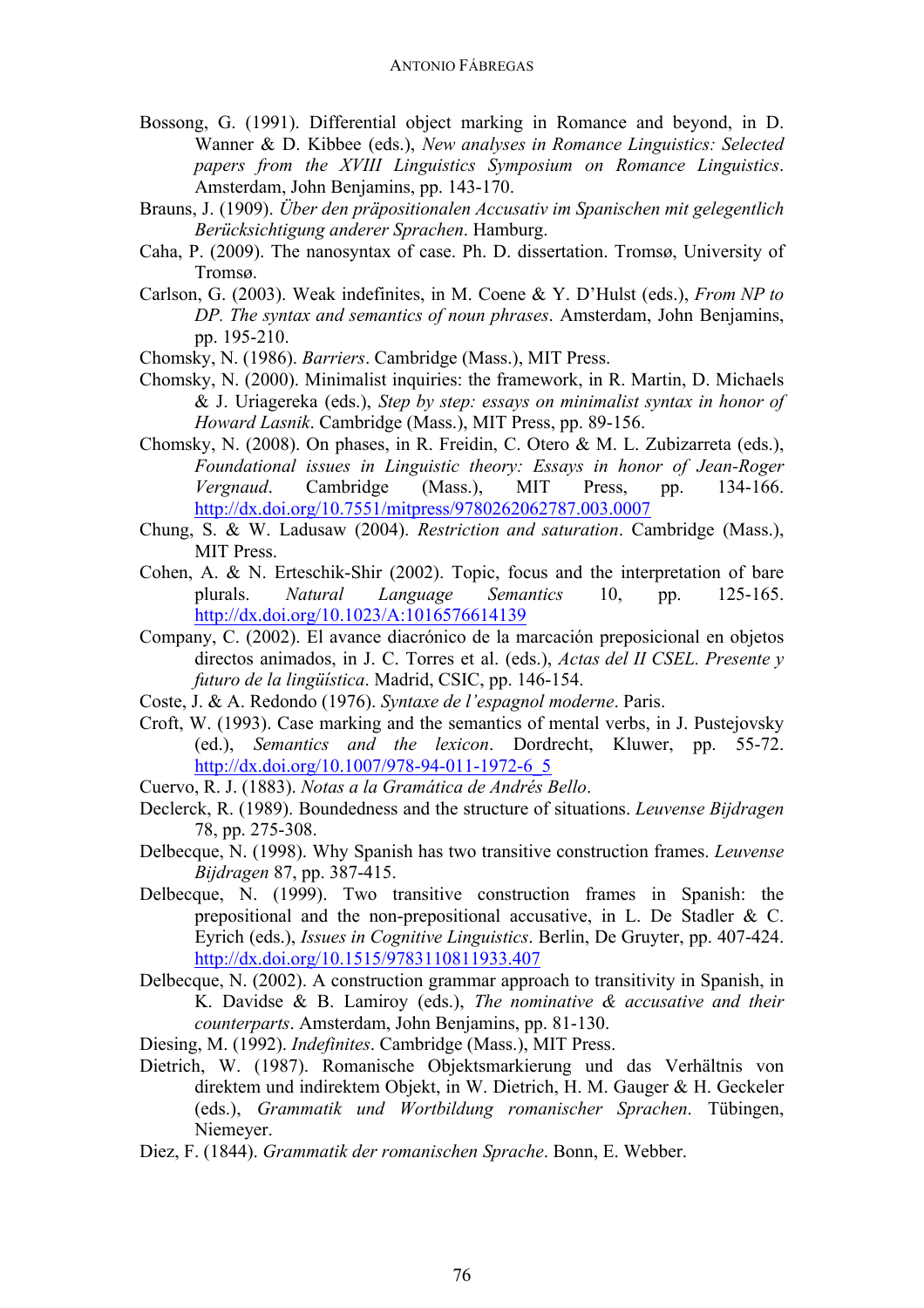Bossong, G. (1991). Differential object marking in Romance and beyond, in D. Wanner & D. Kibbee (eds.), *New analyses in Romance Linguistics: Selected papers from the XVIII Linguistics Symposium on Romance Linguistics*. Amsterdam, John Benjamins, pp. 143-170.

Brauns, J. (1909). *Über den präpositionalen Accusativ im Spanischen mit gelegentlich Berücksichtigung anderer Sprachen*. Hamburg.

Caha, P. (2009). The nanosyntax of case. Ph. D. dissertation. Tromsø, University of Tromsø.

Carlson, G. (2003). Weak indefinites, in M. Coene & Y. D'Hulst (eds.), *From NP to DP. The syntax and semantics of noun phrases*. Amsterdam, John Benjamins, pp. 195-210.

Chomsky, N. (1986). *Barriers*. Cambridge (Mass.), MIT Press.

Chomsky, N. (2000). Minimalist inquiries: the framework, in R. Martin, D. Michaels & J. Uriagereka (eds.), *Step by step: essays on minimalist syntax in honor of Howard Lasnik*. Cambridge (Mass.), MIT Press, pp. 89-156.

Chomsky, N. (2008). On phases, in R. Freidin, C. Otero & M. L. Zubizarreta (eds.), *Foundational issues in Linguistic theory: Essays in honor of Jean-Roger Vergnaud*. Cambridge (Mass.), MIT Press, pp. 134-166. http://dx.doi.org/10.7551/mitpress/9780262062787.003.0007

Chung, S. & W. Ladusaw (2004). *Restriction and saturation*. Cambridge (Mass.), MIT Press.

Cohen, A. & N. Erteschik-Shir (2002). Topic, focus and the interpretation of bare plurals. *Natural Language Semantics* 10, pp. 125-165. http://dx.doi.org/10.1023/A:1016576614139

Company, C. (2002). El avance diacrónico de la marcación preposicional en objetos directos animados, in J. C. Torres et al. (eds.), *Actas del II CSEL. Presente y futuro de la lingüística*. Madrid, CSIC, pp. 146-154.

Coste, J. & A. Redondo (1976). *Syntaxe de l'espagnol moderne*. Paris.

Croft, W. (1993). Case marking and the semantics of mental verbs, in J. Pustejovsky (ed.), *Semantics and the lexicon*. Dordrecht, Kluwer, pp. 55-72. http://dx.doi.org/10.1007/978-94-011-1972-6_5

Cuervo, R. J. (1883). *Notas a la Gramática de Andrés Bello*.

Declerck, R. (1989). Boundedness and the structure of situations. *Leuvense Bijdragen* 78, pp. 275-308.

Delbecque, N. (1998). Why Spanish has two transitive construction frames. *Leuvense Bijdragen* 87, pp. 387-415.

Delbecque, N. (1999). Two transitive construction frames in Spanish: the prepositional and the non-prepositional accusative, in L. De Stadler & C. Eyrich (eds.), *Issues in Cognitive Linguistics*. Berlin, De Gruyter, pp. 407-424. http://dx.doi.org/10.1515/9783110811933.407

Delbecque, N. (2002). A construction grammar approach to transitivity in Spanish, in K. Davidse & B. Lamiroy (eds.), *The nominative & accusative and their counterparts*. Amsterdam, John Benjamins, pp. 81-130.

Diesing, M. (1992). *Indefinites*. Cambridge (Mass.), MIT Press.

Dietrich, W. (1987). Romanische Objektsmarkierung und das Verhältnis von direktem und indirektem Objekt, in W. Dietrich, H. M. Gauger & H. Geckeler (eds.), *Grammatik und Wortbildung romanischer Sprachen*. Tübingen, Niemeyer.

Diez, F. (1844). *Grammatik der romanischen Sprache*. Bonn, E. Webber.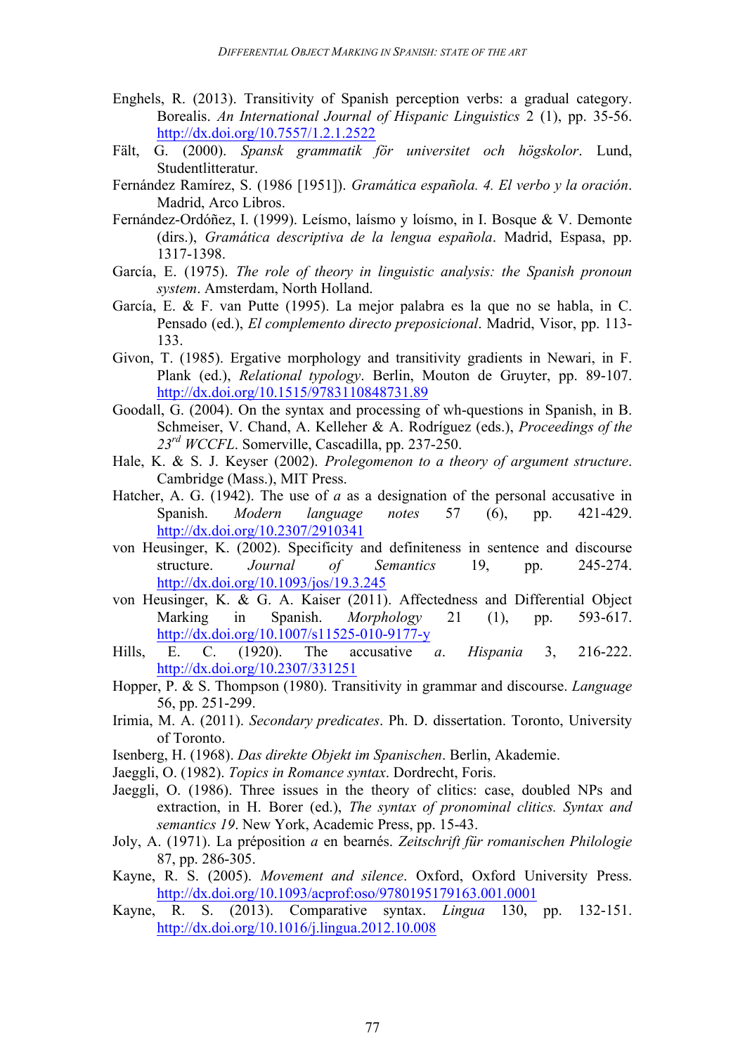Enghels, R. (2013). Transitivity of Spanish perception verbs: a gradual category. Borealis. *An International Journal of Hispanic Linguistics* 2 (1), pp. 35-56. http://dx.doi.org/10.7557/1.2.1.2522

Fält, G. (2000). *Spansk grammatik för universitet och högskolor*. Lund, Studentlitteratur.

Fernández Ramírez, S. (1986 [1951]). *Gramática española. 4. El verbo y la oración*. Madrid, Arco Libros.

Fernández-Ordóñez, I. (1999). Leísmo, laísmo y loísmo, in I. Bosque & V. Demonte (dirs.), *Gramática descriptiva de la lengua española*. Madrid, Espasa, pp. 1317-1398.

García, E. (1975). *The role of theory in linguistic analysis: the Spanish pronoun system*. Amsterdam, North Holland.

García, E. & F. van Putte (1995). La mejor palabra es la que no se habla, in C. Pensado (ed.), *El complemento directo preposicional*. Madrid, Visor, pp. 113-133.

Givon, T. (1985). Ergative morphology and transitivity gradients in Newari, in F. Plank (ed.), *Relational typology*. Berlin, Mouton de Gruyter, pp. 89-107. http://dx.doi.org/10.1515/9783110848731.89

Goodall, G. (2004). On the syntax and processing of wh-questions in Spanish, in B. Schmeiser, V. Chand, A. Kelleher & A. Rodríguez (eds.), *Proceedings of the 23rd WCCFL*. Somerville, Cascadilla, pp. 237-250.

Hale, K. & S. J. Keyser (2002). *Prolegomenon to a theory of argument structure*. Cambridge (Mass.), MIT Press.

Hatcher, A. G. (1942). The use of *a* as a designation of the personal accusative in Spanish. *Modern language notes* 57 (6), pp. 421-429. http://dx.doi.org/10.2307/2910341

von Heusinger, K. (2002). Specificity and definiteness in sentence and discourse structure. *Journal of Semantics* 19, pp. 245-274. http://dx.doi.org/10.1093/jos/19.3.245

von Heusinger, K. & G. A. Kaiser (2011). Affectedness and Differential Object Marking in Spanish. *Morphology* 21 (1), pp. 593-617. http://dx.doi.org/10.1007/s11525-010-9177-y

Hills, E. C. (1920). The accusative *a*. *Hispania* 3, 216-222. http://dx.doi.org/10.2307/331251

Hopper, P. & S. Thompson (1980). Transitivity in grammar and discourse. *Language* 56, pp. 251-299.

Irimia, M. A. (2011). *Secondary predicates*. Ph. D. dissertation. Toronto, University of Toronto.

Isenberg, H. (1968). *Das direkte Objekt im Spanischen*. Berlin, Akademie.

Jaeggli, O. (1982). *Topics in Romance syntax*. Dordrecht, Foris.

Jaeggli, O. (1986). Three issues in the theory of clitics: case, doubled NPs and extraction, in H. Borer (ed.), *The syntax of pronominal clitics. Syntax and semantics 19*. New York, Academic Press, pp. 15-43.

Joly, A. (1971). La préposition *a* en bearnés. *Zeitschrift für romanischen Philologie* 87, pp. 286-305.

Kayne, R. S. (2005). *Movement and silence*. Oxford, Oxford University Press. http://dx.doi.org/10.1093/acprof:oso/9780195179163.001.0001

Kayne, R. S. (2013). Comparative syntax. *Lingua* 130, pp. 132-151. http://dx.doi.org/10.1016/j.lingua.2012.10.008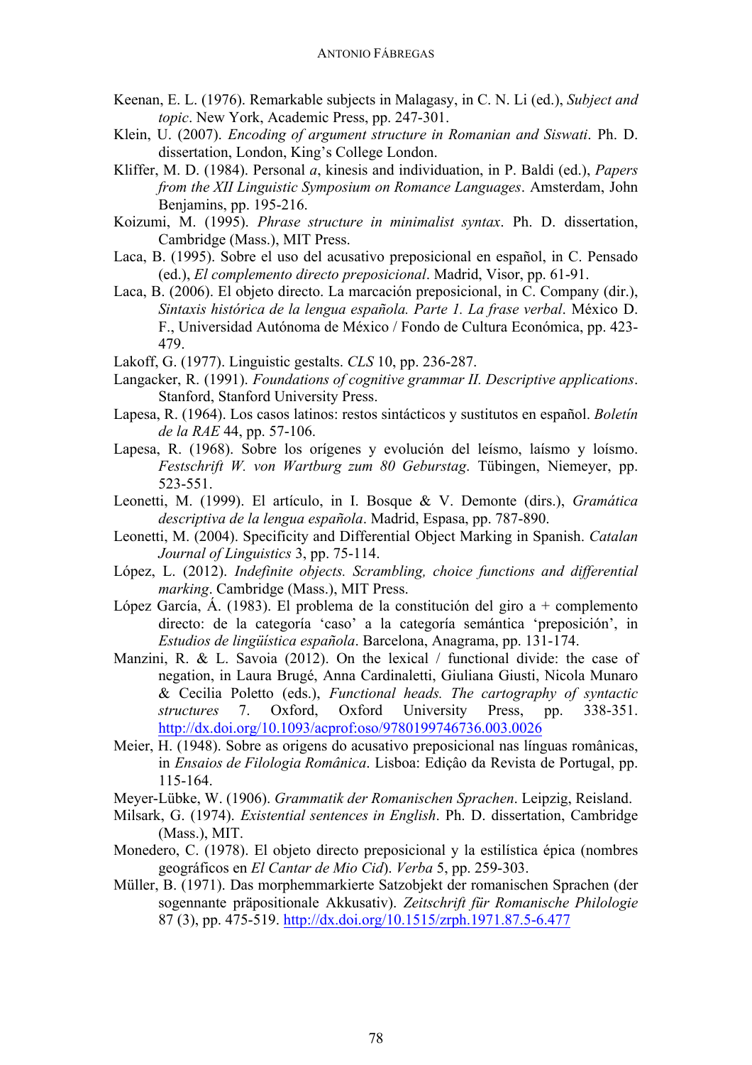Keenan, E. L. (1976). Remarkable subjects in Malagasy, in C. N. Li (ed.), *Subject and topic*. New York, Academic Press, pp. 247-301.

Klein, U. (2007). *Encoding of argument structure in Romanian and Siswati*. Ph. D. dissertation, London, King's College London.

Kliffer, M. D. (1984). Personal *a*, kinesis and individuation, in P. Baldi (ed.), *Papers from the XII Linguistic Symposium on Romance Languages*. Amsterdam, John Benjamins, pp. 195-216.

Koizumi, M. (1995). *Phrase structure in minimalist syntax*. Ph. D. dissertation, Cambridge (Mass.), MIT Press.

Laca, B. (1995). Sobre el uso del acusativo preposicional en español, in C. Pensado (ed.), *El complemento directo preposicional*. Madrid, Visor, pp. 61-91.

Laca, B. (2006). El objeto directo. La marcación preposicional, in C. Company (dir.), *Sintaxis histórica de la lengua española. Parte 1. La frase verbal*. México D. F., Universidad Autónoma de México / Fondo de Cultura Económica, pp. 423-479.

Lakoff, G. (1977). Linguistic gestalts. *CLS* 10, pp. 236-287.

Langacker, R. (1991). *Foundations of cognitive grammar II. Descriptive applications*. Stanford, Stanford University Press.

Lapesa, R. (1964). Los casos latinos: restos sintácticos y sustitutos en español. *Boletín de la RAE* 44, pp. 57-106.

Lapesa, R. (1968). Sobre los orígenes y evolución del leísmo, laísmo y loísmo. *Festschrift W. von Wartburg zum 80 Geburstag*. Tübingen, Niemeyer, pp. 523-551.

Leonetti, M. (1999). El artículo, in I. Bosque & V. Demonte (dirs.), *Gramática descriptiva de la lengua española*. Madrid, Espasa, pp. 787-890.

Leonetti, M. (2004). Specificity and Differential Object Marking in Spanish. *Catalan Journal of Linguistics* 3, pp. 75-114.

López, L. (2012). *Indefinite objects. Scrambling, choice functions and differential marking*. Cambridge (Mass.), MIT Press.

López García, Á. (1983). El problema de la constitución del giro a + complemento directo: de la categoría 'caso' a la categoría semántica 'preposición', in *Estudios de lingüística española*. Barcelona, Anagrama, pp. 131-174.

Manzini, R. & L. Savoia (2012). On the lexical / functional divide: the case of negation, in Laura Brugé, Anna Cardinaletti, Giuliana Giusti, Nicola Munaro & Cecilia Poletto (eds.), *Functional heads. The cartography of syntactic structures* 7. Oxford, Oxford University Press, pp. 338-351. http://dx.doi.org/10.1093/acprof:oso/9780199746736.003.0026

Meier, H. (1948). Sobre as origens do acusativo preposicional nas línguas românicas, in *Ensaios de Filologia Românica*. Lisboa: Ediçâo da Revista de Portugal, pp. 115-164.

Meyer-Lübke, W. (1906). *Grammatik der Romanischen Sprachen*. Leipzig, Reisland.

Milsark, G. (1974). *Existential sentences in English*. Ph. D. dissertation, Cambridge (Mass.), MIT.

Monedero, C. (1978). El objeto directo preposicional y la estilística épica (nombres geográficos en *El Cantar de Mio Cid*). *Verba* 5, pp. 259-303.

Müller, B. (1971). Das morphemmarkierte Satzobjekt der romanischen Sprachen (der sogennante präpositionale Akkusativ). *Zeitschrift für Romanische Philologie* 87 (3), pp. 475-519. http://dx.doi.org/10.1515/zrph.1971.87.5-6.477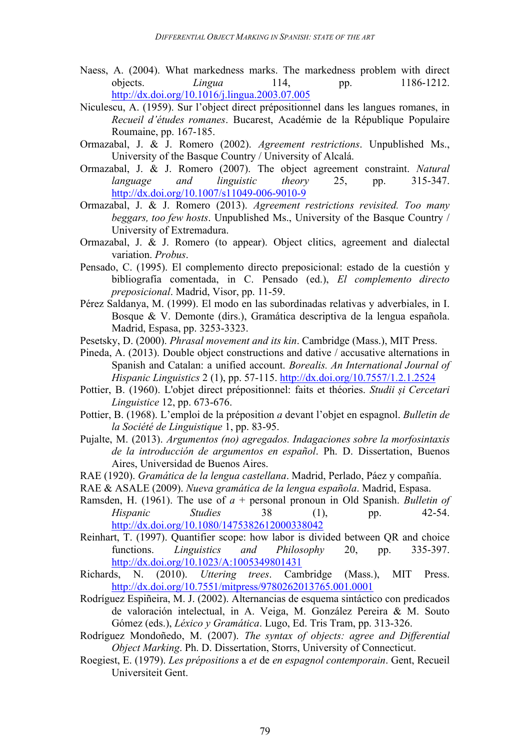Naess, A. (2004). What markedness marks. The markedness problem with direct objects. *Lingua* 114, pp. 1186-1212. http://dx.doi.org/10.1016/j.lingua.2003.07.005

Niculescu, A. (1959). Sur l'object direct prépositionnel dans les langues romanes, in *Recueil d'études romanes*. Bucarest, Académie de la République Populaire Roumaine, pp. 167-185.

Ormazabal, J. & J. Romero (2002). *Agreement restrictions*. Unpublished Ms., University of the Basque Country / University of Alcalá.

Ormazabal, J. & J. Romero (2007). The object agreement constraint. *Natural language and linguistic theory* 25, pp. 315-347. http://dx.doi.org/10.1007/s11049-006-9010-9

Ormazabal, J. & J. Romero (2013). *Agreement restrictions revisited. Too many beggars, too few hosts*. Unpublished Ms., University of the Basque Country / University of Extremadura.

Ormazabal, J. & J. Romero (to appear). Object clitics, agreement and dialectal variation. *Probus*.

Pensado, C. (1995). El complemento directo preposicional: estado de la cuestión y bibliografía comentada, in C. Pensado (ed.), *El complemento directo preposicional*. Madrid, Visor, pp. 11-59.

Pérez Saldanya, M. (1999). El modo en las subordinadas relativas y adverbiales, in I. Bosque & V. Demonte (dirs.), Gramática descriptiva de la lengua española. Madrid, Espasa, pp. 3253-3323.

Pesetsky, D. (2000). *Phrasal movement and its kin*. Cambridge (Mass.), MIT Press.

Pineda, A. (2013). Double object constructions and dative / accusative alternations in Spanish and Catalan: a unified account. *Borealis. An International Journal of Hispanic Linguistics* 2 (1), pp. 57-115. http://dx.doi.org/10.7557/1.2.1.2524

Pottier, B. (1960). L'objet direct prépositionnel: faits et théories. *Studii și Cercetari Linguistice* 12, pp. 673-676.

Pottier, B. (1968). L'emploi de la préposition *a* devant l'objet en espagnol. *Bulletin de la Société de Linguistique* 1, pp. 83-95.

Pujalte, M. (2013). *Argumentos (no) agregados. Indagaciones sobre la morfosintaxis de la introducción de argumentos en español*. Ph. D. Dissertation, Buenos Aires, Universidad de Buenos Aires.

RAE (1920). *Gramática de la lengua castellana*. Madrid, Perlado, Páez y compañía.

RAE & ASALE (2009). *Nueva gramática de la lengua española*. Madrid, Espasa.

Ramsden, H. (1961). The use of *a* + personal pronoun in Old Spanish. *Bulletin of Hispanic Studies* 38 (1), pp. 42-54. http://dx.doi.org/10.1080/1475382612000338042

Reinhart, T. (1997). Quantifier scope: how labor is divided between QR and choice functions. *Linguistics and Philosophy* 20, pp. 335-397. http://dx.doi.org/10.1023/A:1005349801431

Richards, N. (2010). *Uttering trees*. Cambridge (Mass.), MIT Press. http://dx.doi.org/10.7551/mitpress/9780262013765.001.0001

Rodríguez Espiñeira, M. J. (2002). Alternancias de esquema sintáctico con predicados de valoración intelectual, in A. Veiga, M. González Pereira & M. Souto Gómez (eds.), *Léxico y Gramática*. Lugo, Ed. Tris Tram, pp. 313-326.

Rodríguez Mondoñedo, M. (2007). *The syntax of objects: agree and Differential Object Marking*. Ph. D. Dissertation, Storrs, University of Connecticut.

Roegiest, E. (1979). *Les prépositions* a *et* de *en espagnol contemporain*. Gent, Recueil Universiteit Gent.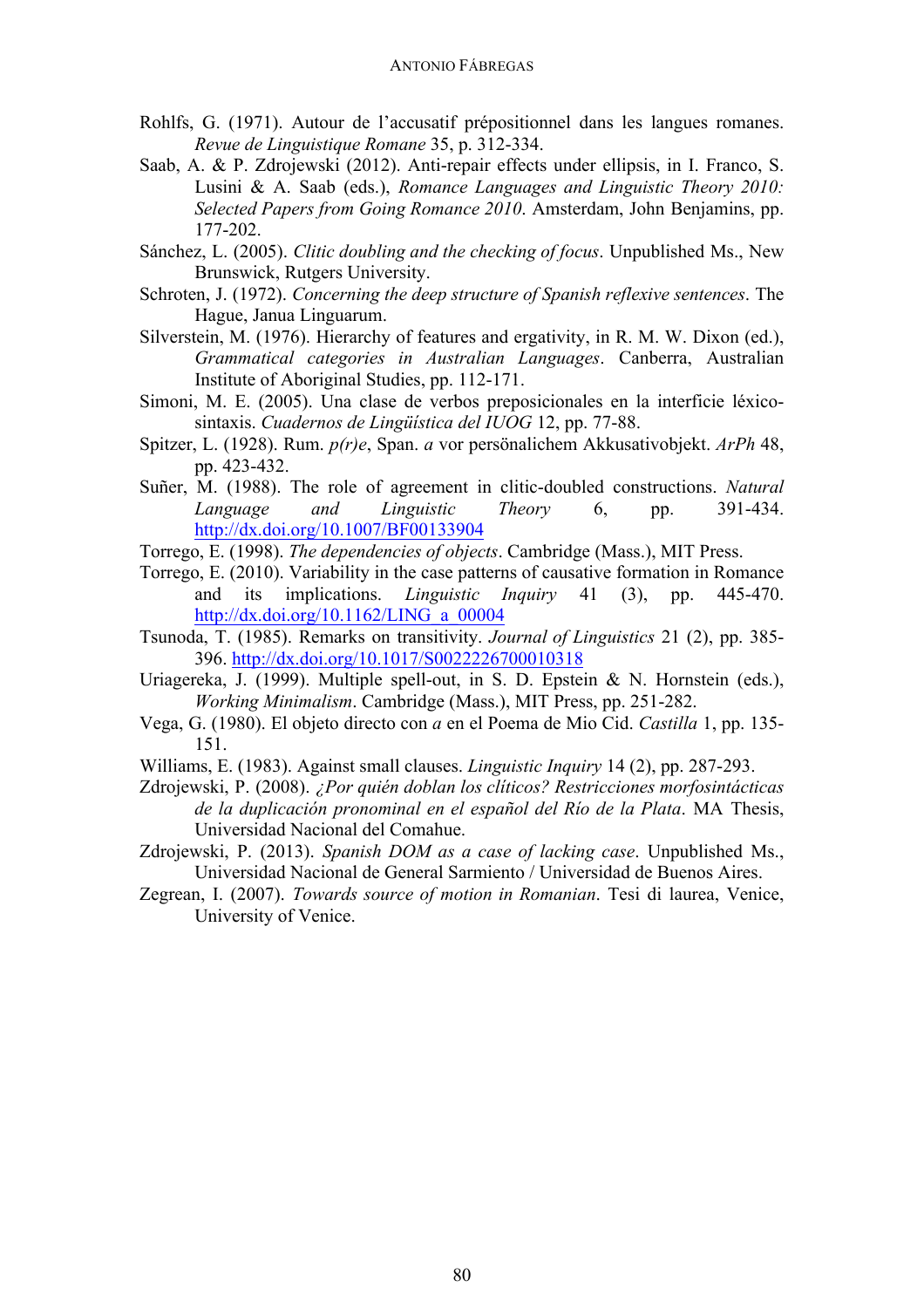Rohlfs, G. (1971). Autour de l'accusatif prépositionnel dans les langues romanes. *Revue de Linguistique Romane* 35, p. 312-334.

Saab, A. & P. Zdrojewski (2012). Anti-repair effects under ellipsis, in I. Franco, S. Lusini & A. Saab (eds.), *Romance Languages and Linguistic Theory 2010: Selected Papers from Going Romance 2010*. Amsterdam, John Benjamins, pp. 177-202.

Sánchez, L. (2005). *Clitic doubling and the checking of focus*. Unpublished Ms., New Brunswick, Rutgers University.

Schroten, J. (1972). *Concerning the deep structure of Spanish reflexive sentences*. The Hague, Janua Linguarum.

Silverstein, M. (1976). Hierarchy of features and ergativity, in R. M. W. Dixon (ed.), *Grammatical categories in Australian Languages*. Canberra, Australian Institute of Aboriginal Studies, pp. 112-171.

Simoni, M. E. (2005). Una clase de verbos preposicionales en la interficie léxico-sintaxis. *Cuadernos de Lingüística del IUOG* 12, pp. 77-88.

Spitzer, L. (1928). Rum. *p(r)e*, Span. *a* vor persönalichem Akkusativobjekt. *ArPh* 48, pp. 423-432.

Suñer, M. (1988). The role of agreement in clitic-doubled constructions. *Natural Language and Linguistic Theory* 6, pp. 391-434. http://dx.doi.org/10.1007/BF00133904

Torrego, E. (1998). *The dependencies of objects*. Cambridge (Mass.), MIT Press.

Torrego, E. (2010). Variability in the case patterns of causative formation in Romance and its implications. *Linguistic Inquiry* 41 (3), pp. 445-470. http://dx.doi.org/10.1162/LING_a_00004

Tsunoda, T. (1985). Remarks on transitivity. *Journal of Linguistics* 21 (2), pp. 385-396. http://dx.doi.org/10.1017/S0022226700010318

Uriagereka, J. (1999). Multiple spell-out, in S. D. Epstein & N. Hornstein (eds.), *Working Minimalism*. Cambridge (Mass.), MIT Press, pp. 251-282.

Vega, G. (1980). El objeto directo con *a* en el Poema de Mio Cid. *Castilla* 1, pp. 135-151.

Williams, E. (1983). Against small clauses. *Linguistic Inquiry* 14 (2), pp. 287-293.

Zdrojewski, P. (2008). *¿Por quién doblan los clíticos? Restricciones morfosintácticas de la duplicación pronominal en el español del Río de la Plata*. MA Thesis, Universidad Nacional del Comahue.

Zdrojewski, P. (2013). *Spanish DOM as a case of lacking case*. Unpublished Ms., Universidad Nacional de General Sarmiento / Universidad de Buenos Aires.

Zegrean, I. (2007). *Towards source of motion in Romanian*. Tesi di laurea, Venice, University of Venice.